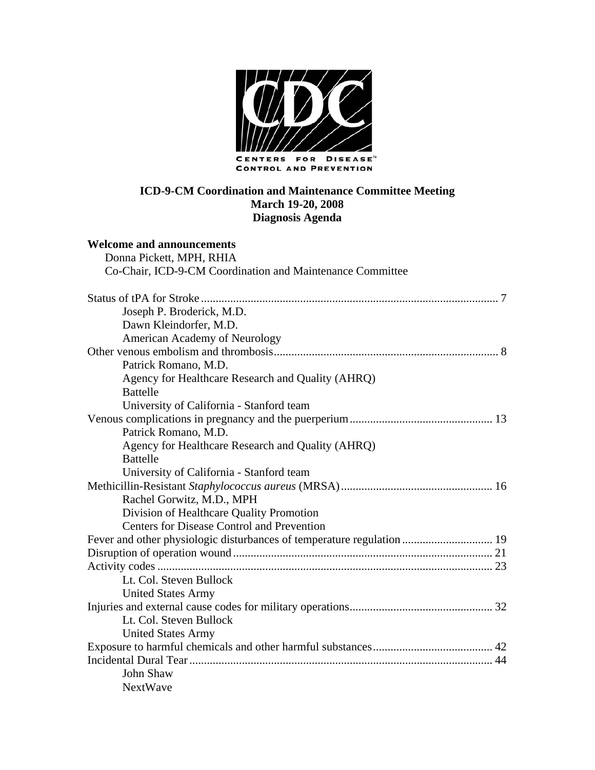CENTERS FOR DISEASE CONTROL AND PREVENTION

**ICD-9-CM Coordination and Maintenance Committee Meeting**
**March 19-20, 2008**
**Diagnosis Agenda**

**Welcome and announcements**
Donna Pickett, MPH, RHIA
Co-Chair, ICD-9-CM Coordination and Maintenance Committee

Status of tPA for Stroke ..... 7
Joseph P. Broderick, M.D.
Dawn Kleindorfer, M.D.
American Academy of Neurology

Other venous embolism and thrombosis ..... 8
Patrick Romano, M.D.
Agency for Healthcare Research and Quality (AHRQ)
Battelle
University of California - Stanford team

Venous complications in pregnancy and the puerperium ..... 13
Patrick Romano, M.D.
Agency for Healthcare Research and Quality (AHRQ)
Battelle
University of California - Stanford team

Methicillin-Resistant *Staphylococcus aureus* (MRSA) ..... 16
Rachel Gorwitz, M.D., MPH
Division of Healthcare Quality Promotion
Centers for Disease Control and Prevention

Fever and other physiologic disturbances of temperature regulation ..... 19

Disruption of operation wound ..... 21

Activity codes ..... 23
Lt. Col. Steven Bullock
United States Army

Injuries and external cause codes for military operations ..... 32
Lt. Col. Steven Bullock
United States Army

Exposure to harmful chemicals and other harmful substances ..... 42

Incidental Dural Tear ..... 44
John Shaw
NextWave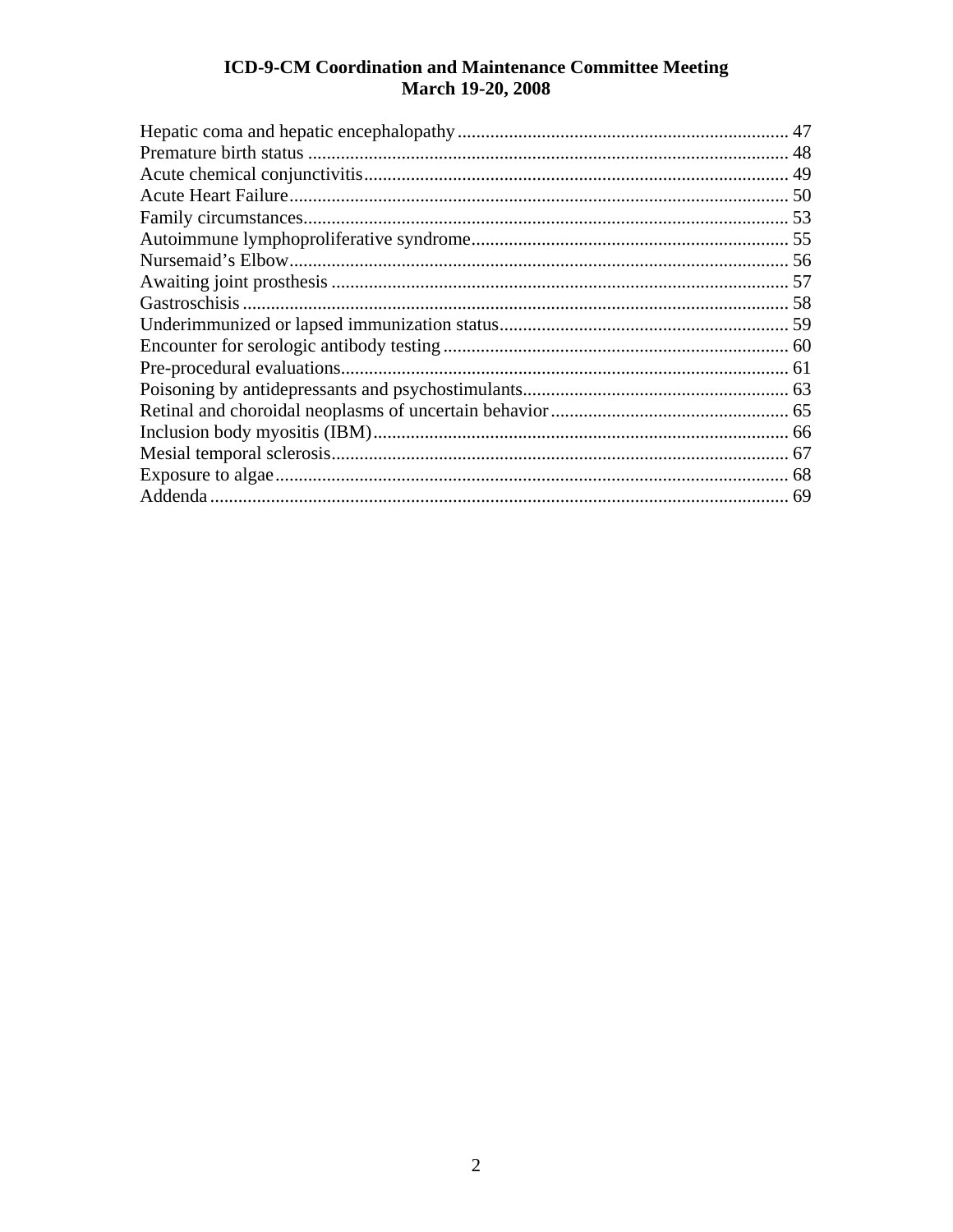Hepatic coma and hepatic encephalopathy ........................................................................ 47
Premature birth status ...................................................................................................... 48
Acute chemical conjunctivitis .......................................................................................... 49
Acute Heart Failure .......................................................................................................... 50
Family circumstances ....................................................................................................... 53
Autoimmune lymphoproliferative syndrome ................................................................... 55
Nursemaid's Elbow .......................................................................................................... 56
Awaiting joint prosthesis ................................................................................................. 57
Gastroschisis .................................................................................................................... 58
Underimmunized or lapsed immunization status ............................................................. 59
Encounter for serologic antibody testing ......................................................................... 60
Pre-procedural evaluations ............................................................................................... 61
Poisoning by antidepressants and psychostimulants ........................................................ 63
Retinal and choroidal neoplasms of uncertain behavior .................................................. 65
Inclusion body myositis (IBM) ........................................................................................ 66
Mesial temporal sclerosis ................................................................................................. 67
Exposure to algae ............................................................................................................. 68
Addenda ........................................................................................................................... 69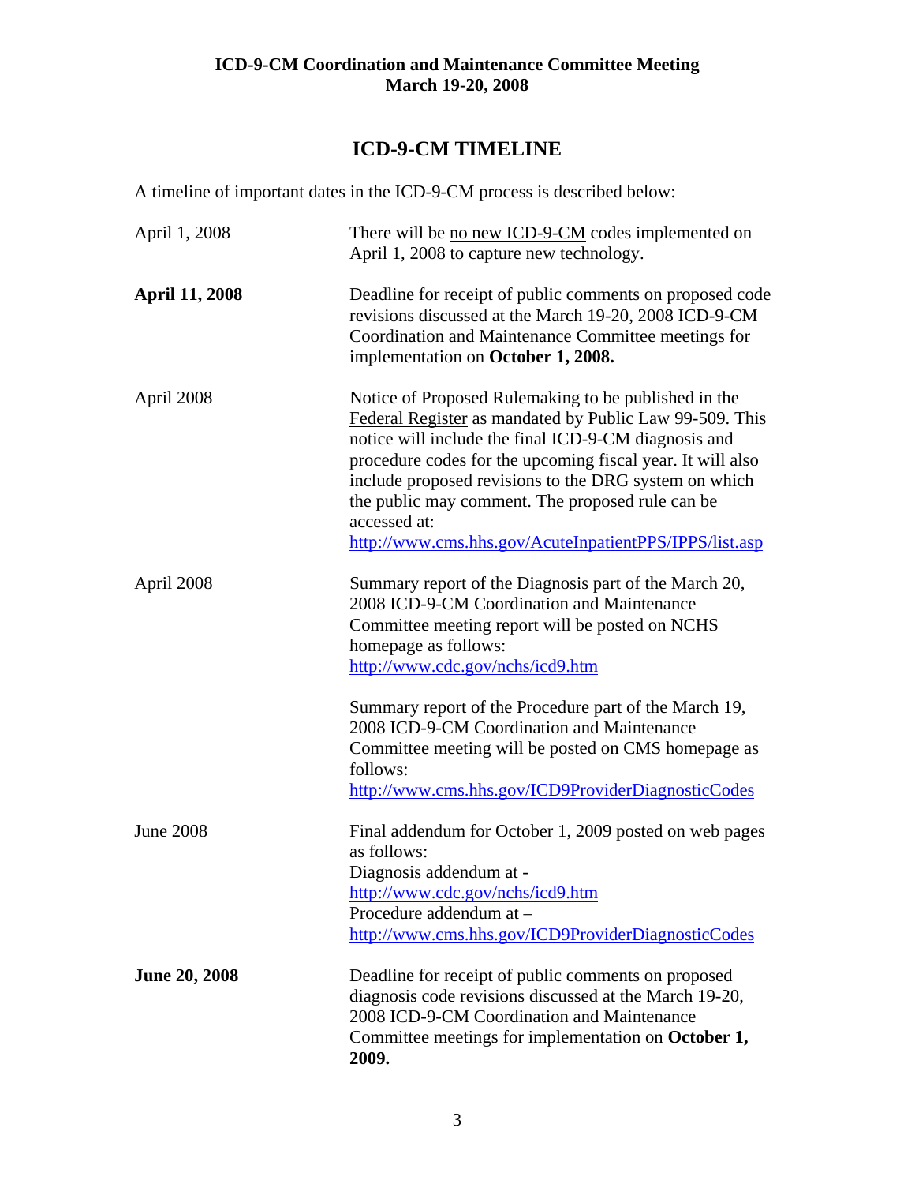**ICD-9-CM Coordination and Maintenance Committee Meeting**
**March 19-20, 2008**

## ICD-9-CM TIMELINE

A timeline of important dates in the ICD-9-CM process is described below:

| | |
|---|---|
| April 1, 2008 | There will be no new ICD-9-CM codes implemented on April 1, 2008 to capture new technology. |
| **April 11, 2008** | Deadline for receipt of public comments on proposed code revisions discussed at the March 19-20, 2008 ICD-9-CM Coordination and Maintenance Committee meetings for implementation on **October 1, 2008.** |
| April 2008 | Notice of Proposed Rulemaking to be published in the Federal Register as mandated by Public Law 99-509. This notice will include the final ICD-9-CM diagnosis and procedure codes for the upcoming fiscal year. It will also include proposed revisions to the DRG system on which the public may comment. The proposed rule can be accessed at: http://www.cms.hhs.gov/AcuteInpatientPPS/IPPS/list.asp |
| April 2008 | Summary report of the Diagnosis part of the March 20, 2008 ICD-9-CM Coordination and Maintenance Committee meeting report will be posted on NCHS homepage as follows: http://www.cdc.gov/nchs/icd9.htm<br><br>Summary report of the Procedure part of the March 19, 2008 ICD-9-CM Coordination and Maintenance Committee meeting will be posted on CMS homepage as follows: http://www.cms.hhs.gov/ICD9ProviderDiagnosticCodes |
| June 2008 | Final addendum for October 1, 2009 posted on web pages as follows:<br>Diagnosis addendum at - http://www.cdc.gov/nchs/icd9.htm<br>Procedure addendum at – http://www.cms.hhs.gov/ICD9ProviderDiagnosticCodes |
| **June 20, 2008** | Deadline for receipt of public comments on proposed diagnosis code revisions discussed at the March 19-20, 2008 ICD-9-CM Coordination and Maintenance Committee meetings for implementation on **October 1, 2009.** |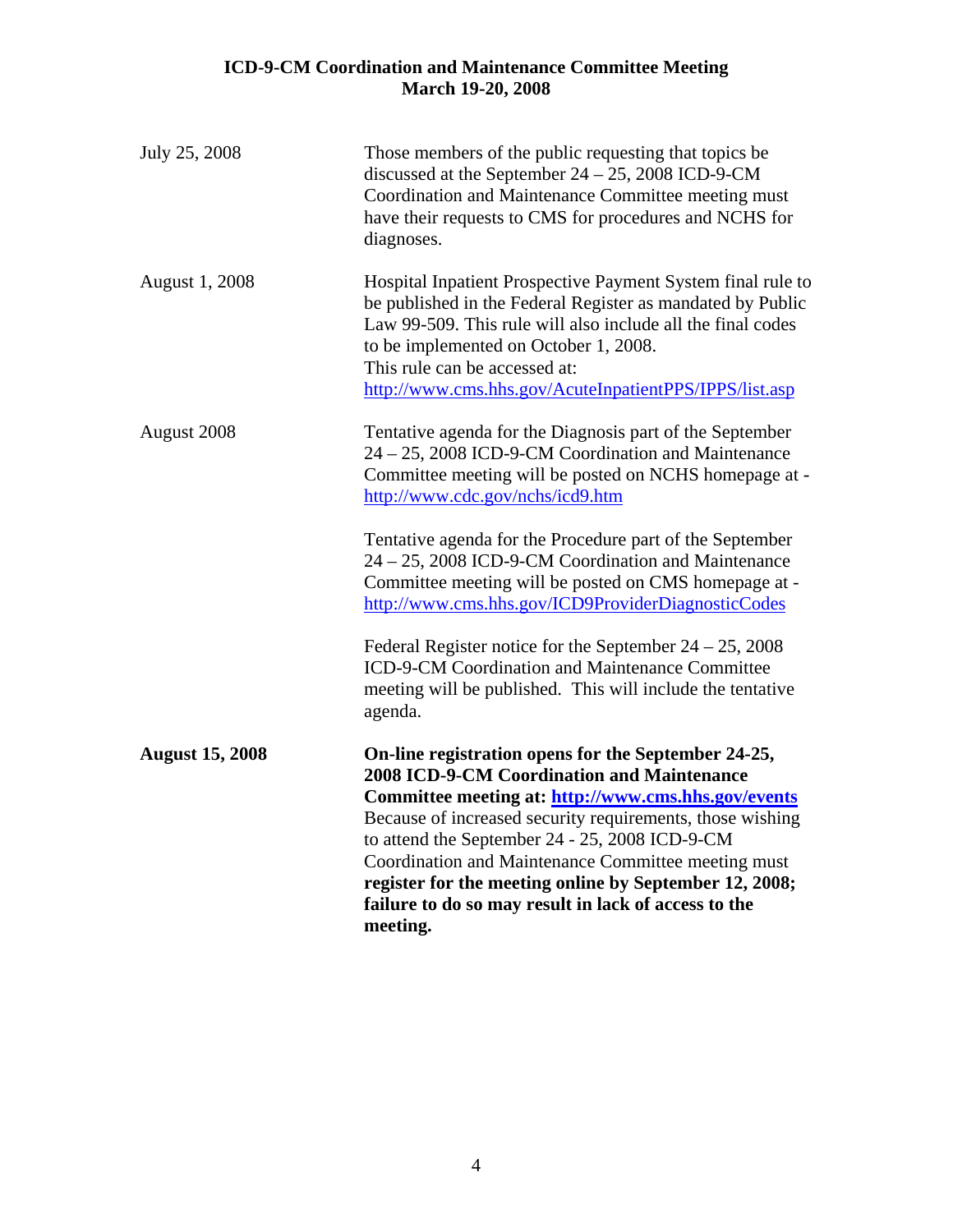**ICD-9-CM Coordination and Maintenance Committee Meeting**
**March 19-20, 2008**

| | |
|---|---|
| July 25, 2008 | Those members of the public requesting that topics be discussed at the September 24 – 25, 2008 ICD-9-CM Coordination and Maintenance Committee meeting must have their requests to CMS for procedures and NCHS for diagnoses. |
| August 1, 2008 | Hospital Inpatient Prospective Payment System final rule to be published in the Federal Register as mandated by Public Law 99-509. This rule will also include all the final codes to be implemented on October 1, 2008. This rule can be accessed at: http://www.cms.hhs.gov/AcuteInpatientPPS/IPPS/list.asp |
| August 2008 | Tentative agenda for the Diagnosis part of the September 24 – 25, 2008 ICD-9-CM Coordination and Maintenance Committee meeting will be posted on NCHS homepage at - http://www.cdc.gov/nchs/icd9.htm<br><br>Tentative agenda for the Procedure part of the September 24 – 25, 2008 ICD-9-CM Coordination and Maintenance Committee meeting will be posted on CMS homepage at - http://www.cms.hhs.gov/ICD9ProviderDiagnosticCodes<br><br>Federal Register notice for the September 24 – 25, 2008 ICD-9-CM Coordination and Maintenance Committee meeting will be published. This will include the tentative agenda. |
| **August 15, 2008** | **On-line registration opens for the September 24-25, 2008 ICD-9-CM Coordination and Maintenance Committee meeting at: http://www.cms.hhs.gov/events** Because of increased security requirements, those wishing to attend the September 24 - 25, 2008 ICD-9-CM Coordination and Maintenance Committee meeting must **register for the meeting online by September 12, 2008; failure to do so may result in lack of access to the meeting.** |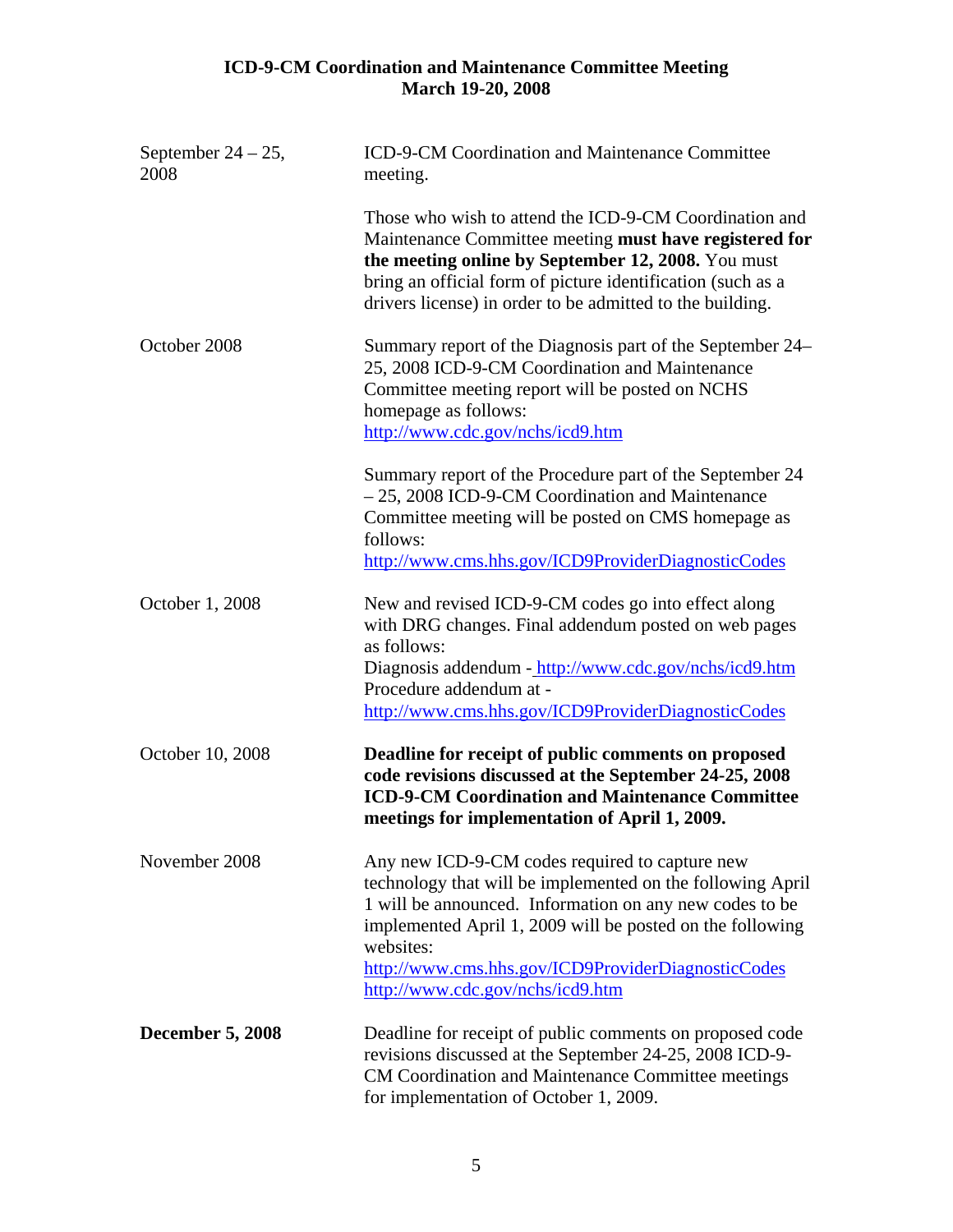| | |
|---|---|
| September 24 – 25, 2008 | ICD-9-CM Coordination and Maintenance Committee meeting.<br><br>Those who wish to attend the ICD-9-CM Coordination and Maintenance Committee meeting **must have registered for the meeting online by September 12, 2008.** You must bring an official form of picture identification (such as a drivers license) in order to be admitted to the building. |
| October 2008 | Summary report of the Diagnosis part of the September 24–25, 2008 ICD-9-CM Coordination and Maintenance Committee meeting report will be posted on NCHS homepage as follows:<br>http://www.cdc.gov/nchs/icd9.htm<br><br>Summary report of the Procedure part of the September 24 – 25, 2008 ICD-9-CM Coordination and Maintenance Committee meeting will be posted on CMS homepage as follows:<br>http://www.cms.hhs.gov/ICD9ProviderDiagnosticCodes |
| October 1, 2008 | New and revised ICD-9-CM codes go into effect along with DRG changes. Final addendum posted on web pages as follows:<br>Diagnosis addendum - http://www.cdc.gov/nchs/icd9.htm<br>Procedure addendum at -<br>http://www.cms.hhs.gov/ICD9ProviderDiagnosticCodes |
| October 10, 2008 | **Deadline for receipt of public comments on proposed code revisions discussed at the September 24-25, 2008 ICD-9-CM Coordination and Maintenance Committee meetings for implementation of April 1, 2009.** |
| November 2008 | Any new ICD-9-CM codes required to capture new technology that will be implemented on the following April 1 will be announced. Information on any new codes to be implemented April 1, 2009 will be posted on the following websites:<br>http://www.cms.hhs.gov/ICD9ProviderDiagnosticCodes<br>http://www.cdc.gov/nchs/icd9.htm |
| **December 5, 2008** | Deadline for receipt of public comments on proposed code revisions discussed at the September 24-25, 2008 ICD-9-CM Coordination and Maintenance Committee meetings for implementation of October 1, 2009. |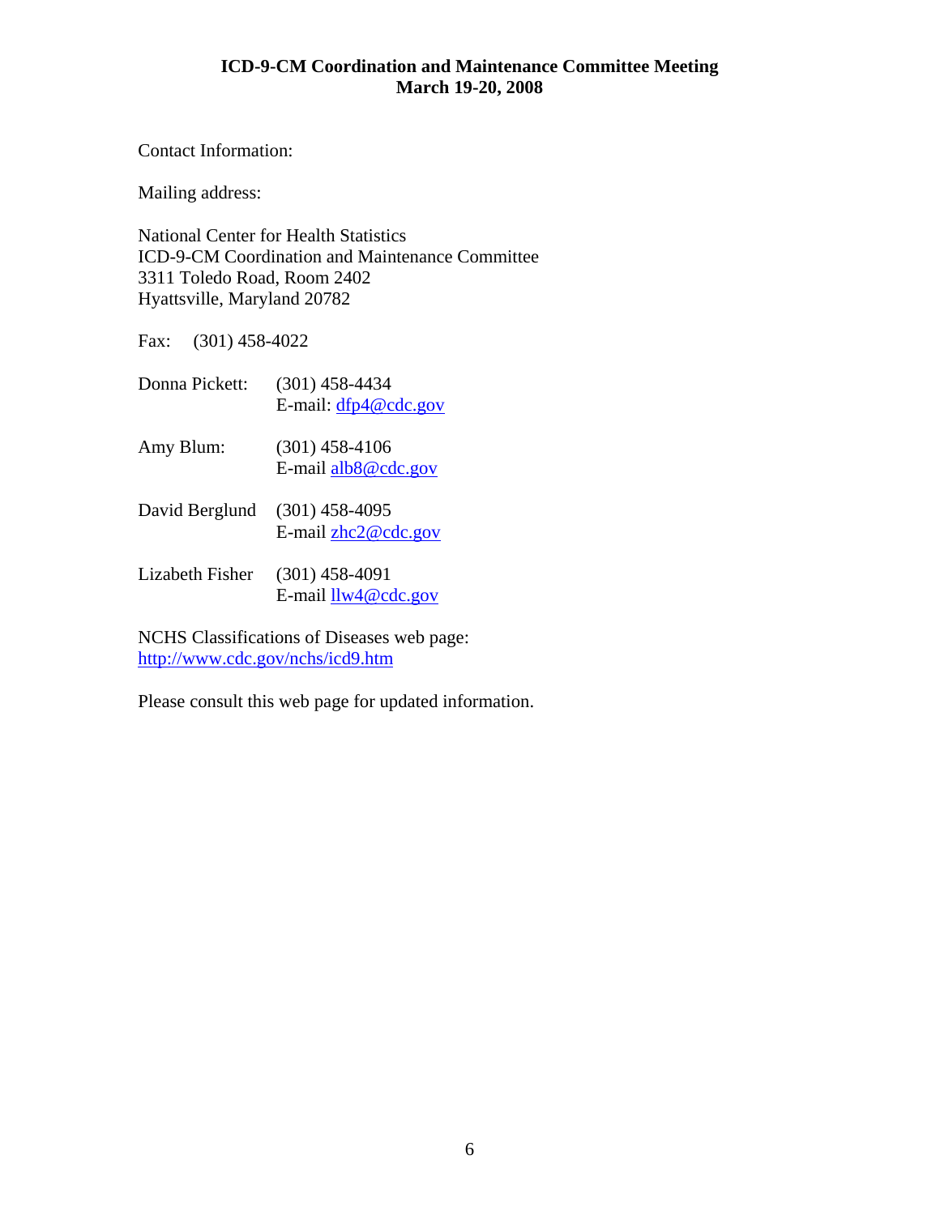**ICD-9-CM Coordination and Maintenance Committee Meeting**
**March 19-20, 2008**

Contact Information:

Mailing address:

National Center for Health Statistics
ICD-9-CM Coordination and Maintenance Committee
3311 Toledo Road, Room 2402
Hyattsville, Maryland 20782

Fax: (301) 458-4022

Donna Pickett: (301) 458-4434
E-mail: dfp4@cdc.gov

Amy Blum: (301) 458-4106
E-mail alb8@cdc.gov

David Berglund (301) 458-4095
E-mail zhc2@cdc.gov

Lizabeth Fisher (301) 458-4091
E-mail llw4@cdc.gov

NCHS Classifications of Diseases web page:
http://www.cdc.gov/nchs/icd9.htm

Please consult this web page for updated information.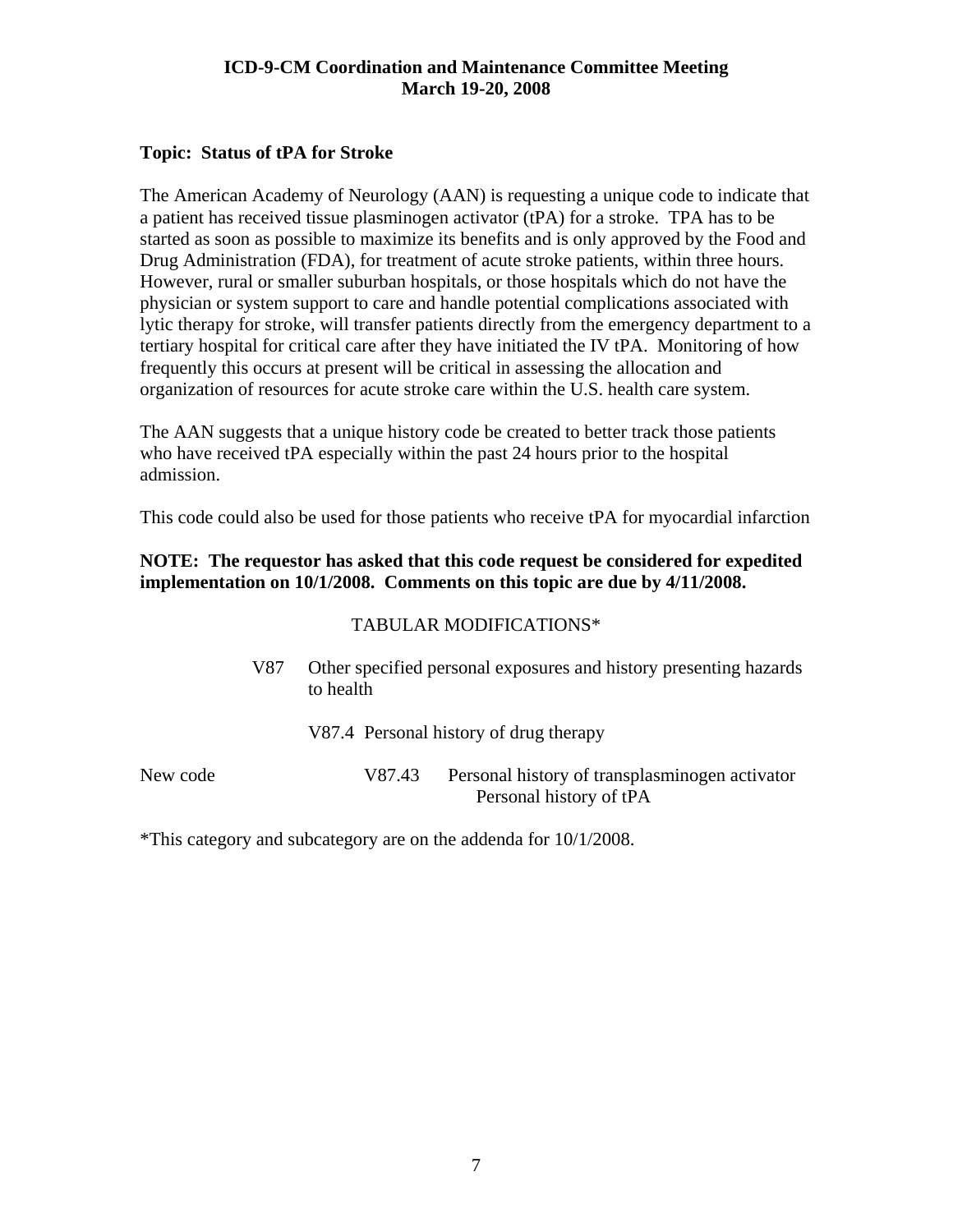**ICD-9-CM Coordination and Maintenance Committee Meeting**
**March 19-20, 2008**

**Topic: Status of tPA for Stroke**

The American Academy of Neurology (AAN) is requesting a unique code to indicate that a patient has received tissue plasminogen activator (tPA) for a stroke. TPA has to be started as soon as possible to maximize its benefits and is only approved by the Food and Drug Administration (FDA), for treatment of acute stroke patients, within three hours. However, rural or smaller suburban hospitals, or those hospitals which do not have the physician or system support to care and handle potential complications associated with lytic therapy for stroke, will transfer patients directly from the emergency department to a tertiary hospital for critical care after they have initiated the IV tPA. Monitoring of how frequently this occurs at present will be critical in assessing the allocation and organization of resources for acute stroke care within the U.S. health care system.

The AAN suggests that a unique history code be created to better track those patients who have received tPA especially within the past 24 hours prior to the hospital admission.

This code could also be used for those patients who receive tPA for myocardial infarction

**NOTE: The requestor has asked that this code request be considered for expedited implementation on 10/1/2008. Comments on this topic are due by 4/11/2008.**

TABULAR MODIFICATIONS*

V87 Other specified personal exposures and history presenting hazards to health

V87.4 Personal history of drug therapy

New code V87.43 Personal history of transplasminogen activator
Personal history of tPA

*This category and subcategory are on the addenda for 10/1/2008.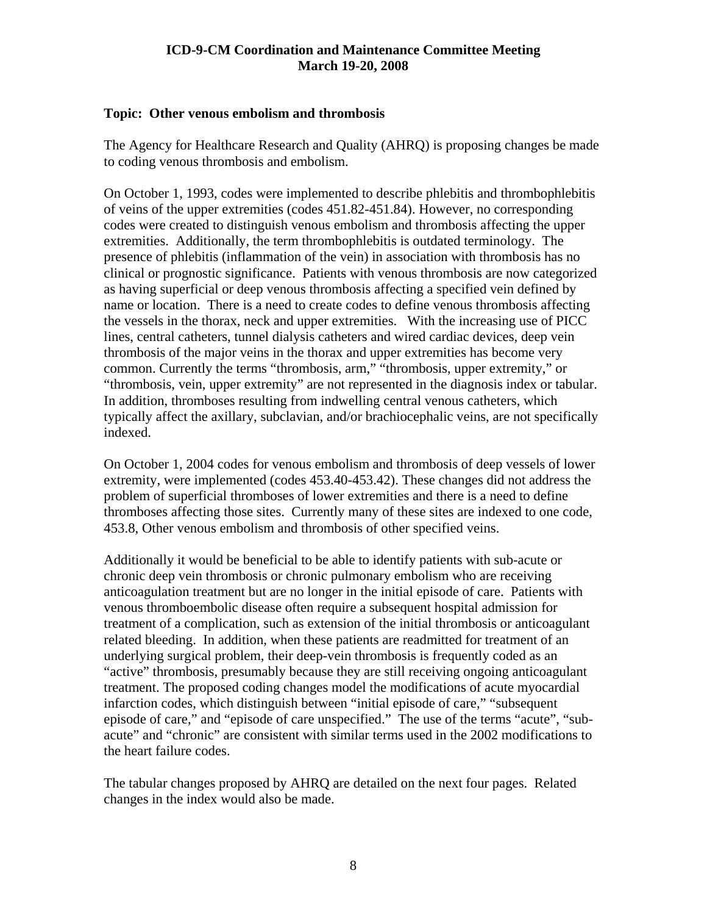**ICD-9-CM Coordination and Maintenance Committee Meeting**
**March 19-20, 2008**

**Topic: Other venous embolism and thrombosis**

The Agency for Healthcare Research and Quality (AHRQ) is proposing changes be made to coding venous thrombosis and embolism.

On October 1, 1993, codes were implemented to describe phlebitis and thrombophlebitis of veins of the upper extremities (codes 451.82-451.84). However, no corresponding codes were created to distinguish venous embolism and thrombosis affecting the upper extremities. Additionally, the term thrombophlebitis is outdated terminology. The presence of phlebitis (inflammation of the vein) in association with thrombosis has no clinical or prognostic significance. Patients with venous thrombosis are now categorized as having superficial or deep venous thrombosis affecting a specified vein defined by name or location. There is a need to create codes to define venous thrombosis affecting the vessels in the thorax, neck and upper extremities. With the increasing use of PICC lines, central catheters, tunnel dialysis catheters and wired cardiac devices, deep vein thrombosis of the major veins in the thorax and upper extremities has become very common. Currently the terms "thrombosis, arm," "thrombosis, upper extremity," or "thrombosis, vein, upper extremity" are not represented in the diagnosis index or tabular. In addition, thromboses resulting from indwelling central venous catheters, which typically affect the axillary, subclavian, and/or brachiocephalic veins, are not specifically indexed.

On October 1, 2004 codes for venous embolism and thrombosis of deep vessels of lower extremity, were implemented (codes 453.40-453.42). These changes did not address the problem of superficial thromboses of lower extremities and there is a need to define thromboses affecting those sites. Currently many of these sites are indexed to one code, 453.8, Other venous embolism and thrombosis of other specified veins.

Additionally it would be beneficial to be able to identify patients with sub-acute or chronic deep vein thrombosis or chronic pulmonary embolism who are receiving anticoagulation treatment but are no longer in the initial episode of care. Patients with venous thromboembolic disease often require a subsequent hospital admission for treatment of a complication, such as extension of the initial thrombosis or anticoagulant related bleeding. In addition, when these patients are readmitted for treatment of an underlying surgical problem, their deep-vein thrombosis is frequently coded as an "active" thrombosis, presumably because they are still receiving ongoing anticoagulant treatment. The proposed coding changes model the modifications of acute myocardial infarction codes, which distinguish between "initial episode of care," "subsequent episode of care," and "episode of care unspecified." The use of the terms "acute", "sub-acute" and "chronic" are consistent with similar terms used in the 2002 modifications to the heart failure codes.

The tabular changes proposed by AHRQ are detailed on the next four pages. Related changes in the index would also be made.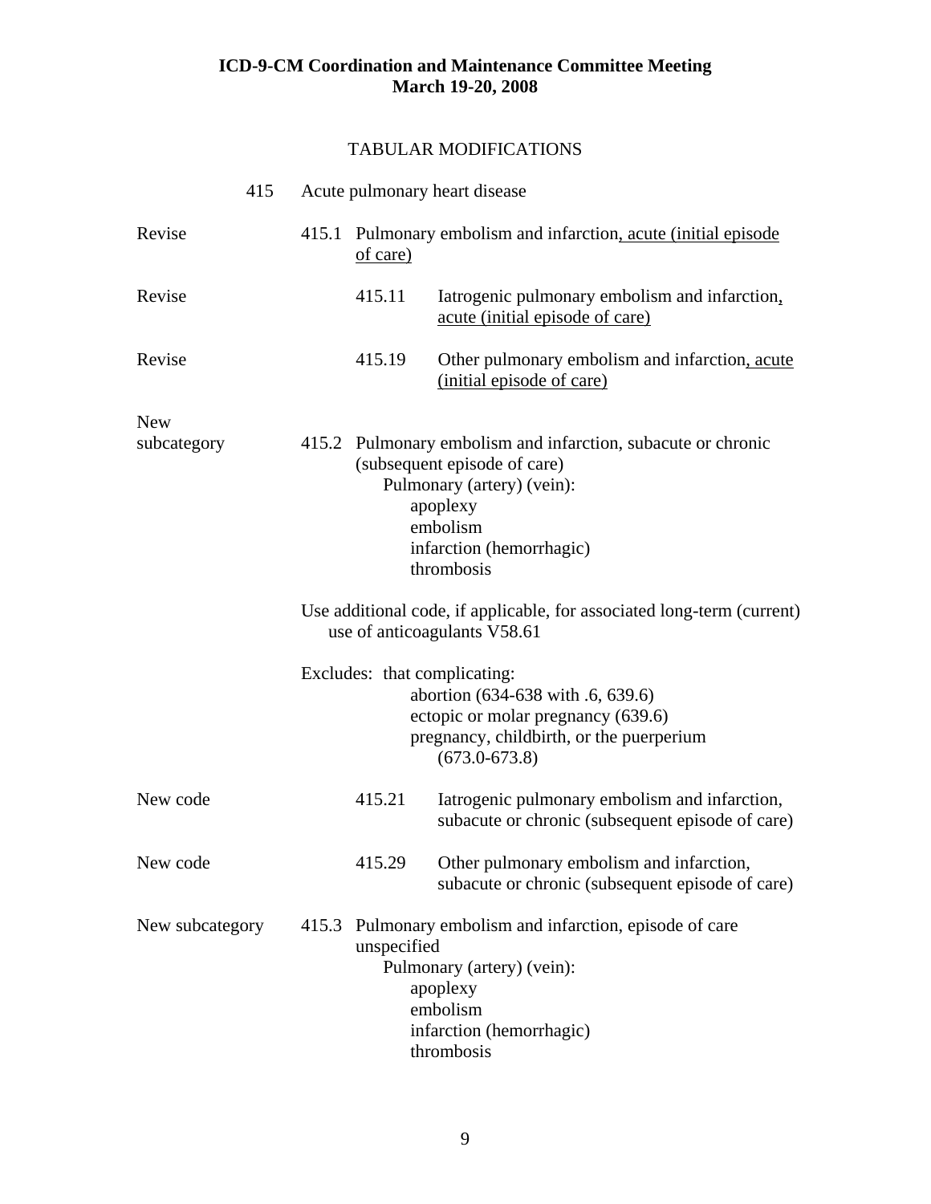# ICD-9-CM Coordination and Maintenance Committee Meeting
# March 19-20, 2008

## TABULAR MODIFICATIONS

415 Acute pulmonary heart disease

Revise — 415.1 Pulmonary embolism and infarction<u>, acute (initial episode of care)</u>

Revise — 415.11 Iatrogenic pulmonary embolism and infarction<u>, acute (initial episode of care)</u>

Revise — 415.19 Other pulmonary embolism and infarction<u>, acute (initial episode of care)</u>

New subcategory — 415.2 Pulmonary embolism and infarction, subacute or chronic (subsequent episode of care)

Pulmonary (artery) (vein):
- apoplexy
- embolism
- infarction (hemorrhagic)
- thrombosis

Use additional code, if applicable, for associated long-term (current) use of anticoagulants V58.61

Excludes: that complicating:
- abortion (634-638 with .6, 639.6)
- ectopic or molar pregnancy (639.6)
- pregnancy, childbirth, or the puerperium (673.0-673.8)

New code — 415.21 Iatrogenic pulmonary embolism and infarction, subacute or chronic (subsequent episode of care)

New code — 415.29 Other pulmonary embolism and infarction, subacute or chronic (subsequent episode of care)

New subcategory — 415.3 Pulmonary embolism and infarction, episode of care unspecified

Pulmonary (artery) (vein):
- apoplexy
- embolism
- infarction (hemorrhagic)
- thrombosis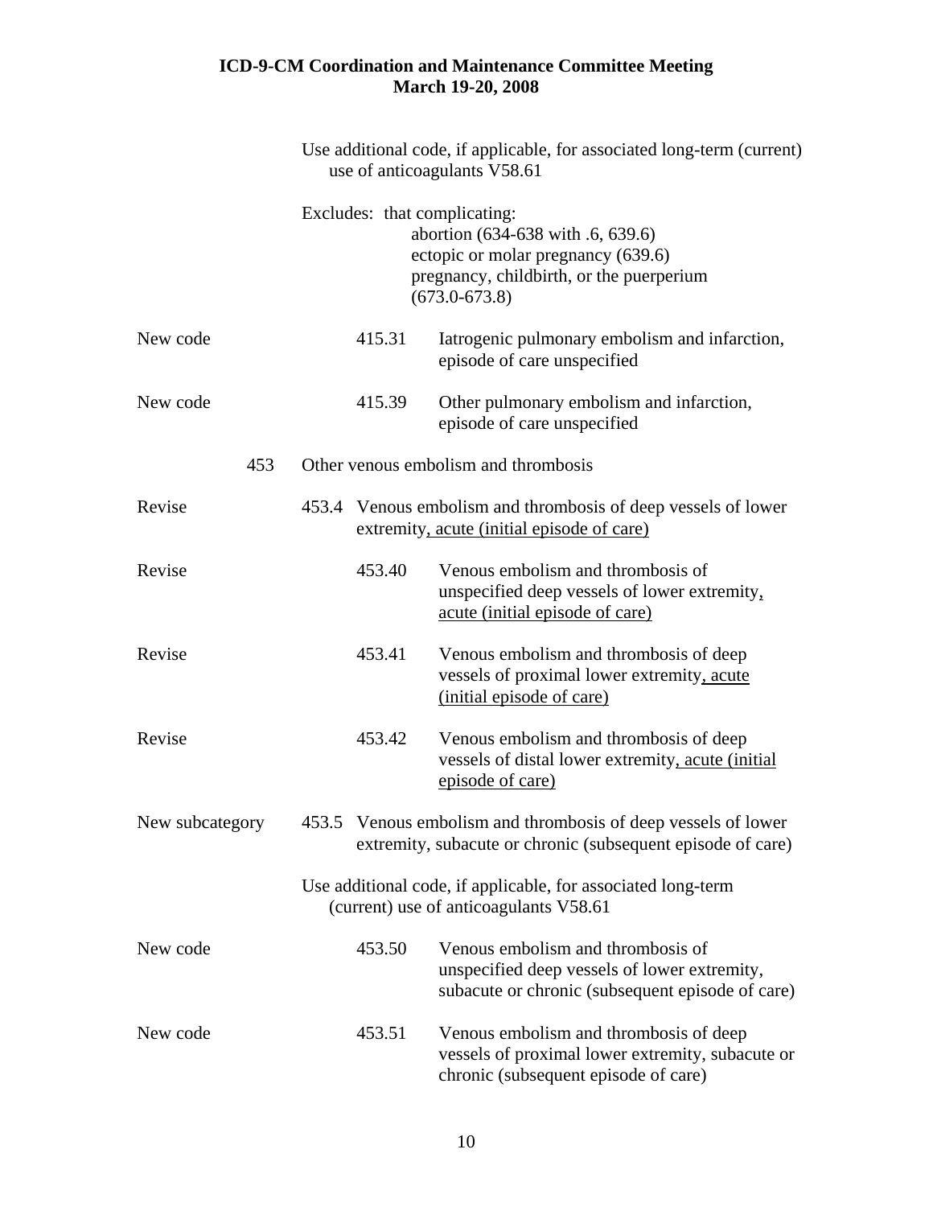Use additional code, if applicable, for associated long-term (current) use of anticoagulants V58.61

Excludes: that complicating:
abortion (634-638 with .6, 639.6)
ectopic or molar pregnancy (639.6)
pregnancy, childbirth, or the puerperium (673.0-673.8)

| | | |
|---|---|---|
| New code | 415.31 | Iatrogenic pulmonary embolism and infarction, episode of care unspecified |
| New code | 415.39 | Other pulmonary embolism and infarction, episode of care unspecified |
| | 453 | Other venous embolism and thrombosis |
| Revise | 453.4 | Venous embolism and thrombosis of deep vessels of lower extremity, acute (initial episode of care) |
| Revise | 453.40 | Venous embolism and thrombosis of unspecified deep vessels of lower extremity, acute (initial episode of care) |
| Revise | 453.41 | Venous embolism and thrombosis of deep vessels of proximal lower extremity, acute (initial episode of care) |
| Revise | 453.42 | Venous embolism and thrombosis of deep vessels of distal lower extremity, acute (initial episode of care) |
| New subcategory | 453.5 | Venous embolism and thrombosis of deep vessels of lower extremity, subacute or chronic (subsequent episode of care) |

Use additional code, if applicable, for associated long-term (current) use of anticoagulants V58.61

| | | |
|---|---|---|
| New code | 453.50 | Venous embolism and thrombosis of unspecified deep vessels of lower extremity, subacute or chronic (subsequent episode of care) |
| New code | 453.51 | Venous embolism and thrombosis of deep vessels of proximal lower extremity, subacute or chronic (subsequent episode of care) |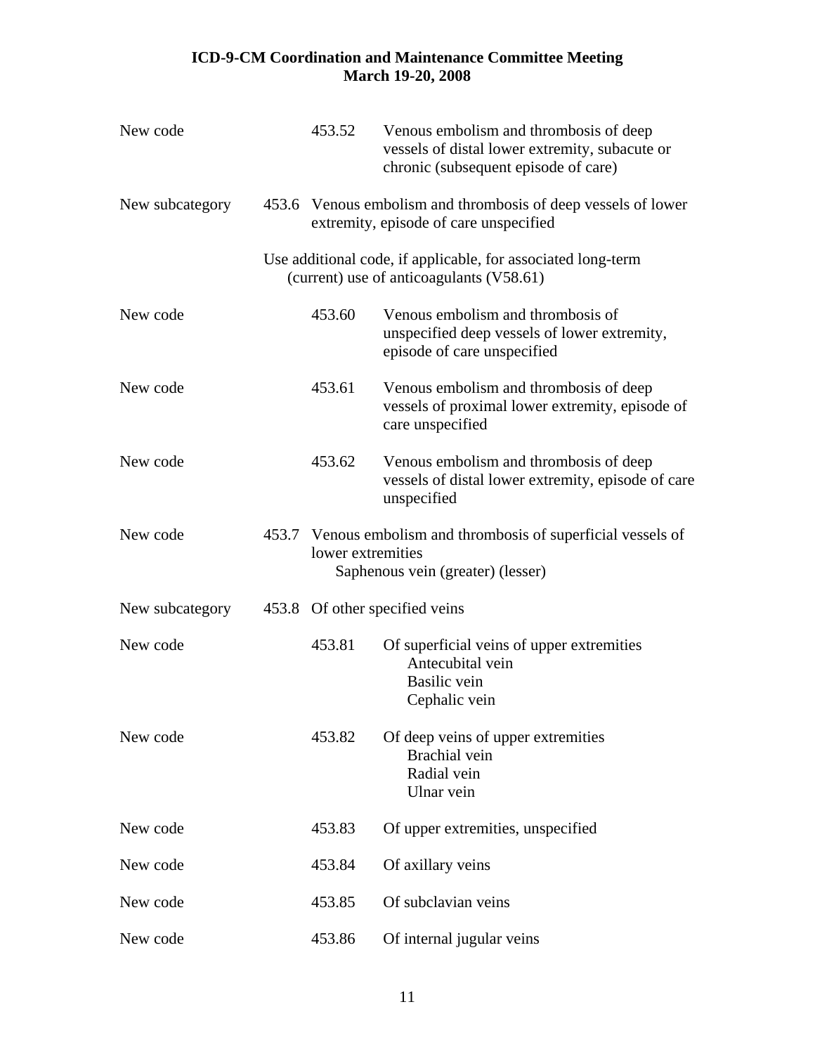| | | |
|---|---|---|
| New code | 453.52 | Venous embolism and thrombosis of deep vessels of distal lower extremity, subacute or chronic (subsequent episode of care) |
| New subcategory | 453.6 | Venous embolism and thrombosis of deep vessels of lower extremity, episode of care unspecified |
| | | Use additional code, if applicable, for associated long-term (current) use of anticoagulants (V58.61) |
| New code | 453.60 | Venous embolism and thrombosis of unspecified deep vessels of lower extremity, episode of care unspecified |
| New code | 453.61 | Venous embolism and thrombosis of deep vessels of proximal lower extremity, episode of care unspecified |
| New code | 453.62 | Venous embolism and thrombosis of deep vessels of distal lower extremity, episode of care unspecified |
| New code | 453.7 | Venous embolism and thrombosis of superficial vessels of lower extremities<br>Saphenous vein (greater) (lesser) |
| New subcategory | 453.8 | Of other specified veins |
| New code | 453.81 | Of superficial veins of upper extremities<br>Antecubital vein<br>Basilic vein<br>Cephalic vein |
| New code | 453.82 | Of deep veins of upper extremities<br>Brachial vein<br>Radial vein<br>Ulnar vein |
| New code | 453.83 | Of upper extremities, unspecified |
| New code | 453.84 | Of axillary veins |
| New code | 453.85 | Of subclavian veins |
| New code | 453.86 | Of internal jugular veins |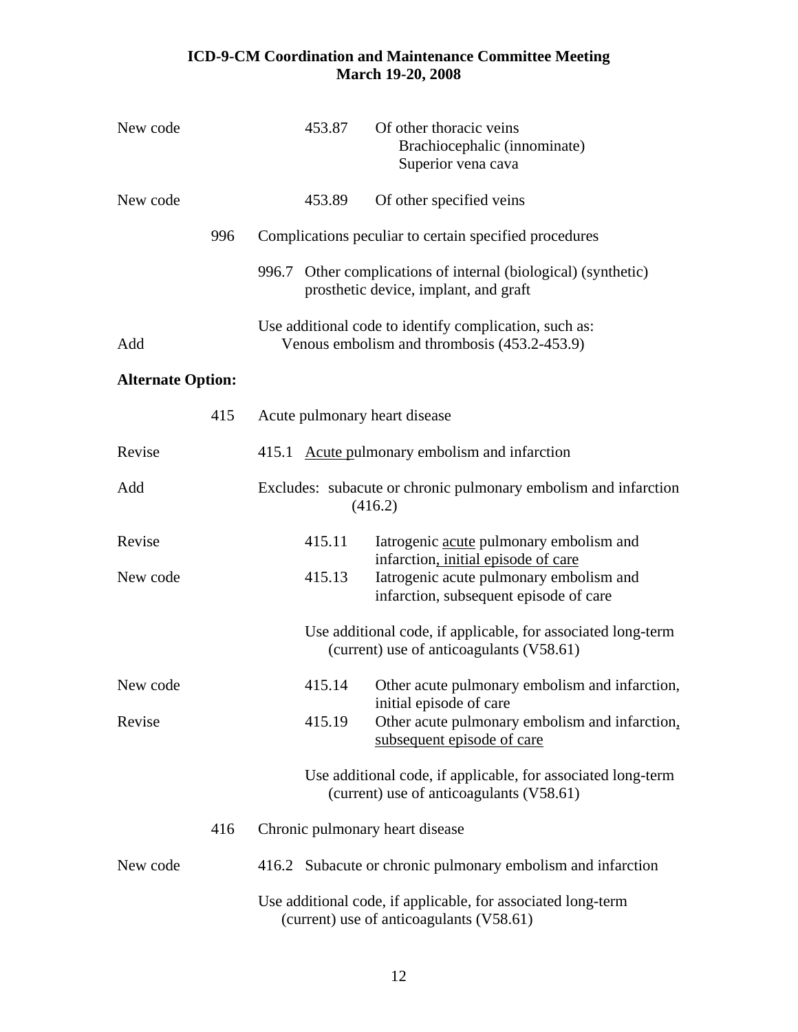New code 453.87 Of other thoracic veins
  Brachiocephalic (innominate)
  Superior vena cava

New code 453.89 Of other specified veins

996 Complications peculiar to certain specified procedures

996.7 Other complications of internal (biological) (synthetic) prosthetic device, implant, and graft

Use additional code to identify complication, such as:

Add   Venous embolism and thrombosis (453.2-453.9)

**Alternate Option:**

415 Acute pulmonary heart disease

Revise 415.1 <u>Acute p</u>ulmonary embolism and infarction

Add Excludes: subacute or chronic pulmonary embolism and infarction (416.2)

Revise 415.11 Iatrogenic <u>acute</u> pulmonary embolism and infarction<u>, initial episode of care</u>

New code 415.13 Iatrogenic acute pulmonary embolism and infarction, subsequent episode of care

Use additional code, if applicable, for associated long-term (current) use of anticoagulants (V58.61)

New code 415.14 Other acute pulmonary embolism and infarction, initial episode of care

Revise 415.19 Other acute pulmonary embolism and infarction<u>, subsequent episode of care</u>

Use additional code, if applicable, for associated long-term (current) use of anticoagulants (V58.61)

416 Chronic pulmonary heart disease

New code 416.2 Subacute or chronic pulmonary embolism and infarction

Use additional code, if applicable, for associated long-term (current) use of anticoagulants (V58.61)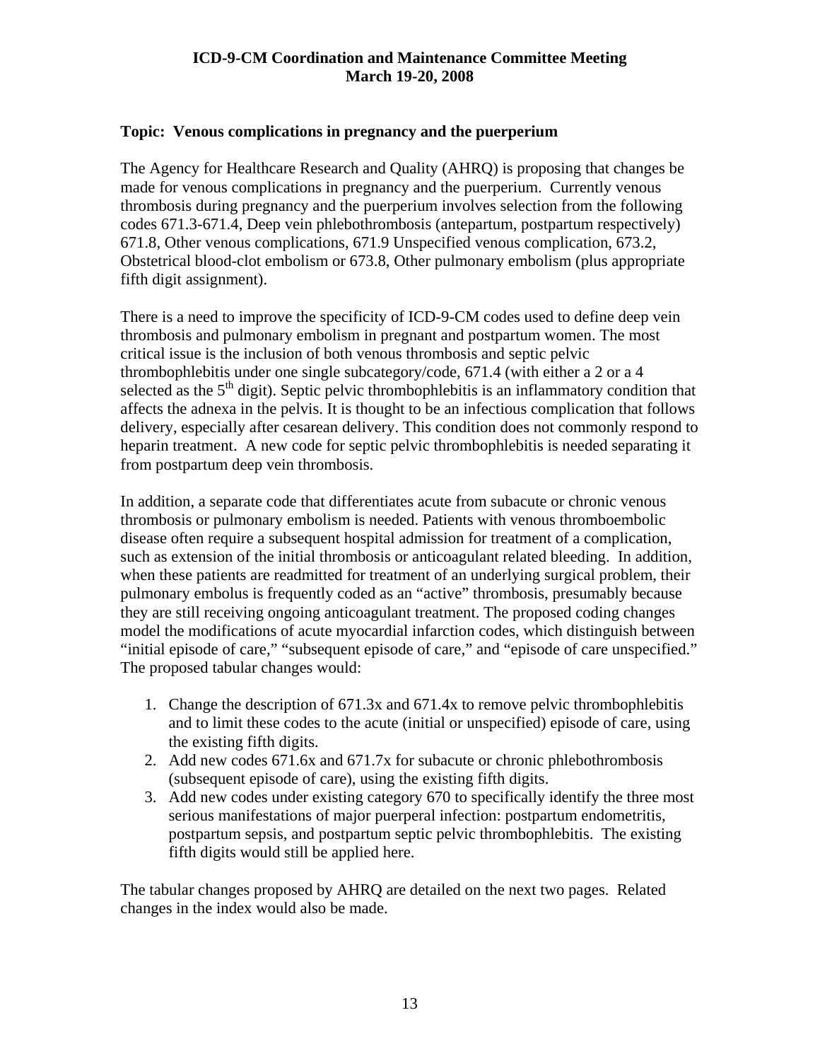**ICD-9-CM Coordination and Maintenance Committee Meeting**
**March 19-20, 2008**

**Topic: Venous complications in pregnancy and the puerperium**

The Agency for Healthcare Research and Quality (AHRQ) is proposing that changes be made for venous complications in pregnancy and the puerperium. Currently venous thrombosis during pregnancy and the puerperium involves selection from the following codes 671.3-671.4, Deep vein phlebothrombosis (antepartum, postpartum respectively) 671.8, Other venous complications, 671.9 Unspecified venous complication, 673.2, Obstetrical blood-clot embolism or 673.8, Other pulmonary embolism (plus appropriate fifth digit assignment).

There is a need to improve the specificity of ICD-9-CM codes used to define deep vein thrombosis and pulmonary embolism in pregnant and postpartum women. The most critical issue is the inclusion of both venous thrombosis and septic pelvic thrombophlebitis under one single subcategory/code, 671.4 (with either a 2 or a 4 selected as the 5th digit). Septic pelvic thrombophlebitis is an inflammatory condition that affects the adnexa in the pelvis. It is thought to be an infectious complication that follows delivery, especially after cesarean delivery. This condition does not commonly respond to heparin treatment. A new code for septic pelvic thrombophlebitis is needed separating it from postpartum deep vein thrombosis.

In addition, a separate code that differentiates acute from subacute or chronic venous thrombosis or pulmonary embolism is needed. Patients with venous thromboembolic disease often require a subsequent hospital admission for treatment of a complication, such as extension of the initial thrombosis or anticoagulant related bleeding. In addition, when these patients are readmitted for treatment of an underlying surgical problem, their pulmonary embolus is frequently coded as an "active" thrombosis, presumably because they are still receiving ongoing anticoagulant treatment. The proposed coding changes model the modifications of acute myocardial infarction codes, which distinguish between "initial episode of care," "subsequent episode of care," and "episode of care unspecified." The proposed tabular changes would:

1. Change the description of 671.3x and 671.4x to remove pelvic thrombophlebitis and to limit these codes to the acute (initial or unspecified) episode of care, using the existing fifth digits.
2. Add new codes 671.6x and 671.7x for subacute or chronic phlebothrombosis (subsequent episode of care), using the existing fifth digits.
3. Add new codes under existing category 670 to specifically identify the three most serious manifestations of major puerperal infection: postpartum endometritis, postpartum sepsis, and postpartum septic pelvic thrombophlebitis. The existing fifth digits would still be applied here.

The tabular changes proposed by AHRQ are detailed on the next two pages. Related changes in the index would also be made.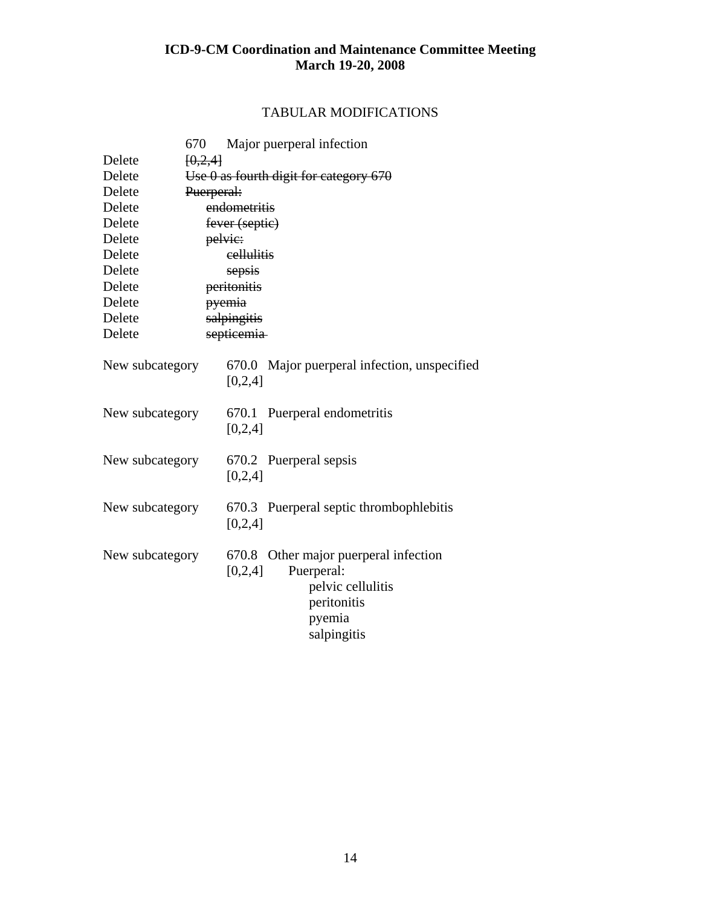# ICD-9-CM Coordination and Maintenance Committee Meeting
# March 19-20, 2008

## TABULAR MODIFICATIONS

670 Major puerperal infection

Delete ~~[0,2,4]~~
Delete ~~Use 0 as fourth digit for category 670~~
Delete ~~Puerperal:~~
Delete ~~endometritis~~
Delete ~~fever (septic)~~
Delete ~~pelvic:~~
Delete ~~cellulitis~~
Delete ~~sepsis~~
Delete ~~peritonitis~~
Delete ~~pyemia~~
Delete ~~salpingitis~~
Delete ~~septicemia~~

New subcategory 670.0 Major puerperal infection, unspecified
[0,2,4]

New subcategory 670.1 Puerperal endometritis
[0,2,4]

New subcategory 670.2 Puerperal sepsis
[0,2,4]

New subcategory 670.3 Puerperal septic thrombophlebitis
[0,2,4]

New subcategory 670.8 Other major puerperal infection
[0,2,4] Puerperal:
pelvic cellulitis
peritonitis
pyemia
salpingitis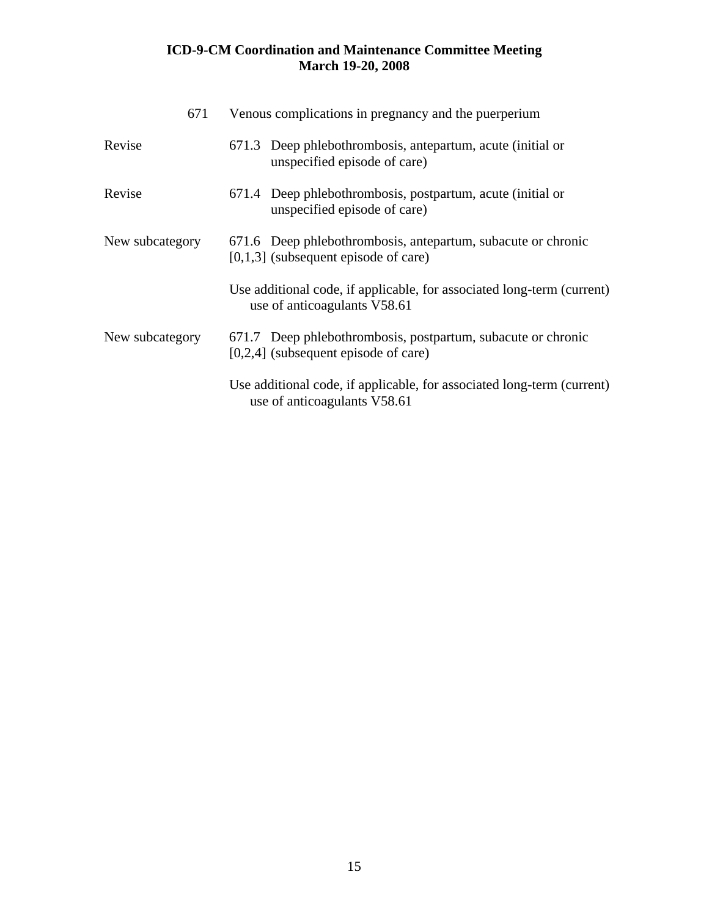671 Venous complications in pregnancy and the puerperium

Revise 671.3 Deep phlebothrombosis, antepartum, acute (initial or unspecified episode of care)

Revise 671.4 Deep phlebothrombosis, postpartum, acute (initial or unspecified episode of care)

New subcategory 671.6 Deep phlebothrombosis, antepartum, subacute or chronic [0,1,3] (subsequent episode of care)

Use additional code, if applicable, for associated long-term (current) use of anticoagulants V58.61

New subcategory 671.7 Deep phlebothrombosis, postpartum, subacute or chronic [0,2,4] (subsequent episode of care)

Use additional code, if applicable, for associated long-term (current) use of anticoagulants V58.61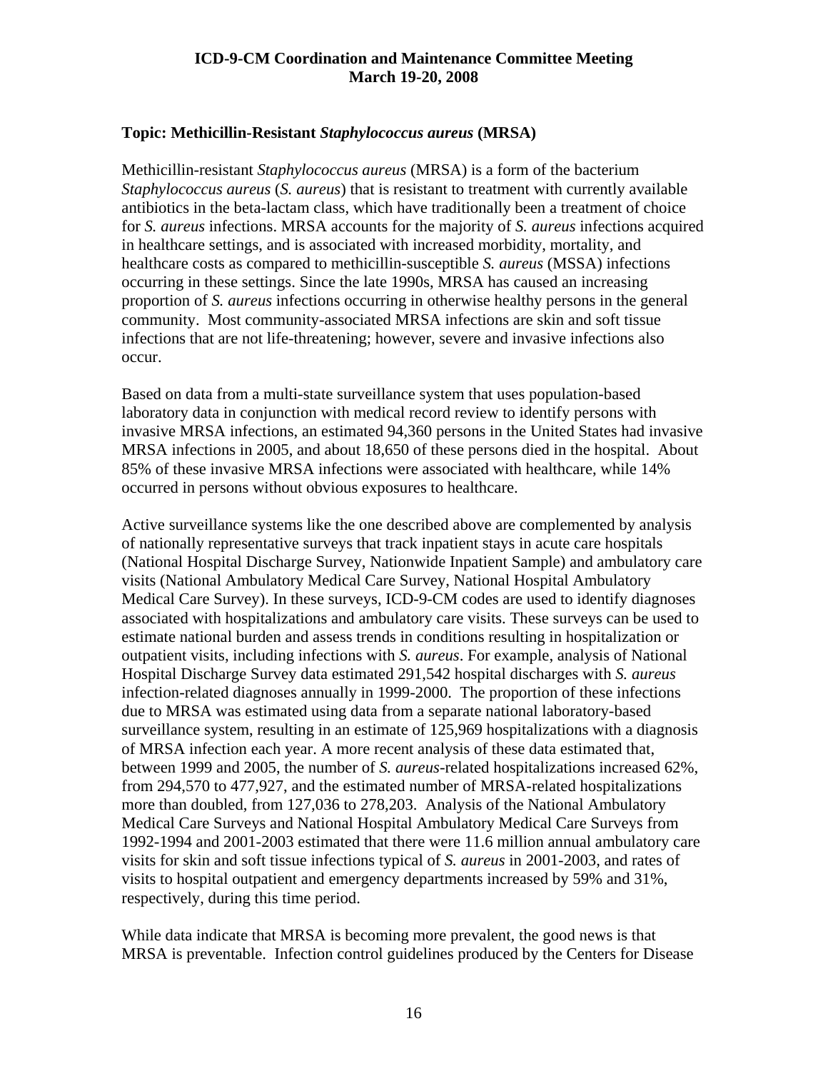# ICD-9-CM Coordination and Maintenance Committee Meeting March 19-20, 2008

**Topic: Methicillin-Resistant *Staphylococcus aureus* (MRSA)**

Methicillin-resistant *Staphylococcus aureus* (MRSA) is a form of the bacterium *Staphylococcus aureus* (*S. aureus*) that is resistant to treatment with currently available antibiotics in the beta-lactam class, which have traditionally been a treatment of choice for *S. aureus* infections. MRSA accounts for the majority of *S. aureus* infections acquired in healthcare settings, and is associated with increased morbidity, mortality, and healthcare costs as compared to methicillin-susceptible *S. aureus* (MSSA) infections occurring in these settings. Since the late 1990s, MRSA has caused an increasing proportion of *S. aureus* infections occurring in otherwise healthy persons in the general community. Most community-associated MRSA infections are skin and soft tissue infections that are not life-threatening; however, severe and invasive infections also occur.

Based on data from a multi-state surveillance system that uses population-based laboratory data in conjunction with medical record review to identify persons with invasive MRSA infections, an estimated 94,360 persons in the United States had invasive MRSA infections in 2005, and about 18,650 of these persons died in the hospital. About 85% of these invasive MRSA infections were associated with healthcare, while 14% occurred in persons without obvious exposures to healthcare.

Active surveillance systems like the one described above are complemented by analysis of nationally representative surveys that track inpatient stays in acute care hospitals (National Hospital Discharge Survey, Nationwide Inpatient Sample) and ambulatory care visits (National Ambulatory Medical Care Survey, National Hospital Ambulatory Medical Care Survey). In these surveys, ICD-9-CM codes are used to identify diagnoses associated with hospitalizations and ambulatory care visits. These surveys can be used to estimate national burden and assess trends in conditions resulting in hospitalization or outpatient visits, including infections with *S. aureus*. For example, analysis of National Hospital Discharge Survey data estimated 291,542 hospital discharges with *S. aureus* infection-related diagnoses annually in 1999-2000. The proportion of these infections due to MRSA was estimated using data from a separate national laboratory-based surveillance system, resulting in an estimate of 125,969 hospitalizations with a diagnosis of MRSA infection each year. A more recent analysis of these data estimated that, between 1999 and 2005, the number of *S. aureus*-related hospitalizations increased 62%, from 294,570 to 477,927, and the estimated number of MRSA-related hospitalizations more than doubled, from 127,036 to 278,203. Analysis of the National Ambulatory Medical Care Surveys and National Hospital Ambulatory Medical Care Surveys from 1992-1994 and 2001-2003 estimated that there were 11.6 million annual ambulatory care visits for skin and soft tissue infections typical of *S. aureus* in 2001-2003, and rates of visits to hospital outpatient and emergency departments increased by 59% and 31%, respectively, during this time period.

While data indicate that MRSA is becoming more prevalent, the good news is that MRSA is preventable. Infection control guidelines produced by the Centers for Disease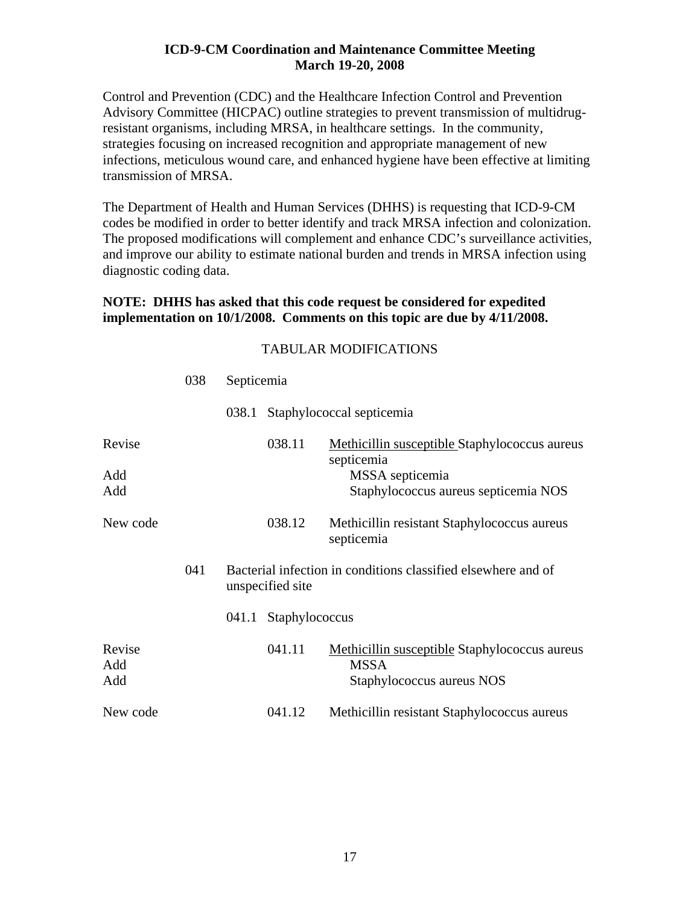Control and Prevention (CDC) and the Healthcare Infection Control and Prevention Advisory Committee (HICPAC) outline strategies to prevent transmission of multidrug-resistant organisms, including MRSA, in healthcare settings. In the community, strategies focusing on increased recognition and appropriate management of new infections, meticulous wound care, and enhanced hygiene have been effective at limiting transmission of MRSA.

The Department of Health and Human Services (DHHS) is requesting that ICD-9-CM codes be modified in order to better identify and track MRSA infection and colonization. The proposed modifications will complement and enhance CDC's surveillance activities, and improve our ability to estimate national burden and trends in MRSA infection using diagnostic coding data.

**NOTE: DHHS has asked that this code request be considered for expedited implementation on 10/1/2008. Comments on this topic are due by 4/11/2008.**

TABULAR MODIFICATIONS

| | | | |
|---|---|---|---|
| | 038 | Septicemia | |
| | | 038.1 | Staphylococcal septicemia |
| Revise | | 038.11 | <u>Methicillin susceptible</u> Staphylococcus aureus septicemia |
| Add | | | MSSA septicemia |
| Add | | | Staphylococcus aureus septicemia NOS |
| New code | | 038.12 | Methicillin resistant Staphylococcus aureus septicemia |
| | 041 | Bacterial infection in conditions classified elsewhere and of unspecified site | |
| | | 041.1 | Staphylococcus |
| Revise | | 041.11 | <u>Methicillin susceptible</u> Staphylococcus aureus |
| Add | | | MSSA |
| Add | | | Staphylococcus aureus NOS |
| New code | | 041.12 | Methicillin resistant Staphylococcus aureus |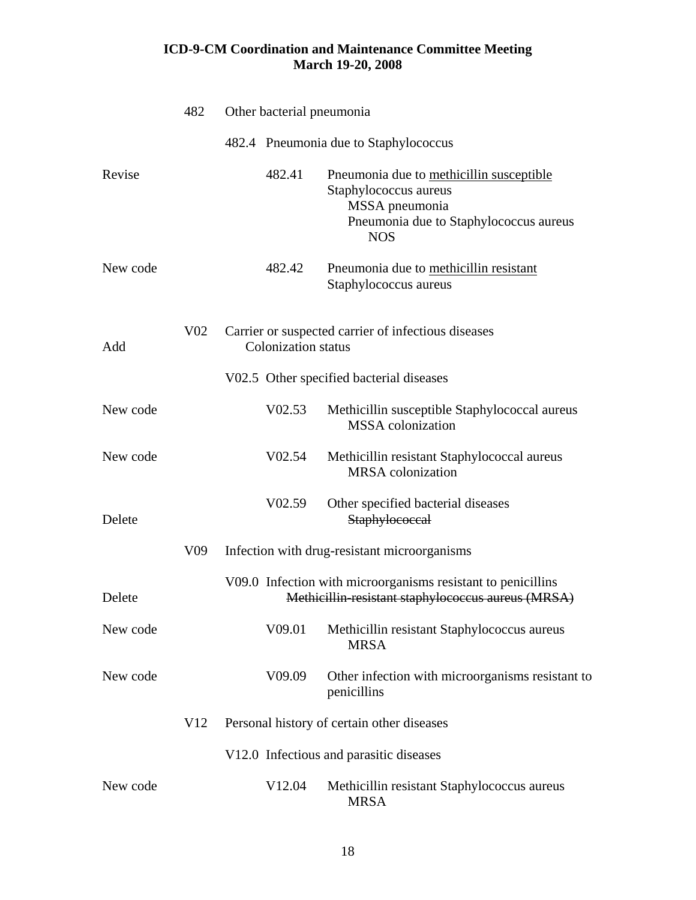| | | | |
|---|---|---|---|
| | 482 | Other bacterial pneumonia | |
| | | 482.4 Pneumonia due to Staphylococcus | |
| Revise | | 482.41 | Pneumonia due to <u>methicillin susceptible</u> Staphylococcus aureus<br>MSSA pneumonia<br>Pneumonia due to Staphylococcus aureus NOS |
| New code | | 482.42 | Pneumonia due to <u>methicillin resistant</u> Staphylococcus aureus |
| Add | V02 | Carrier or suspected carrier of infectious diseases<br>Colonization status | |
| | | V02.5 Other specified bacterial diseases | |
| New code | | V02.53 | Methicillin susceptible Staphylococcal aureus<br>MSSA colonization |
| New code | | V02.54 | Methicillin resistant Staphylococcal aureus<br>MRSA colonization |
| Delete | | V02.59 | Other specified bacterial diseases<br>~~Staphylococcal~~ |
| | V09 | Infection with drug-resistant microorganisms | |
| Delete | | V09.0 Infection with microorganisms resistant to penicillins<br>~~Methicillin-resistant staphylococcus aureus (MRSA)~~ | |
| New code | | V09.01 | Methicillin resistant Staphylococcus aureus<br>MRSA |
| New code | | V09.09 | Other infection with microorganisms resistant to penicillins |
| | V12 | Personal history of certain other diseases | |
| | | V12.0 Infectious and parasitic diseases | |
| New code | | V12.04 | Methicillin resistant Staphylococcus aureus<br>MRSA |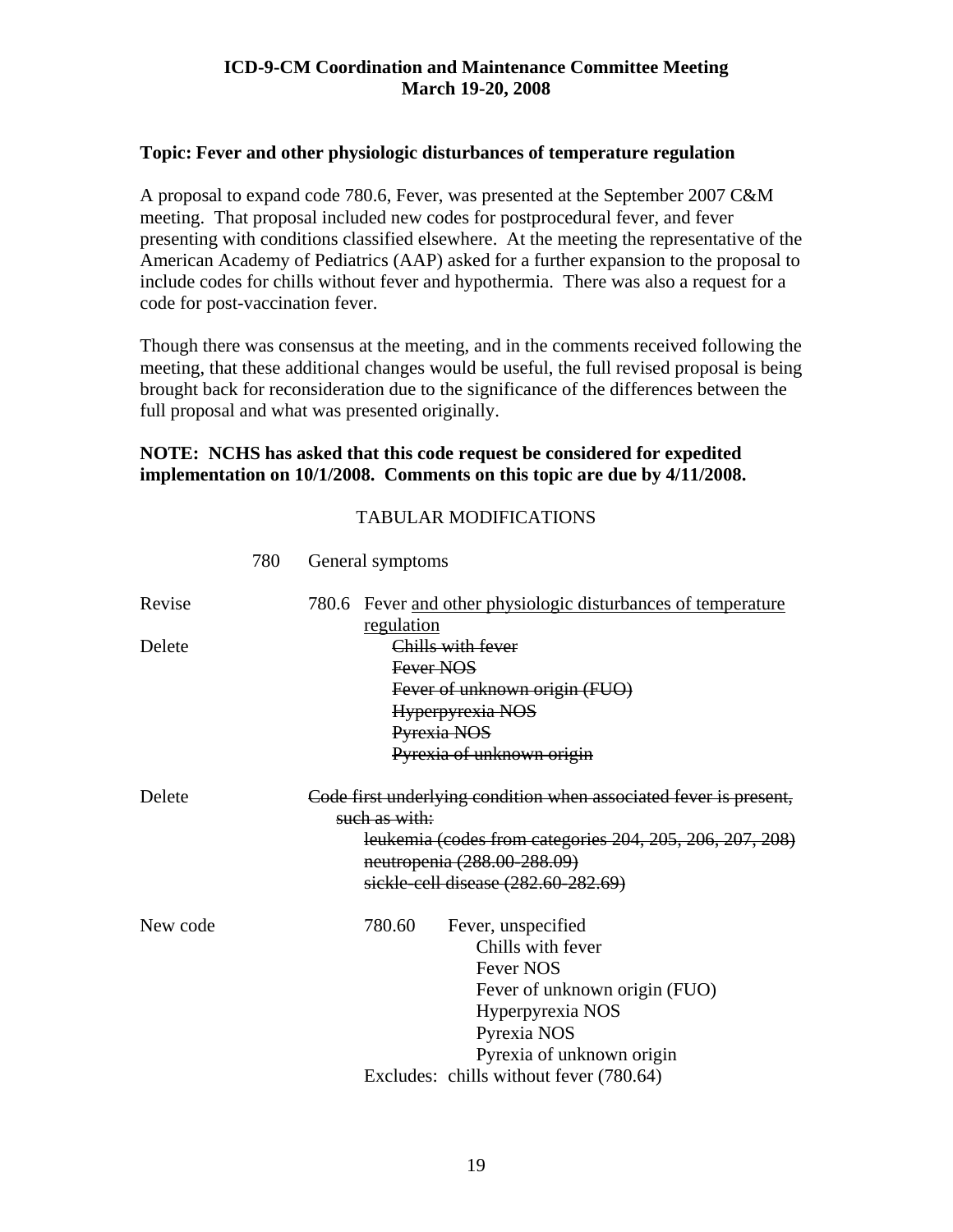**ICD-9-CM Coordination and Maintenance Committee Meeting**
**March 19-20, 2008**

**Topic: Fever and other physiologic disturbances of temperature regulation**

A proposal to expand code 780.6, Fever, was presented at the September 2007 C&M meeting. That proposal included new codes for postprocedural fever, and fever presenting with conditions classified elsewhere. At the meeting the representative of the American Academy of Pediatrics (AAP) asked for a further expansion to the proposal to include codes for chills without fever and hypothermia. There was also a request for a code for post-vaccination fever.

Though there was consensus at the meeting, and in the comments received following the meeting, that these additional changes would be useful, the full revised proposal is being brought back for reconsideration due to the significance of the differences between the full proposal and what was presented originally.

**NOTE: NCHS has asked that this code request be considered for expedited implementation on 10/1/2008. Comments on this topic are due by 4/11/2008.**

TABULAR MODIFICATIONS

780 General symptoms

Revise 780.6 Fever <u>and other physiologic disturbances of temperature regulation</u>

Delete
~~Chills with fever~~
~~Fever NOS~~
~~Fever of unknown origin (FUO)~~
~~Hyperpyrexia NOS~~
~~Pyrexia NOS~~
~~Pyrexia of unknown origin~~

Delete
~~Code first underlying condition when associated fever is present, such as with:~~
~~leukemia (codes from categories 204, 205, 206, 207, 208)~~
~~neutropenia (288.00-288.09)~~
~~sickle-cell disease (282.60-282.69)~~

New code 780.60 Fever, unspecified
Chills with fever
Fever NOS
Fever of unknown origin (FUO)
Hyperpyrexia NOS
Pyrexia NOS
Pyrexia of unknown origin
Excludes: chills without fever (780.64)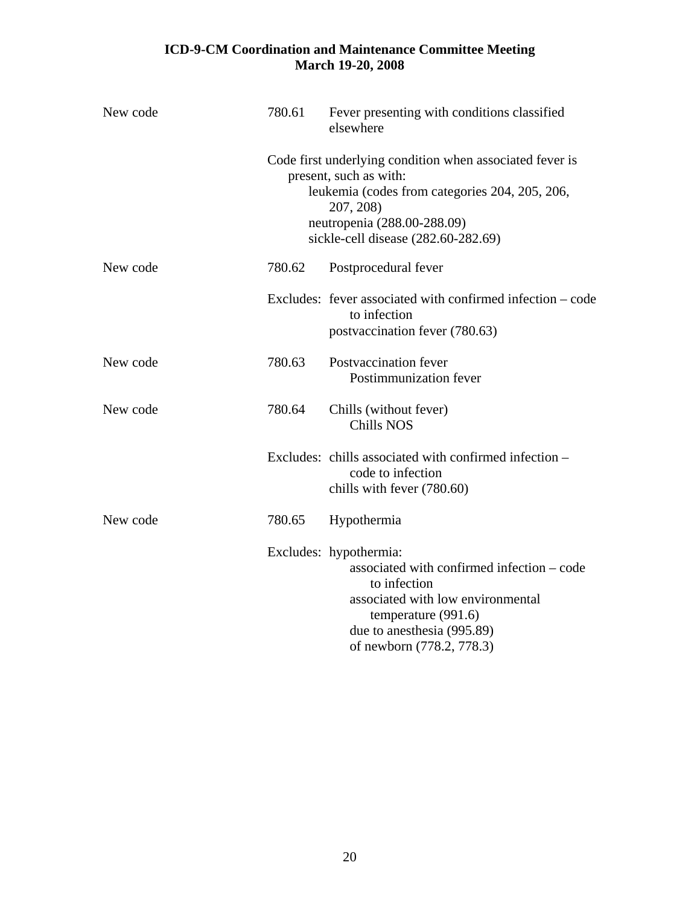New code — 780.61 Fever presenting with conditions classified elsewhere

Code first underlying condition when associated fever is present, such as with:
- leukemia (codes from categories 204, 205, 206, 207, 208)
- neutropenia (288.00-288.09)
- sickle-cell disease (282.60-282.69)

New code — 780.62 Postprocedural fever

Excludes: fever associated with confirmed infection – code to infection
- postvaccination fever (780.63)

New code — 780.63 Postvaccination fever
- Postimmunization fever

New code — 780.64 Chills (without fever)
- Chills NOS

Excludes: chills associated with confirmed infection – code to infection
- chills with fever (780.60)

New code — 780.65 Hypothermia

Excludes: hypothermia:
- associated with confirmed infection – code to infection
- associated with low environmental temperature (991.6)
- due to anesthesia (995.89)
- of newborn (778.2, 778.3)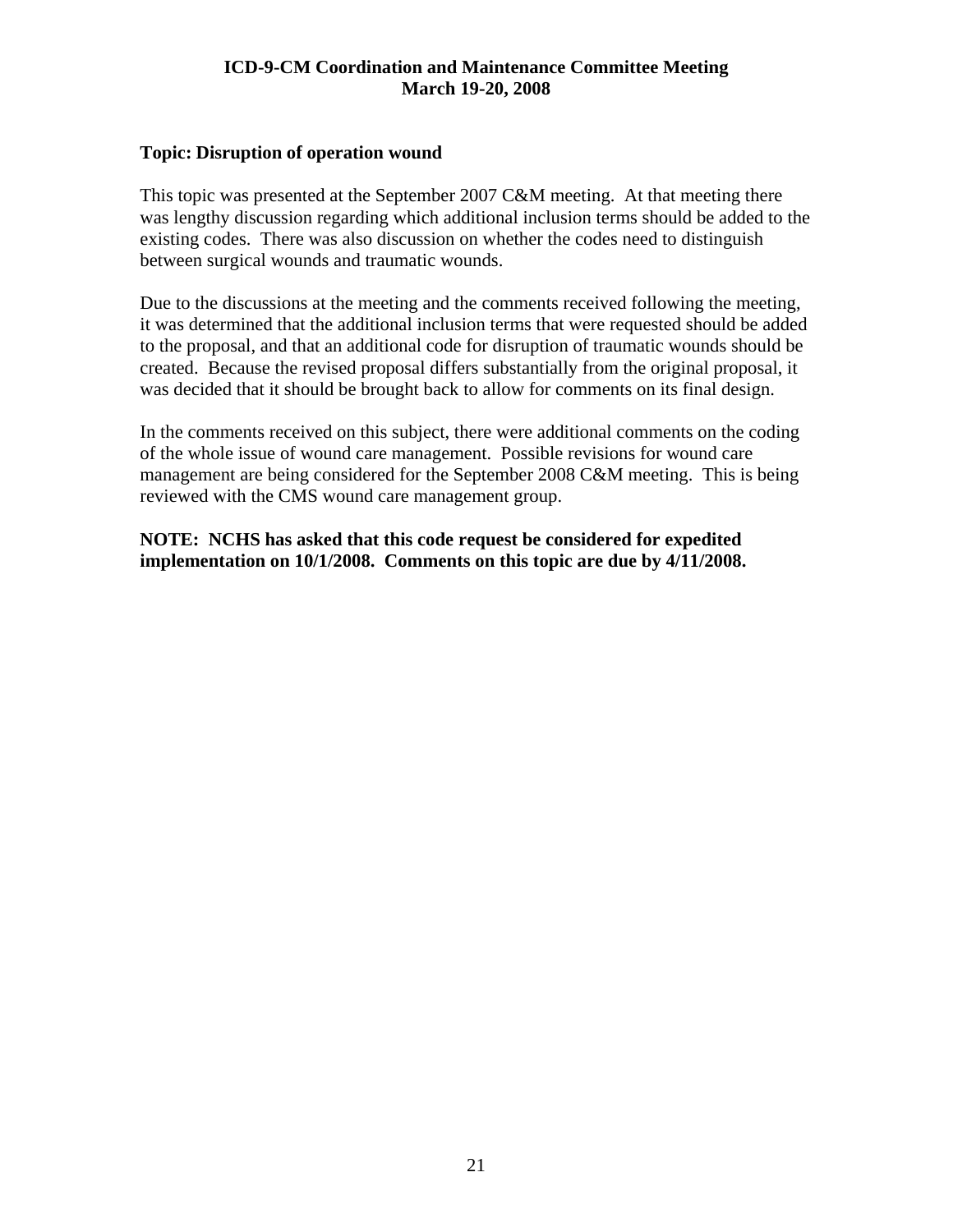**Topic: Disruption of operation wound**

This topic was presented at the September 2007 C&M meeting. At that meeting there was lengthy discussion regarding which additional inclusion terms should be added to the existing codes. There was also discussion on whether the codes need to distinguish between surgical wounds and traumatic wounds.

Due to the discussions at the meeting and the comments received following the meeting, it was determined that the additional inclusion terms that were requested should be added to the proposal, and that an additional code for disruption of traumatic wounds should be created. Because the revised proposal differs substantially from the original proposal, it was decided that it should be brought back to allow for comments on its final design.

In the comments received on this subject, there were additional comments on the coding of the whole issue of wound care management. Possible revisions for wound care management are being considered for the September 2008 C&M meeting. This is being reviewed with the CMS wound care management group.

**NOTE: NCHS has asked that this code request be considered for expedited implementation on 10/1/2008. Comments on this topic are due by 4/11/2008.**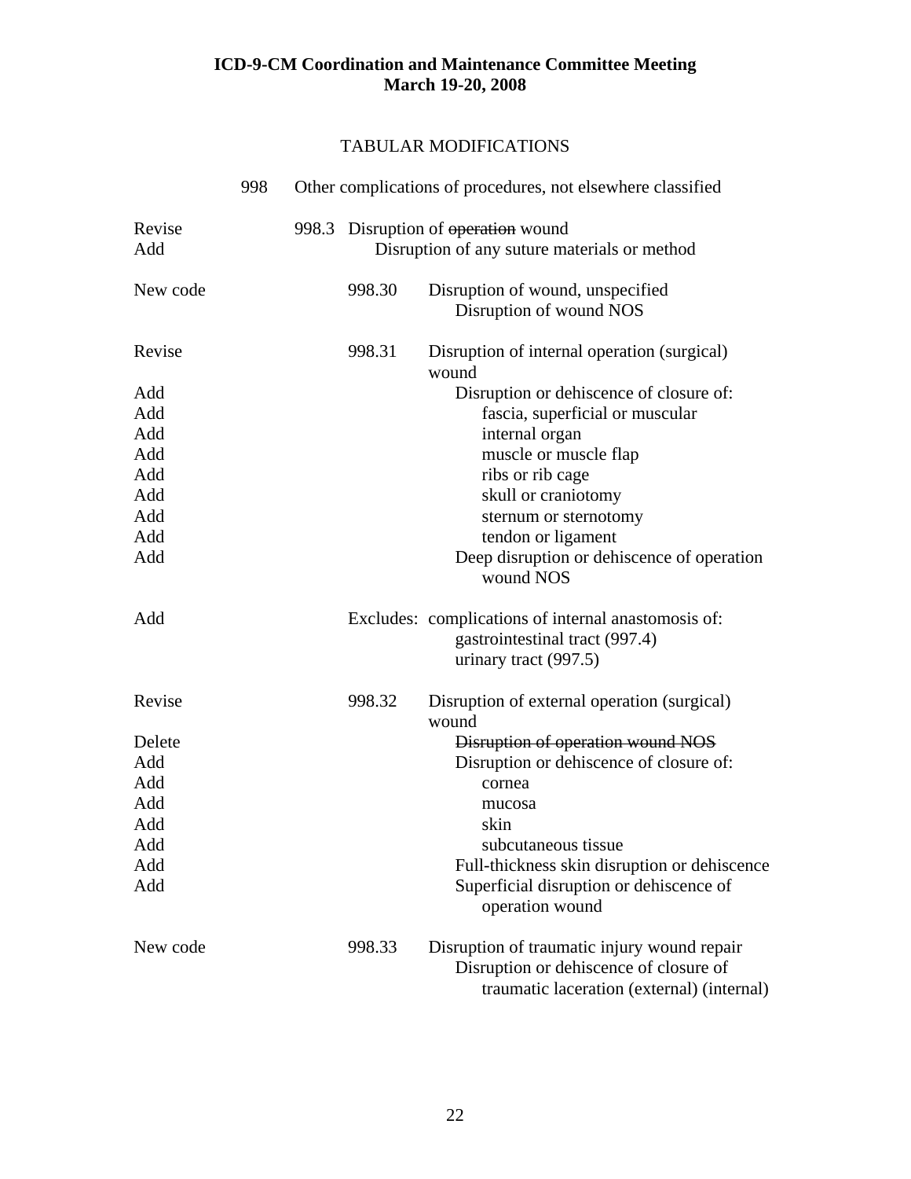**ICD-9-CM Coordination and Maintenance Committee Meeting**
**March 19-20, 2008**

TABULAR MODIFICATIONS

998 Other complications of procedures, not elsewhere classified

| | | |
|---|---|---|
| Revise | 998.3 | Disruption of ~~operation~~ wound |
| Add | | Disruption of any suture materials or method |
| | | |
| New code | 998.30 | Disruption of wound, unspecified |
| | | Disruption of wound NOS |
| | | |
| Revise | 998.31 | Disruption of internal operation (surgical) wound |
| Add | | Disruption or dehiscence of closure of: |
| Add | | fascia, superficial or muscular |
| Add | | internal organ |
| Add | | muscle or muscle flap |
| Add | | ribs or rib cage |
| Add | | skull or craniotomy |
| Add | | sternum or sternotomy |
| Add | | tendon or ligament |
| Add | | Deep disruption or dehiscence of operation wound NOS |
| | | |
| Add | | Excludes: complications of internal anastomosis of: |
| | | gastrointestinal tract (997.4) |
| | | urinary tract (997.5) |
| | | |
| Revise | 998.32 | Disruption of external operation (surgical) wound |
| Delete | | ~~Disruption of operation wound NOS~~ |
| Add | | Disruption or dehiscence of closure of: |
| Add | | cornea |
| Add | | mucosa |
| Add | | skin |
| Add | | subcutaneous tissue |
| Add | | Full-thickness skin disruption or dehiscence |
| Add | | Superficial disruption or dehiscence of operation wound |
| | | |
| New code | 998.33 | Disruption of traumatic injury wound repair |
| | | Disruption or dehiscence of closure of traumatic laceration (external) (internal) |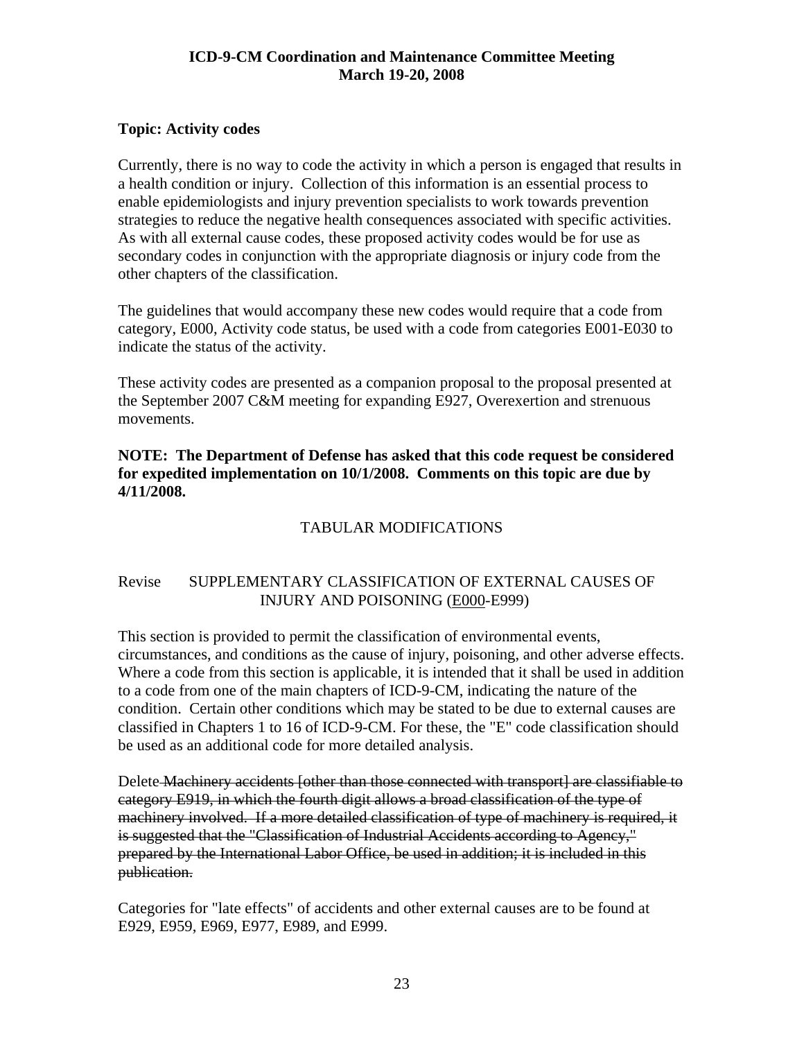**ICD-9-CM Coordination and Maintenance Committee Meeting**
**March 19-20, 2008**

**Topic: Activity codes**

Currently, there is no way to code the activity in which a person is engaged that results in a health condition or injury. Collection of this information is an essential process to enable epidemiologists and injury prevention specialists to work towards prevention strategies to reduce the negative health consequences associated with specific activities. As with all external cause codes, these proposed activity codes would be for use as secondary codes in conjunction with the appropriate diagnosis or injury code from the other chapters of the classification.

The guidelines that would accompany these new codes would require that a code from category, E000, Activity code status, be used with a code from categories E001-E030 to indicate the status of the activity.

These activity codes are presented as a companion proposal to the proposal presented at the September 2007 C&M meeting for expanding E927, Overexertion and strenuous movements.

**NOTE: The Department of Defense has asked that this code request be considered for expedited implementation on 10/1/2008. Comments on this topic are due by 4/11/2008.**

TABULAR MODIFICATIONS

Revise SUPPLEMENTARY CLASSIFICATION OF EXTERNAL CAUSES OF INJURY AND POISONING (<u>E000</u>-E999)

This section is provided to permit the classification of environmental events, circumstances, and conditions as the cause of injury, poisoning, and other adverse effects. Where a code from this section is applicable, it is intended that it shall be used in addition to a code from one of the main chapters of ICD-9-CM, indicating the nature of the condition. Certain other conditions which may be stated to be due to external causes are classified in Chapters 1 to 16 of ICD-9-CM. For these, the "E" code classification should be used as an additional code for more detailed analysis.

Delete ~~Machinery accidents [other than those connected with transport] are classifiable to category E919, in which the fourth digit allows a broad classification of the type of machinery involved. If a more detailed classification of type of machinery is required, it is suggested that the "Classification of Industrial Accidents according to Agency," prepared by the International Labor Office, be used in addition; it is included in this publication.~~

Categories for "late effects" of accidents and other external causes are to be found at E929, E959, E969, E977, E989, and E999.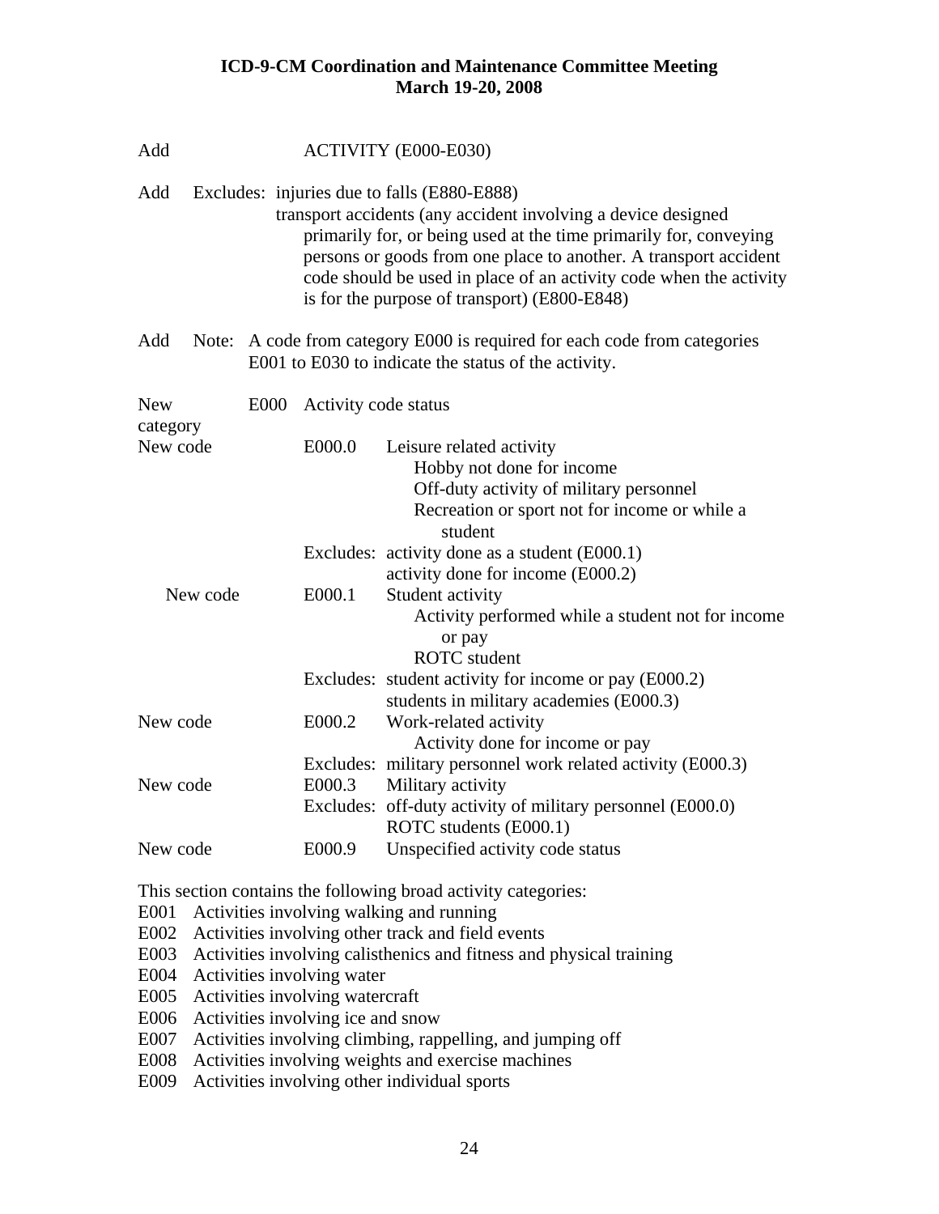Add ACTIVITY (E000-E030)

Add Excludes: injuries due to falls (E880-E888)
transport accidents (any accident involving a device designed primarily for, or being used at the time primarily for, conveying persons or goods from one place to another. A transport accident code should be used in place of an activity code when the activity is for the purpose of transport) (E800-E848)

Add Note: A code from category E000 is required for each code from categories E001 to E030 to indicate the status of the activity.

New category E000 Activity code status

New code E000.0 Leisure related activity
- Hobby not done for income
- Off-duty activity of military personnel
- Recreation or sport not for income or while a student

Excludes: activity done as a student (E000.1)
activity done for income (E000.2)

New code E000.1 Student activity
- Activity performed while a student not for income or pay
- ROTC student

Excludes: student activity for income or pay (E000.2)
students in military academies (E000.3)

New code E000.2 Work-related activity
- Activity done for income or pay

Excludes: military personnel work related activity (E000.3)

New code E000.3 Military activity

Excludes: off-duty activity of military personnel (E000.0)
ROTC students (E000.1)

New code E000.9 Unspecified activity code status

This section contains the following broad activity categories:

E001 Activities involving walking and running
E002 Activities involving other track and field events
E003 Activities involving calisthenics and fitness and physical training
E004 Activities involving water
E005 Activities involving watercraft
E006 Activities involving ice and snow
E007 Activities involving climbing, rappelling, and jumping off
E008 Activities involving weights and exercise machines
E009 Activities involving other individual sports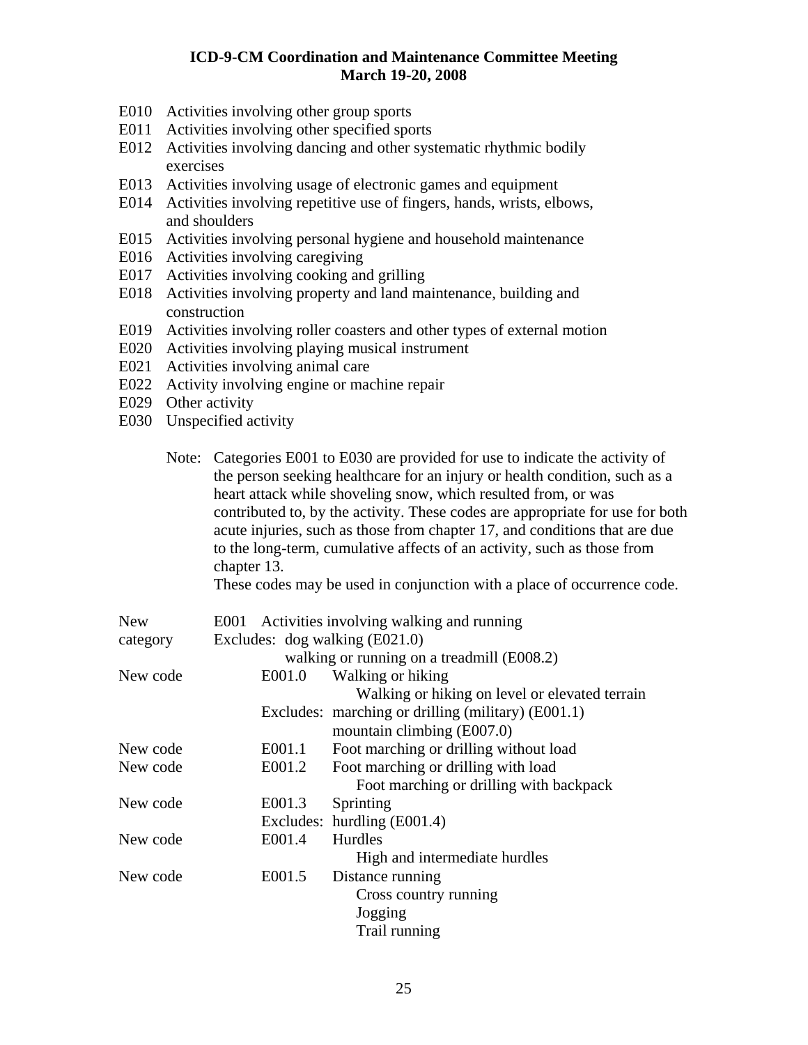E010 Activities involving other group sports
E011 Activities involving other specified sports
E012 Activities involving dancing and other systematic rhythmic bodily exercises
E013 Activities involving usage of electronic games and equipment
E014 Activities involving repetitive use of fingers, hands, wrists, elbows, and shoulders
E015 Activities involving personal hygiene and household maintenance
E016 Activities involving caregiving
E017 Activities involving cooking and grilling
E018 Activities involving property and land maintenance, building and construction
E019 Activities involving roller coasters and other types of external motion
E020 Activities involving playing musical instrument
E021 Activities involving animal care
E022 Activity involving engine or machine repair
E029 Other activity
E030 Unspecified activity

Note: Categories E001 to E030 are provided for use to indicate the activity of the person seeking healthcare for an injury or health condition, such as a heart attack while shoveling snow, which resulted from, or was contributed to, by the activity. These codes are appropriate for use for both acute injuries, such as those from chapter 17, and conditions that are due to the long-term, cumulative affects of an activity, such as those from chapter 13.
These codes may be used in conjunction with a place of occurrence code.

| | | | |
|---|---|---|---|
| New category | E001 Activities involving walking and running | | |
| | Excludes: dog walking (E021.0) | | |
| | walking or running on a treadmill (E008.2) | | |
| New code | E001.0 | Walking or hiking | |
| | | Walking or hiking on level or elevated terrain | |
| | Excludes: | marching or drilling (military) (E001.1) | |
| | | mountain climbing (E007.0) | |
| New code | E001.1 | Foot marching or drilling without load | |
| New code | E001.2 | Foot marching or drilling with load | |
| | | Foot marching or drilling with backpack | |
| New code | E001.3 | Sprinting | |
| | Excludes: | hurdling (E001.4) | |
| New code | E001.4 | Hurdles | |
| | | High and intermediate hurdles | |
| New code | E001.5 | Distance running | |
| | | Cross country running | |
| | | Jogging | |
| | | Trail running | |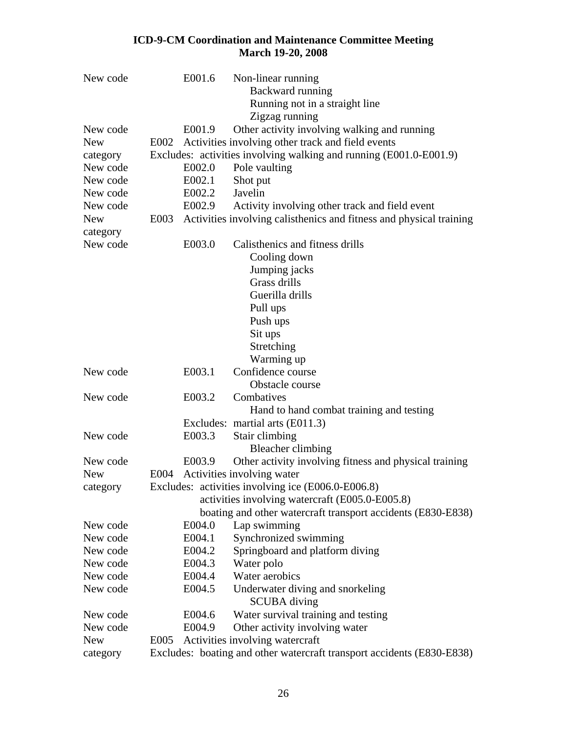New code E001.6 Non-linear running
    Backward running
    Running not in a straight line
    Zigzag running
New code E001.9 Other activity involving walking and running

New category E002 Activities involving other track and field events
    Excludes: activities involving walking and running (E001.0-E001.9)

New code E002.0 Pole vaulting
New code E002.1 Shot put
New code E002.2 Javelin
New code E002.9 Activity involving other track and field event

New category E003 Activities involving calisthenics and fitness and physical training

New code E003.0 Calisthenics and fitness drills
    Cooling down
    Jumping jacks
    Grass drills
    Guerilla drills
    Pull ups
    Push ups
    Sit ups
    Stretching
    Warming up
New code E003.1 Confidence course
    Obstacle course
New code E003.2 Combatives
    Hand to hand combat training and testing
    Excludes: martial arts (E011.3)
New code E003.3 Stair climbing
    Bleacher climbing
New code E003.9 Other activity involving fitness and physical training

New category E004 Activities involving water
    Excludes: activities involving ice (E006.0-E006.8)
    activities involving watercraft (E005.0-E005.8)
    boating and other watercraft transport accidents (E830-E838)

New code E004.0 Lap swimming
New code E004.1 Synchronized swimming
New code E004.2 Springboard and platform diving
New code E004.3 Water polo
New code E004.4 Water aerobics
New code E004.5 Underwater diving and snorkeling
    SCUBA diving
New code E004.6 Water survival training and testing
New code E004.9 Other activity involving water

New category E005 Activities involving watercraft
    Excludes: boating and other watercraft transport accidents (E830-E838)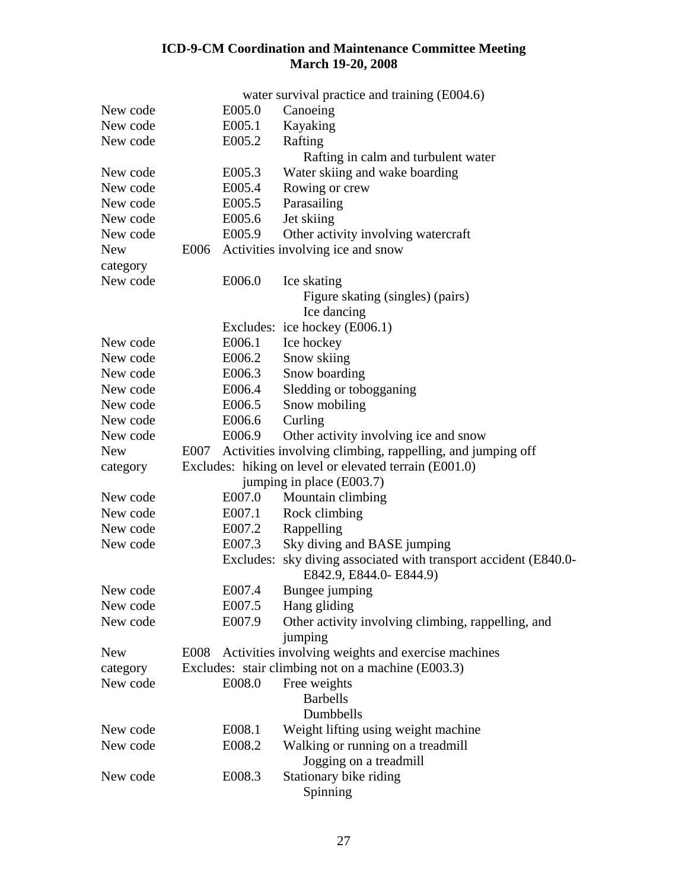water survival practice and training (E004.6)

| | | | |
|---|---|---|---|
| New code | | E005.0 | Canoeing |
| New code | | E005.1 | Kayaking |
| New code | | E005.2 | Rafting<br>Rafting in calm and turbulent water |
| New code | | E005.3 | Water skiing and wake boarding |
| New code | | E005.4 | Rowing or crew |
| New code | | E005.5 | Parasailing |
| New code | | E005.6 | Jet skiing |
| New code | | E005.9 | Other activity involving watercraft |
| New category | E006 | Activities involving ice and snow | |
| New code | | E006.0 | Ice skating<br>Figure skating (singles) (pairs)<br>Ice dancing |
| | | Excludes: | ice hockey (E006.1) |
| New code | | E006.1 | Ice hockey |
| New code | | E006.2 | Snow skiing |
| New code | | E006.3 | Snow boarding |
| New code | | E006.4 | Sledding or tobogganing |
| New code | | E006.5 | Snow mobiling |
| New code | | E006.6 | Curling |
| New code | | E006.9 | Other activity involving ice and snow |
| New category | E007 | Activities involving climbing, rappelling, and jumping off<br>Excludes: hiking on level or elevated terrain (E001.0)<br>jumping in place (E003.7) | |
| New code | | E007.0 | Mountain climbing |
| New code | | E007.1 | Rock climbing |
| New code | | E007.2 | Rappelling |
| New code | | E007.3 | Sky diving and BASE jumping |
| | | Excludes: | sky diving associated with transport accident (E840.0-E842.9, E844.0- E844.9) |
| New code | | E007.4 | Bungee jumping |
| New code | | E007.5 | Hang gliding |
| New code | | E007.9 | Other activity involving climbing, rappelling, and jumping |
| New category | E008 | Activities involving weights and exercise machines<br>Excludes: stair climbing not on a machine (E003.3) | |
| New code | | E008.0 | Free weights<br>Barbells<br>Dumbbells |
| New code | | E008.1 | Weight lifting using weight machine |
| New code | | E008.2 | Walking or running on a treadmill<br>Jogging on a treadmill |
| New code | | E008.3 | Stationary bike riding<br>Spinning |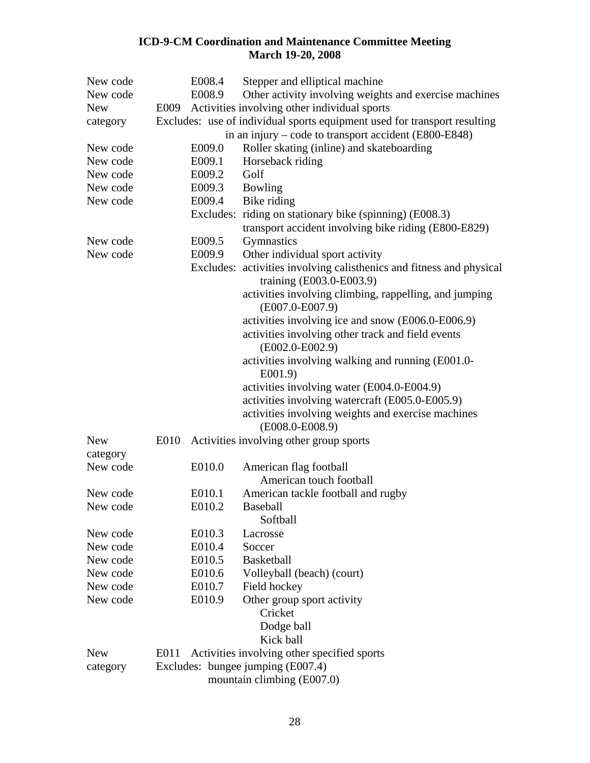**ICD-9-CM Coordination and Maintenance Committee Meeting**
**March 19-20, 2008**

| | | | |
|---|---|---|---|
| New code | | E008.4 | Stepper and elliptical machine |
| New code | | E008.9 | Other activity involving weights and exercise machines |
| New category | E009 | | Activities involving other individual sports<br>Excludes: use of individual sports equipment used for transport resulting in an injury – code to transport accident (E800-E848) |
| New code | | E009.0 | Roller skating (inline) and skateboarding |
| New code | | E009.1 | Horseback riding |
| New code | | E009.2 | Golf |
| New code | | E009.3 | Bowling |
| New code | | E009.4 | Bike riding<br>Excludes: riding on stationary bike (spinning) (E008.3)<br>transport accident involving bike riding (E800-E829) |
| New code | | E009.5 | Gymnastics |
| New code | | E009.9 | Other individual sport activity<br>Excludes: activities involving calisthenics and fitness and physical training (E003.0-E003.9)<br>activities involving climbing, rappelling, and jumping (E007.0-E007.9)<br>activities involving ice and snow (E006.0-E006.9)<br>activities involving other track and field events (E002.0-E002.9)<br>activities involving walking and running (E001.0-E001.9)<br>activities involving water (E004.0-E004.9)<br>activities involving watercraft (E005.0-E005.9)<br>activities involving weights and exercise machines (E008.0-E008.9) |
| New category | E010 | | Activities involving other group sports |
| New code | | E010.0 | American flag football<br>American touch football |
| New code | | E010.1 | American tackle football and rugby |
| New code | | E010.2 | Baseball<br>Softball |
| New code | | E010.3 | Lacrosse |
| New code | | E010.4 | Soccer |
| New code | | E010.5 | Basketball |
| New code | | E010.6 | Volleyball (beach) (court) |
| New code | | E010.7 | Field hockey |
| New code | | E010.9 | Other group sport activity<br>Cricket<br>Dodge ball<br>Kick ball |
| New category | E011 | | Activities involving other specified sports<br>Excludes: bungee jumping (E007.4)<br>mountain climbing (E007.0) |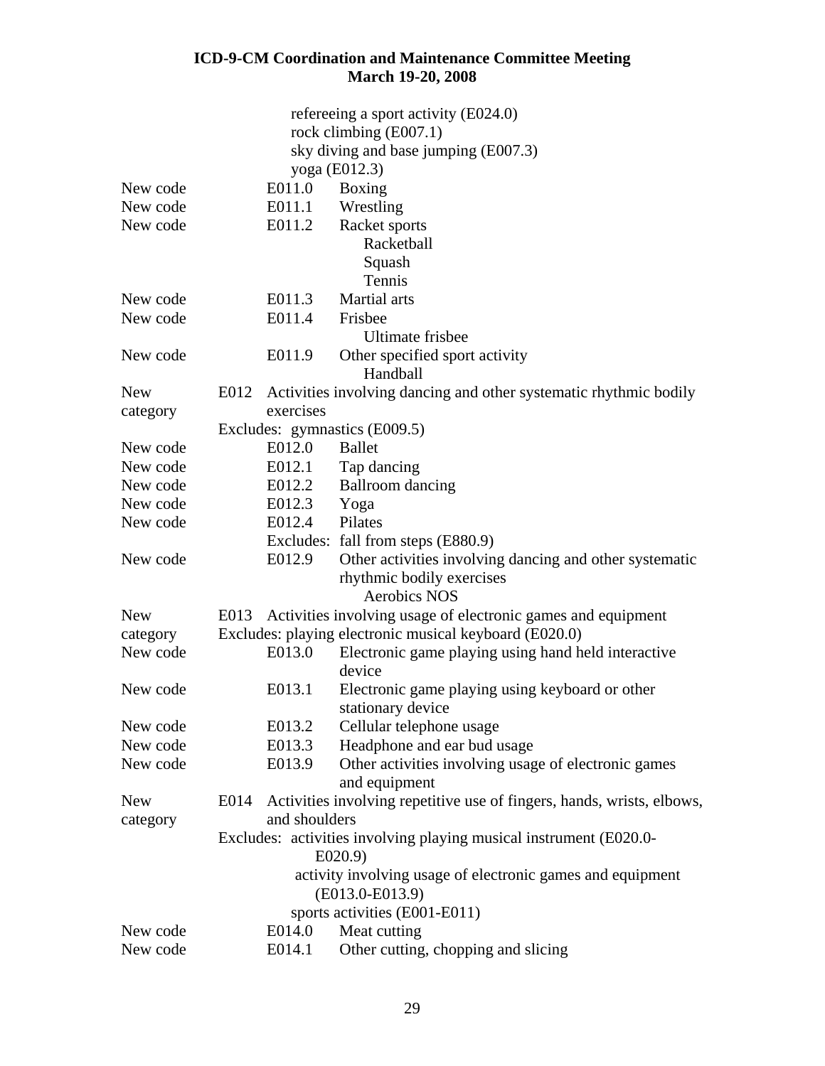refereeing a sport activity (E024.0)
rock climbing (E007.1)
sky diving and base jumping (E007.3)
yoga (E012.3)

| | | |
|---|---|---|
| New code | E011.0 | Boxing |
| New code | E011.1 | Wrestling |
| New code | E011.2 | Racket sports<br>Racketball<br>Squash<br>Tennis |
| New code | E011.3 | Martial arts |
| New code | E011.4 | Frisbee<br>Ultimate frisbee |
| New code | E011.9 | Other specified sport activity<br>Handball |
| New category | E012 | Activities involving dancing and other systematic rhythmic bodily exercises<br>Excludes: gymnastics (E009.5) |
| New code | E012.0 | Ballet |
| New code | E012.1 | Tap dancing |
| New code | E012.2 | Ballroom dancing |
| New code | E012.3 | Yoga |
| New code | E012.4 | Pilates<br>Excludes: fall from steps (E880.9) |
| New code | E012.9 | Other activities involving dancing and other systematic rhythmic bodily exercises<br>Aerobics NOS |
| New category | E013 | Activities involving usage of electronic games and equipment<br>Excludes: playing electronic musical keyboard (E020.0) |
| New code | E013.0 | Electronic game playing using hand held interactive device |
| New code | E013.1 | Electronic game playing using keyboard or other stationary device |
| New code | E013.2 | Cellular telephone usage |
| New code | E013.3 | Headphone and ear bud usage |
| New code | E013.9 | Other activities involving usage of electronic games and equipment |
| New category | E014 | Activities involving repetitive use of fingers, hands, wrists, elbows, and shoulders<br>Excludes: activities involving playing musical instrument (E020.0-E020.9)<br>activity involving usage of electronic games and equipment (E013.0-E013.9)<br>sports activities (E001-E011) |
| New code | E014.0 | Meat cutting |
| New code | E014.1 | Other cutting, chopping and slicing |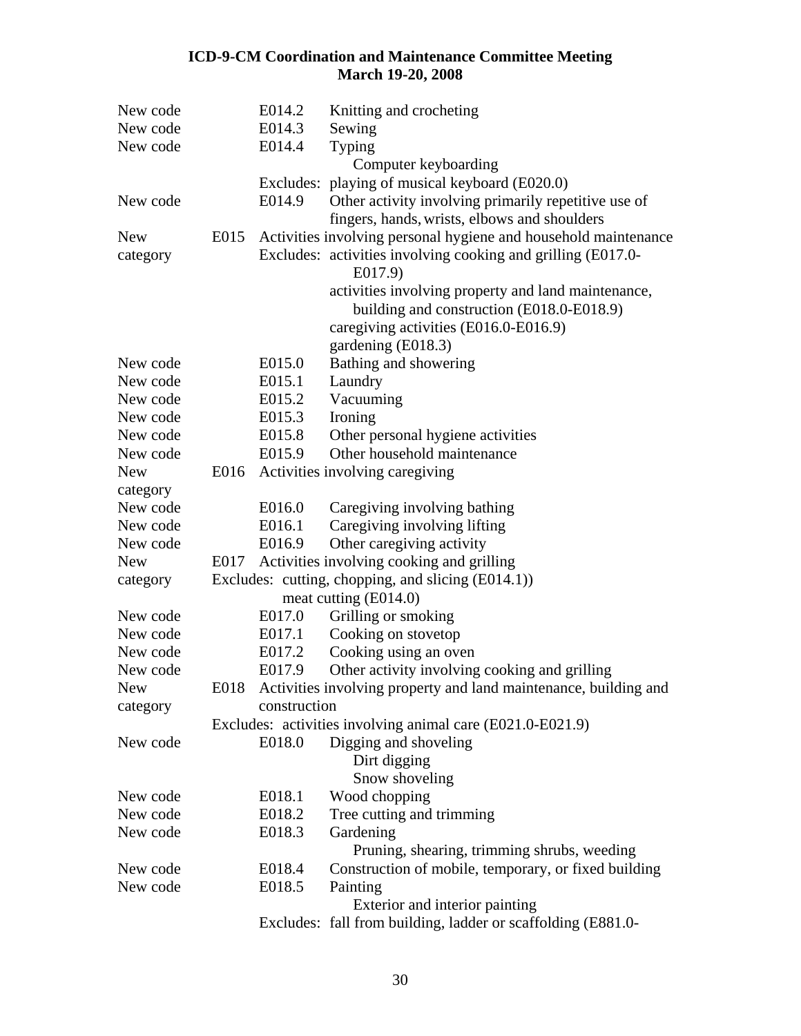| | | | |
|---|---|---|---|
| New code | | E014.2 | Knitting and crocheting |
| New code | | E014.3 | Sewing |
| New code | | E014.4 | Typing |
| | | | Computer keyboarding |
| | | Excludes: | playing of musical keyboard (E020.0) |
| New code | | E014.9 | Other activity involving primarily repetitive use of fingers, hands, wrists, elbows and shoulders |
| New category | E015 | Activities involving personal hygiene and household maintenance | |
| | | Excludes: | activities involving cooking and grilling (E017.0-E017.9) |
| | | | activities involving property and land maintenance, building and construction (E018.0-E018.9) |
| | | | caregiving activities (E016.0-E016.9) |
| | | | gardening (E018.3) |
| New code | | E015.0 | Bathing and showering |
| New code | | E015.1 | Laundry |
| New code | | E015.2 | Vacuuming |
| New code | | E015.3 | Ironing |
| New code | | E015.8 | Other personal hygiene activities |
| New code | | E015.9 | Other household maintenance |
| New category | E016 | Activities involving caregiving | |
| New code | | E016.0 | Caregiving involving bathing |
| New code | | E016.1 | Caregiving involving lifting |
| New code | | E016.9 | Other caregiving activity |
| New category | E017 | Activities involving cooking and grilling | |
| | Excludes: | cutting, chopping, and slicing (E014.1)) | |
| | | meat cutting (E014.0) | |
| New code | | E017.0 | Grilling or smoking |
| New code | | E017.1 | Cooking on stovetop |
| New code | | E017.2 | Cooking using an oven |
| New code | | E017.9 | Other activity involving cooking and grilling |
| New category | E018 | Activities involving property and land maintenance, building and construction | |
| | Excludes: | activities involving animal care (E021.0-E021.9) | |
| New code | | E018.0 | Digging and shoveling |
| | | | Dirt digging |
| | | | Snow shoveling |
| New code | | E018.1 | Wood chopping |
| New code | | E018.2 | Tree cutting and trimming |
| New code | | E018.3 | Gardening |
| | | | Pruning, shearing, trimming shrubs, weeding |
| New code | | E018.4 | Construction of mobile, temporary, or fixed building |
| New code | | E018.5 | Painting |
| | | | Exterior and interior painting |
| | | Excludes: | fall from building, ladder or scaffolding (E881.0- |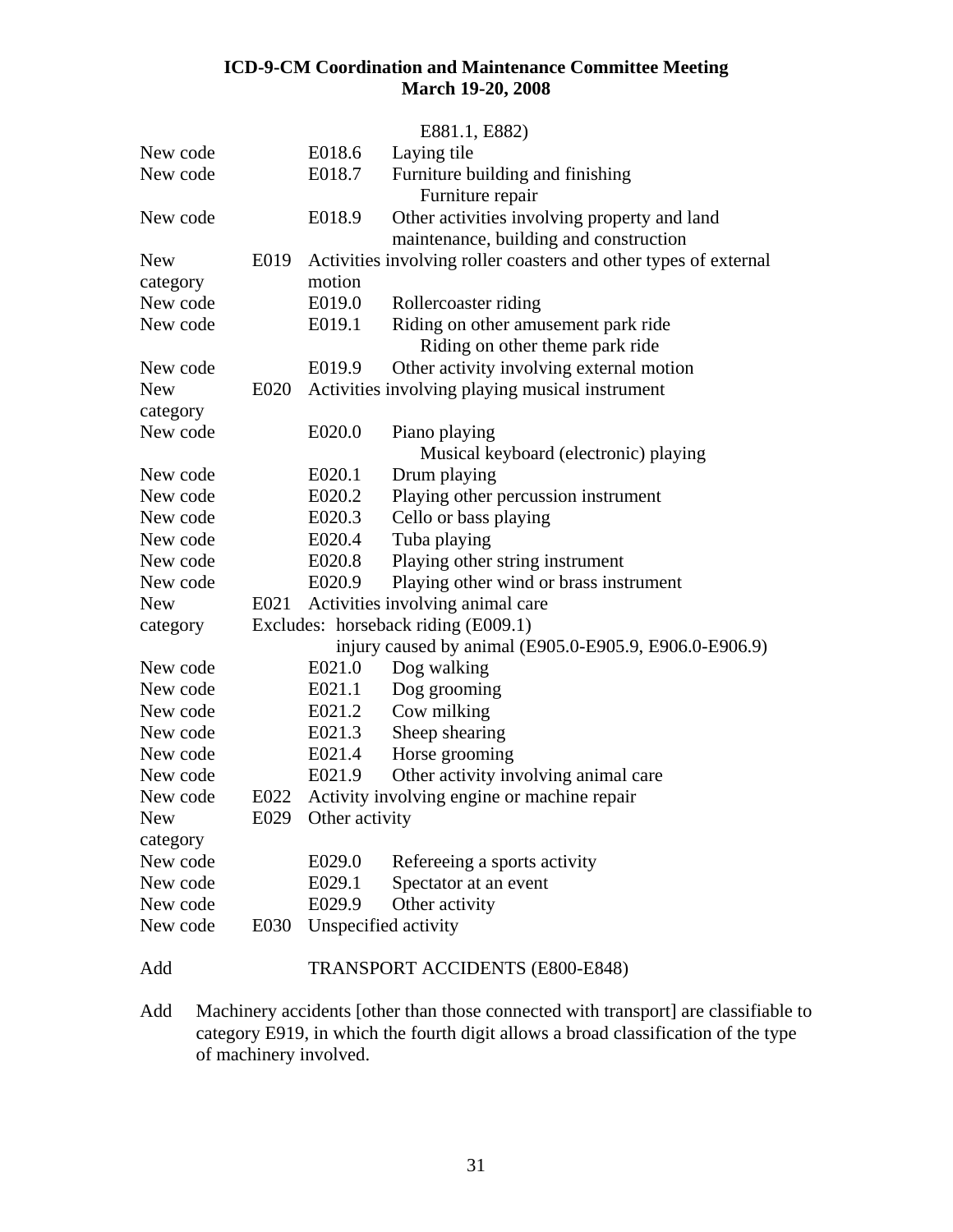E881.1, E882)

| | | | |
|---|---|---|---|
| New code | | E018.6 | Laying tile |
| New code | | E018.7 | Furniture building and finishing<br>Furniture repair |
| New code | | E018.9 | Other activities involving property and land maintenance, building and construction |
| New category | E019 | Activities involving roller coasters and other types of external motion | |
| New code | | E019.0 | Rollercoaster riding |
| New code | | E019.1 | Riding on other amusement park ride<br>Riding on other theme park ride |
| New code | | E019.9 | Other activity involving external motion |
| New category | E020 | Activities involving playing musical instrument | |
| New code | | E020.0 | Piano playing<br>Musical keyboard (electronic) playing |
| New code | | E020.1 | Drum playing |
| New code | | E020.2 | Playing other percussion instrument |
| New code | | E020.3 | Cello or bass playing |
| New code | | E020.4 | Tuba playing |
| New code | | E020.8 | Playing other string instrument |
| New code | | E020.9 | Playing other wind or brass instrument |
| New category | E021 | Activities involving animal care<br>Excludes: horseback riding (E009.1)<br>injury caused by animal (E905.0-E905.9, E906.0-E906.9) | |
| New code | | E021.0 | Dog walking |
| New code | | E021.1 | Dog grooming |
| New code | | E021.2 | Cow milking |
| New code | | E021.3 | Sheep shearing |
| New code | | E021.4 | Horse grooming |
| New code | | E021.9 | Other activity involving animal care |
| New code | E022 | Activity involving engine or machine repair | |
| New category | E029 | Other activity | |
| New code | | E029.0 | Refereeing a sports activity |
| New code | | E029.1 | Spectator at an event |
| New code | | E029.9 | Other activity |
| New code | E030 | Unspecified activity | |

Add TRANSPORT ACCIDENTS (E800-E848)

Add Machinery accidents [other than those connected with transport] are classifiable to category E919, in which the fourth digit allows a broad classification of the type of machinery involved.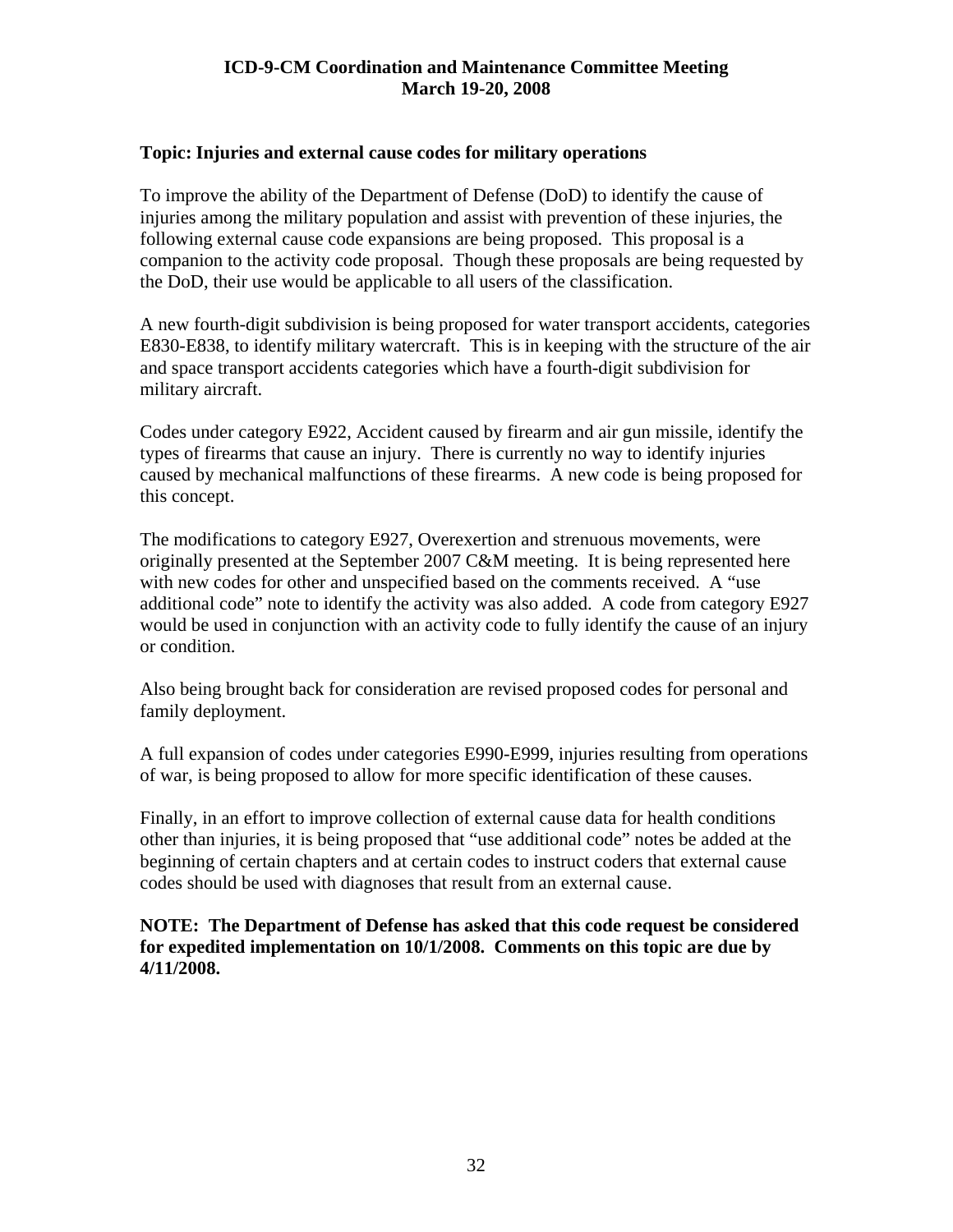**ICD-9-CM Coordination and Maintenance Committee Meeting**
**March 19-20, 2008**

**Topic: Injuries and external cause codes for military operations**

To improve the ability of the Department of Defense (DoD) to identify the cause of injuries among the military population and assist with prevention of these injuries, the following external cause code expansions are being proposed. This proposal is a companion to the activity code proposal. Though these proposals are being requested by the DoD, their use would be applicable to all users of the classification.

A new fourth-digit subdivision is being proposed for water transport accidents, categories E830-E838, to identify military watercraft. This is in keeping with the structure of the air and space transport accidents categories which have a fourth-digit subdivision for military aircraft.

Codes under category E922, Accident caused by firearm and air gun missile, identify the types of firearms that cause an injury. There is currently no way to identify injuries caused by mechanical malfunctions of these firearms. A new code is being proposed for this concept.

The modifications to category E927, Overexertion and strenuous movements, were originally presented at the September 2007 C&M meeting. It is being represented here with new codes for other and unspecified based on the comments received. A "use additional code" note to identify the activity was also added. A code from category E927 would be used in conjunction with an activity code to fully identify the cause of an injury or condition.

Also being brought back for consideration are revised proposed codes for personal and family deployment.

A full expansion of codes under categories E990-E999, injuries resulting from operations of war, is being proposed to allow for more specific identification of these causes.

Finally, in an effort to improve collection of external cause data for health conditions other than injuries, it is being proposed that "use additional code" notes be added at the beginning of certain chapters and at certain codes to instruct coders that external cause codes should be used with diagnoses that result from an external cause.

**NOTE: The Department of Defense has asked that this code request be considered for expedited implementation on 10/1/2008. Comments on this topic are due by 4/11/2008.**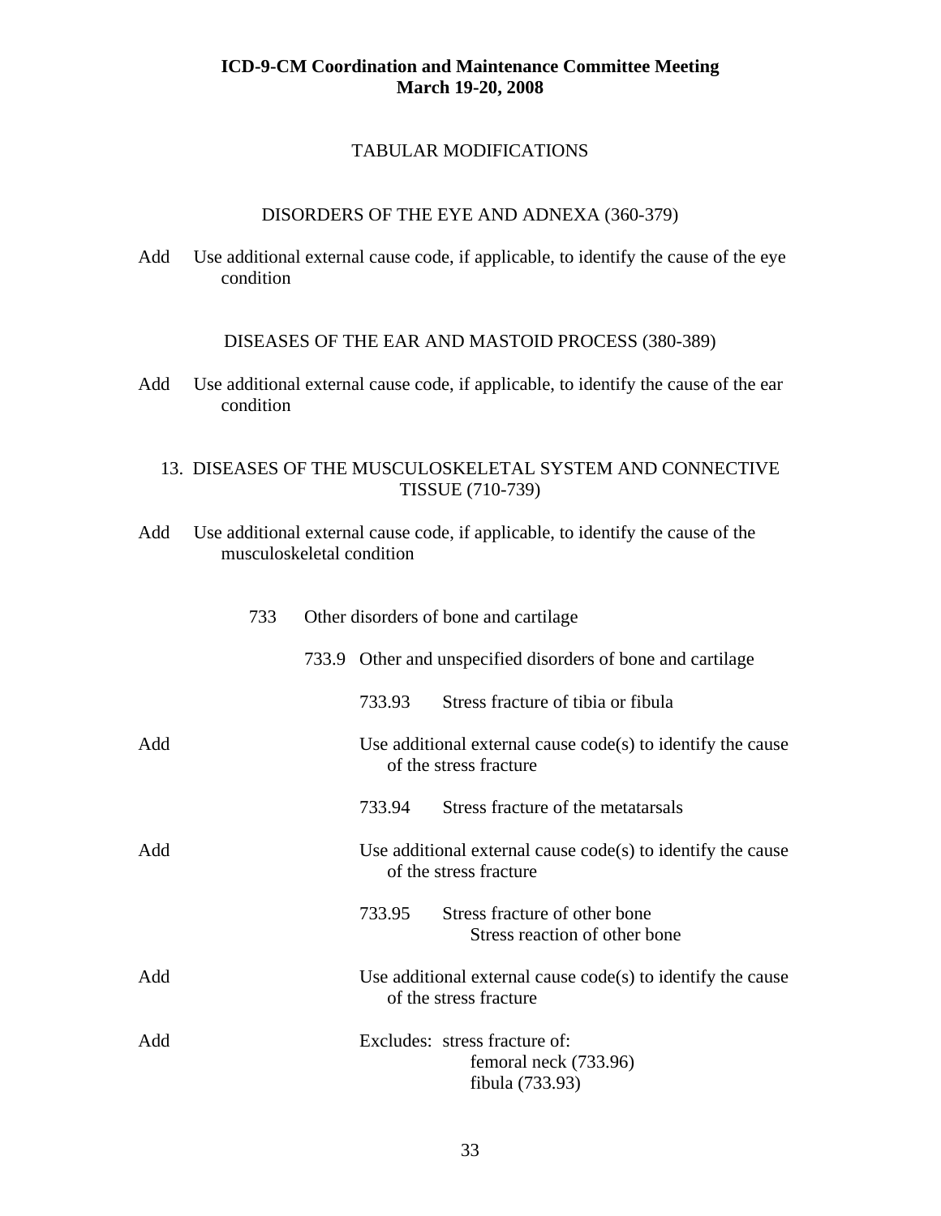**ICD-9-CM Coordination and Maintenance Committee Meeting**
**March 19-20, 2008**

TABULAR MODIFICATIONS

DISORDERS OF THE EYE AND ADNEXA (360-379)

Add Use additional external cause code, if applicable, to identify the cause of the eye condition

DISEASES OF THE EAR AND MASTOID PROCESS (380-389)

Add Use additional external cause code, if applicable, to identify the cause of the ear condition

13. DISEASES OF THE MUSCULOSKELETAL SYSTEM AND CONNECTIVE TISSUE (710-739)

Add Use additional external cause code, if applicable, to identify the cause of the musculoskeletal condition

733 Other disorders of bone and cartilage

733.9 Other and unspecified disorders of bone and cartilage

733.93 Stress fracture of tibia or fibula

Add Use additional external cause code(s) to identify the cause of the stress fracture

733.94 Stress fracture of the metatarsals

Add Use additional external cause code(s) to identify the cause of the stress fracture

733.95 Stress fracture of other bone
Stress reaction of other bone

Add Use additional external cause code(s) to identify the cause of the stress fracture

Add Excludes: stress fracture of:
femoral neck (733.96)
fibula (733.93)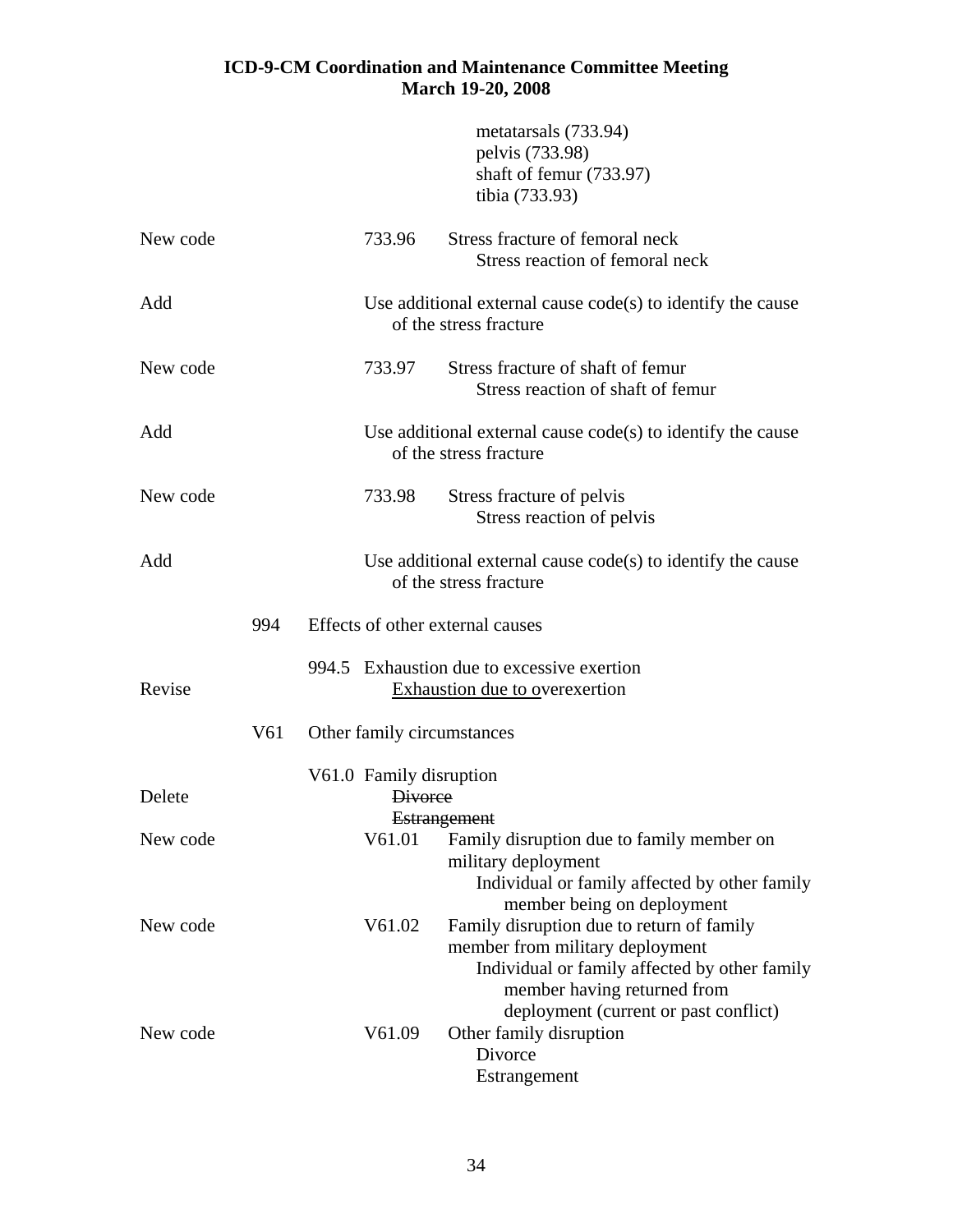metatarsals (733.94)
pelvis (733.98)
shaft of femur (733.97)
tibia (733.93)

| | | | |
|---|---|---|---|
| New code | 733.96 | Stress fracture of femoral neck<br>Stress reaction of femoral neck | |
| Add | | Use additional external cause code(s) to identify the cause of the stress fracture | |
| New code | 733.97 | Stress fracture of shaft of femur<br>Stress reaction of shaft of femur | |
| Add | | Use additional external cause code(s) to identify the cause of the stress fracture | |
| New code | 733.98 | Stress fracture of pelvis<br>Stress reaction of pelvis | |
| Add | | Use additional external cause code(s) to identify the cause of the stress fracture | |

994 Effects of other external causes

994.5 Exhaustion due to excessive exertion

| | |
|---|---|
| Revise | <u>Exhaustion due to o</u>verexertion |

V61 Other family circumstances

V61.0 Family disruption

| | | |
|---|---|---|
| Delete | | ~~Divorce~~<br>~~Estrangement~~ |
| New code | V61.01 | Family disruption due to family member on military deployment<br>Individual or family affected by other family member being on deployment |
| New code | V61.02 | Family disruption due to return of family member from military deployment<br>Individual or family affected by other family member having returned from deployment (current or past conflict) |
| New code | V61.09 | Other family disruption<br>Divorce<br>Estrangement |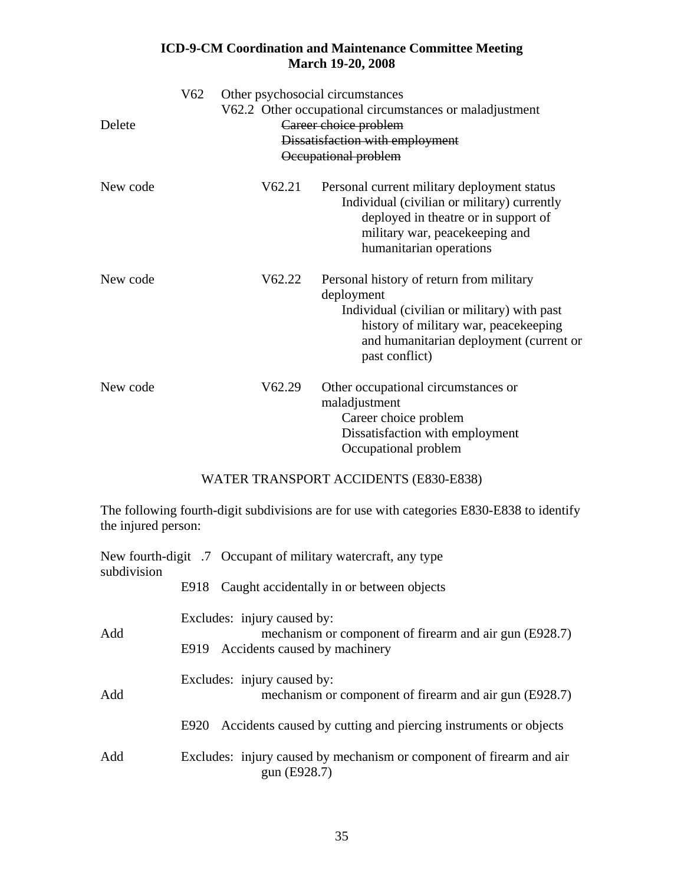|  |  |  |
|---|---|---|
|  | V62 | Other psychosocial circumstances |
|  |  | V62.2 Other occupational circumstances or maladjustment |
| Delete |  | ~~Career choice problem~~ |
|  |  | ~~Dissatisfaction with employment~~ |
|  |  | ~~Occupational problem~~ |
| New code | V62.21 | Personal current military deployment status<br>Individual (civilian or military) currently deployed in theatre or in support of military war, peacekeeping and humanitarian operations |
| New code | V62.22 | Personal history of return from military deployment<br>Individual (civilian or military) with past history of military war, peacekeeping and humanitarian deployment (current or past conflict) |
| New code | V62.29 | Other occupational circumstances or maladjustment<br>Career choice problem<br>Dissatisfaction with employment<br>Occupational problem |

WATER TRANSPORT ACCIDENTS (E830-E838)

The following fourth-digit subdivisions are for use with categories E830-E838 to identify the injured person:

New fourth-digit subdivision .7 Occupant of military watercraft, any type

E918 Caught accidentally in or between objects

Excludes: injury caused by:

Add — mechanism or component of firearm and air gun (E928.7)

E919 Accidents caused by machinery

Excludes: injury caused by:

Add — mechanism or component of firearm and air gun (E928.7)

E920 Accidents caused by cutting and piercing instruments or objects

Add — Excludes: injury caused by mechanism or component of firearm and air gun (E928.7)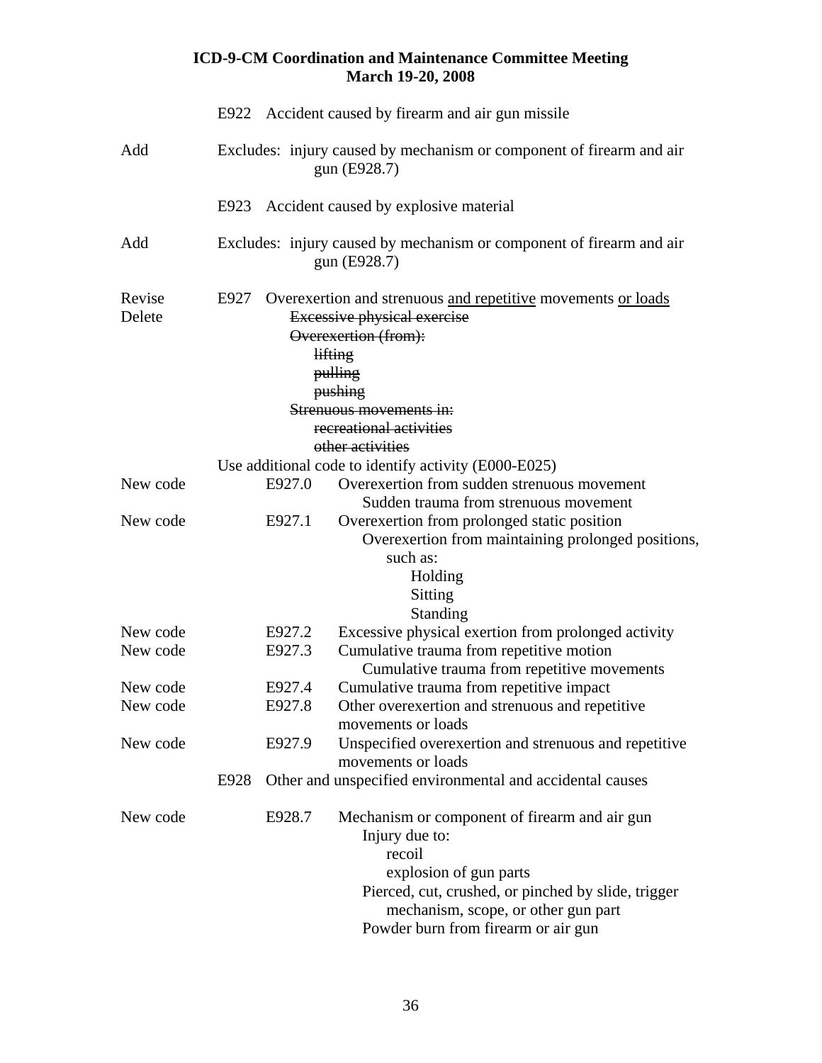| | | | |
|---|---|---|---|
| | E922 | Accident caused by firearm and air gun missile | |
| Add | | Excludes: injury caused by mechanism or component of firearm and air gun (E928.7) | |
| | E923 | Accident caused by explosive material | |
| Add | | Excludes: injury caused by mechanism or component of firearm and air gun (E928.7) | |
| Revise | E927 | Overexertion and strenuous <u>and repetitive</u> movements <u>or loads</u> | |
| Delete | | ~~Excessive physical exercise~~<br>~~Overexertion (from):~~<br>~~lifting~~<br>~~pulling~~<br>~~pushing~~<br>~~Strenuous movements in:~~<br>~~recreational activities~~<br>~~other activities~~ | |
| | | Use additional code to identify activity (E000-E025) | |
| New code | | E927.0 | Overexertion from sudden strenuous movement<br>Sudden trauma from strenuous movement |
| New code | | E927.1 | Overexertion from prolonged static position<br>Overexertion from maintaining prolonged positions, such as:<br>Holding<br>Sitting<br>Standing |
| New code | | E927.2 | Excessive physical exertion from prolonged activity |
| New code | | E927.3 | Cumulative trauma from repetitive motion<br>Cumulative trauma from repetitive movements |
| New code | | E927.4 | Cumulative trauma from repetitive impact |
| New code | | E927.8 | Other overexertion and strenuous and repetitive movements or loads |
| New code | | E927.9 | Unspecified overexertion and strenuous and repetitive movements or loads |
| | E928 | Other and unspecified environmental and accidental causes | |
| New code | | E928.7 | Mechanism or component of firearm and air gun<br>Injury due to:<br>recoil<br>explosion of gun parts<br>Pierced, cut, crushed, or pinched by slide, trigger mechanism, scope, or other gun part<br>Powder burn from firearm or air gun |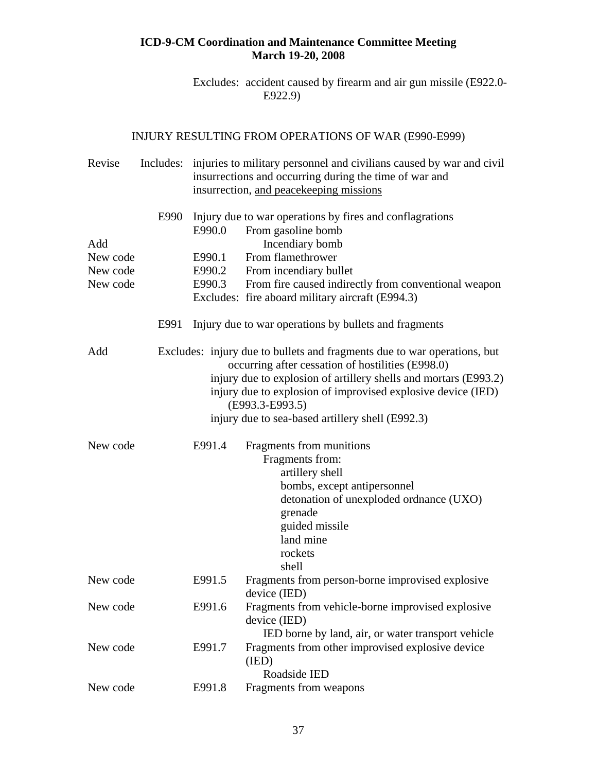Excludes: accident caused by firearm and air gun missile (E922.0-E922.9)

INJURY RESULTING FROM OPERATIONS OF WAR (E990-E999)

Revise Includes: injuries to military personnel and civilians caused by war and civil insurrections and occurring during the time of war and insurrection, <u>and peacekeeping missions</u>

E990 Injury due to war operations by fires and conflagrations

E990.0 From gasoline bomb

Add — Incendiary bomb

New code — E990.1 From flamethrower

New code — E990.2 From incendiary bullet

New code — E990.3 From fire caused indirectly from conventional weapon

Excludes: fire aboard military aircraft (E994.3)

E991 Injury due to war operations by bullets and fragments

Add — Excludes: injury due to bullets and fragments due to war operations, but occurring after cessation of hostilities (E998.0)
injury due to explosion of artillery shells and mortars (E993.2)
injury due to explosion of improvised explosive device (IED) (E993.3-E993.5)
injury due to sea-based artillery shell (E992.3)

New code — E991.4 Fragments from munitions
- Fragments from:
  - artillery shell
  - bombs, except antipersonnel
  - detonation of unexploded ordnance (UXO)
  - grenade
  - guided missile
  - land mine
  - rockets
  - shell

New code — E991.5 Fragments from person-borne improvised explosive device (IED)

New code — E991.6 Fragments from vehicle-borne improvised explosive device (IED)
- IED borne by land, air, or water transport vehicle

New code — E991.7 Fragments from other improvised explosive device (IED)
- Roadside IED

New code — E991.8 Fragments from weapons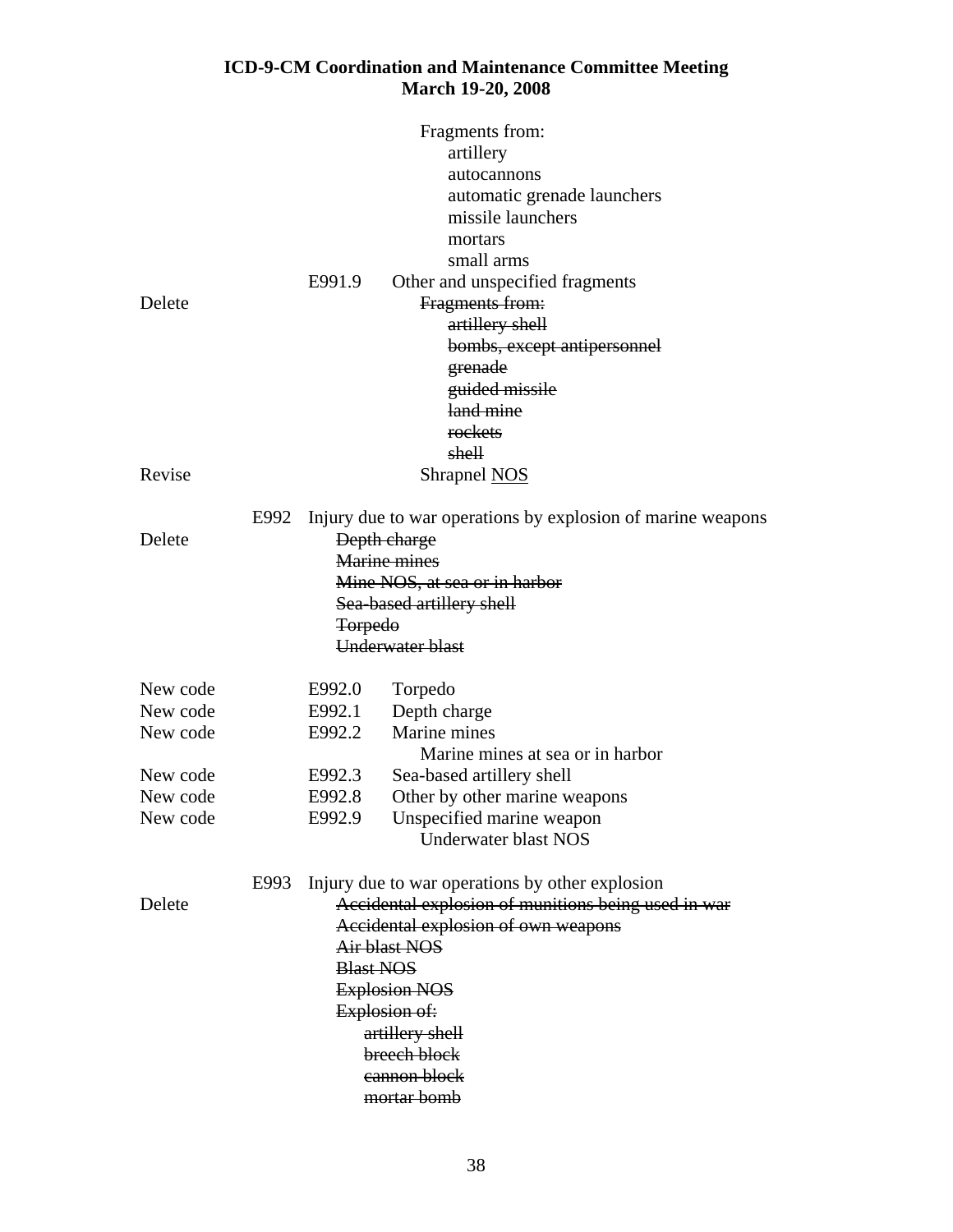| | | | |
|---|---|---|---|
| | | | Fragments from: |
| | | | artillery |
| | | | autocannons |
| | | | automatic grenade launchers |
| | | | missile launchers |
| | | | mortars |
| | | | small arms |
| | | E991.9 | Other and unspecified fragments |
| Delete | | | ~~Fragments from:~~ |
| | | | ~~artillery shell~~ |
| | | | ~~bombs, except antipersonnel~~ |
| | | | ~~grenade~~ |
| | | | ~~guided missile~~ |
| | | | ~~land mine~~ |
| | | | ~~rockets~~ |
| | | | ~~shell~~ |
| Revise | | | Shrapnel <u>NOS</u> |
| | E992 | Injury due to war operations by explosion of marine weapons | |
| Delete | | ~~Depth charge~~ | |
| | | ~~Marine mines~~ | |
| | | ~~Mine NOS, at sea or in harbor~~ | |
| | | ~~Sea-based artillery shell~~ | |
| | | ~~Torpedo~~ | |
| | | ~~Underwater blast~~ | |
| New code | | E992.0 | Torpedo |
| New code | | E992.1 | Depth charge |
| New code | | E992.2 | Marine mines |
| | | | Marine mines at sea or in harbor |
| New code | | E992.3 | Sea-based artillery shell |
| New code | | E992.8 | Other by other marine weapons |
| New code | | E992.9 | Unspecified marine weapon |
| | | | Underwater blast NOS |
| | E993 | Injury due to war operations by other explosion | |
| Delete | | ~~Accidental explosion of munitions being used in war~~ | |
| | | ~~Accidental explosion of own weapons~~ | |
| | | ~~Air blast NOS~~ | |
| | | ~~Blast NOS~~ | |
| | | ~~Explosion NOS~~ | |
| | | ~~Explosion of:~~ | |
| | | ~~artillery shell~~ | |
| | | ~~breech block~~ | |
| | | ~~cannon block~~ | |
| | | ~~mortar bomb~~ | |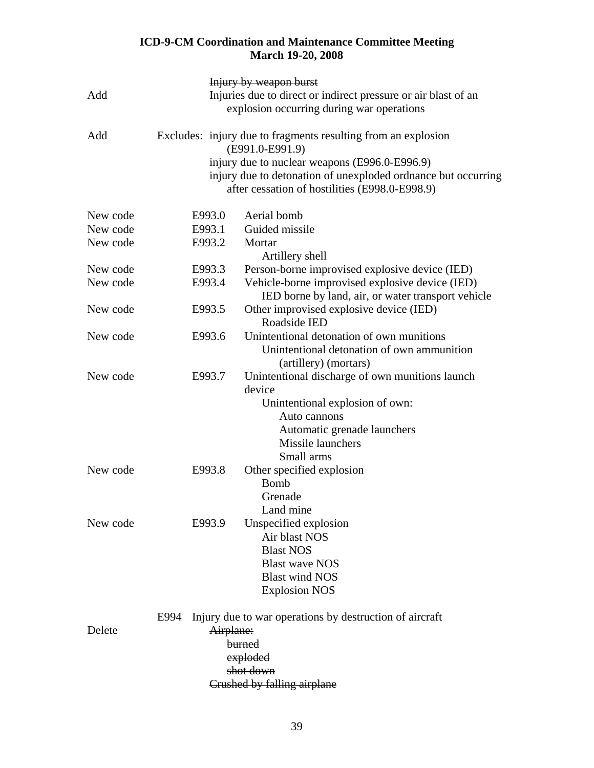~~Injury by weapon burst~~

Add — Injuries due to direct or indirect pressure or air blast of an explosion occurring during war operations

Add — Excludes: injury due to fragments resulting from an explosion (E991.0-E991.9)
injury due to nuclear weapons (E996.0-E996.9)
injury due to detonation of unexploded ordnance but occurring after cessation of hostilities (E998.0-E998.9)

New code — E993.0 Aerial bomb

New code — E993.1 Guided missile

New code — E993.2 Mortar
Artillery shell

New code — E993.3 Person-borne improvised explosive device (IED)

New code — E993.4 Vehicle-borne improvised explosive device (IED)
IED borne by land, air, or water transport vehicle

New code — E993.5 Other improvised explosive device (IED)
Roadside IED

New code — E993.6 Unintentional detonation of own munitions
Unintentional detonation of own ammunition (artillery) (mortars)

New code — E993.7 Unintentional discharge of own munitions launch device
Unintentional explosion of own:
- Auto cannons
- Automatic grenade launchers
- Missile launchers
- Small arms

New code — E993.8 Other specified explosion
Bomb
Grenade
Land mine

New code — E993.9 Unspecified explosion
Air blast NOS
Blast NOS
Blast wave NOS
Blast wind NOS
Explosion NOS

E994 Injury due to war operations by destruction of aircraft

Delete — ~~Airplane:~~
~~burned~~
~~exploded~~
~~shot down~~
~~Crushed by falling airplane~~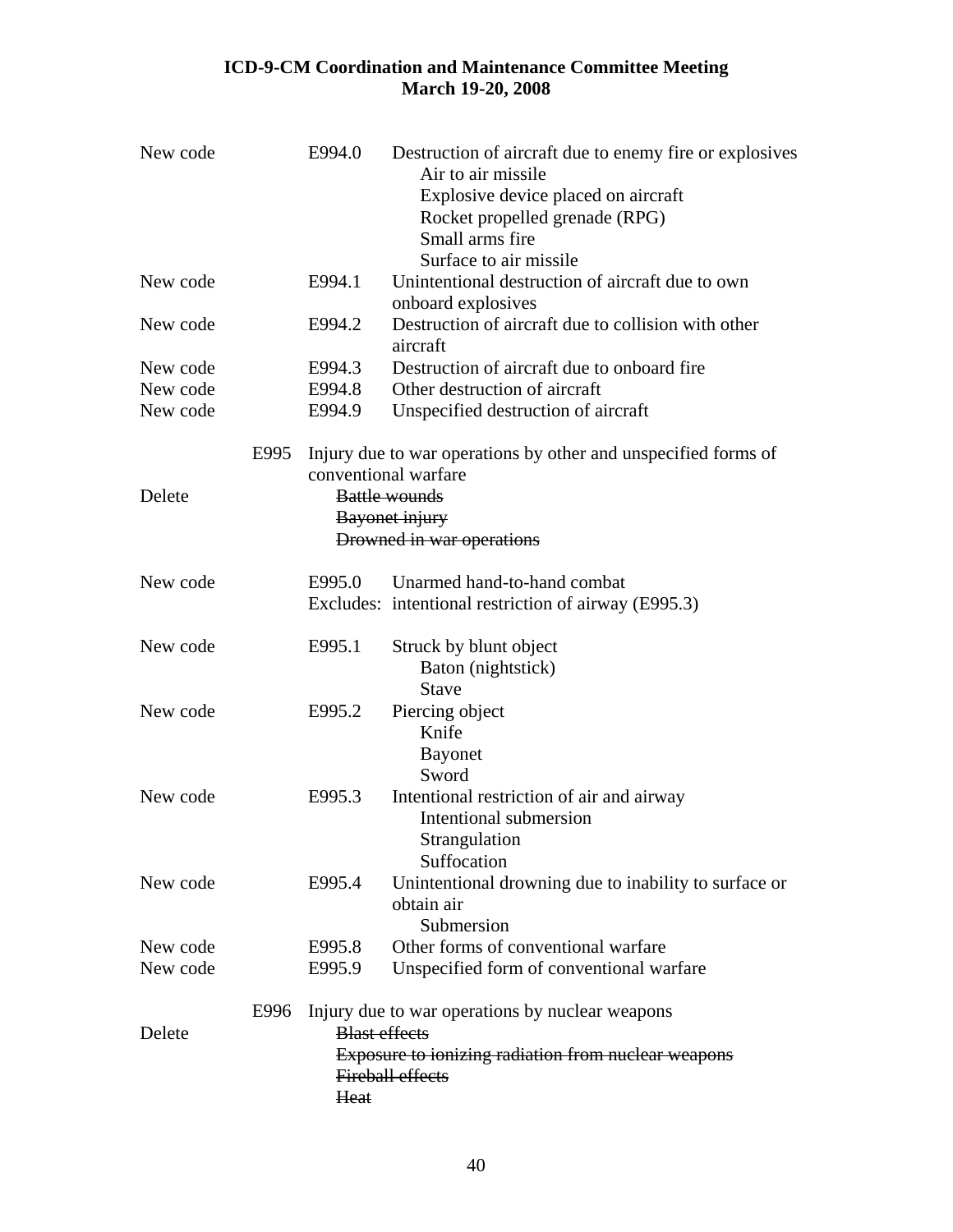| | | |
|---|---|---|
| New code | E994.0 | Destruction of aircraft due to enemy fire or explosives<br>Air to air missile<br>Explosive device placed on aircraft<br>Rocket propelled grenade (RPG)<br>Small arms fire<br>Surface to air missile |
| New code | E994.1 | Unintentional destruction of aircraft due to own onboard explosives |
| New code | E994.2 | Destruction of aircraft due to collision with other aircraft |
| New code | E994.3 | Destruction of aircraft due to onboard fire |
| New code | E994.8 | Other destruction of aircraft |
| New code | E994.9 | Unspecified destruction of aircraft |

E995 Injury due to war operations by other and unspecified forms of conventional warfare

Delete
~~Battle wounds~~
~~Bayonet injury~~
~~Drowned in war operations~~

| | | |
|---|---|---|
| New code | E995.0 | Unarmed hand-to-hand combat<br>Excludes: intentional restriction of airway (E995.3) |
| New code | E995.1 | Struck by blunt object<br>Baton (nightstick)<br>Stave |
| New code | E995.2 | Piercing object<br>Knife<br>Bayonet<br>Sword |
| New code | E995.3 | Intentional restriction of air and airway<br>Intentional submersion<br>Strangulation<br>Suffocation |
| New code | E995.4 | Unintentional drowning due to inability to surface or obtain air<br>Submersion |
| New code | E995.8 | Other forms of conventional warfare |
| New code | E995.9 | Unspecified form of conventional warfare |

E996 Injury due to war operations by nuclear weapons

Delete
~~Blast effects~~
~~Exposure to ionizing radiation from nuclear weapons~~
~~Fireball effects~~
~~Heat~~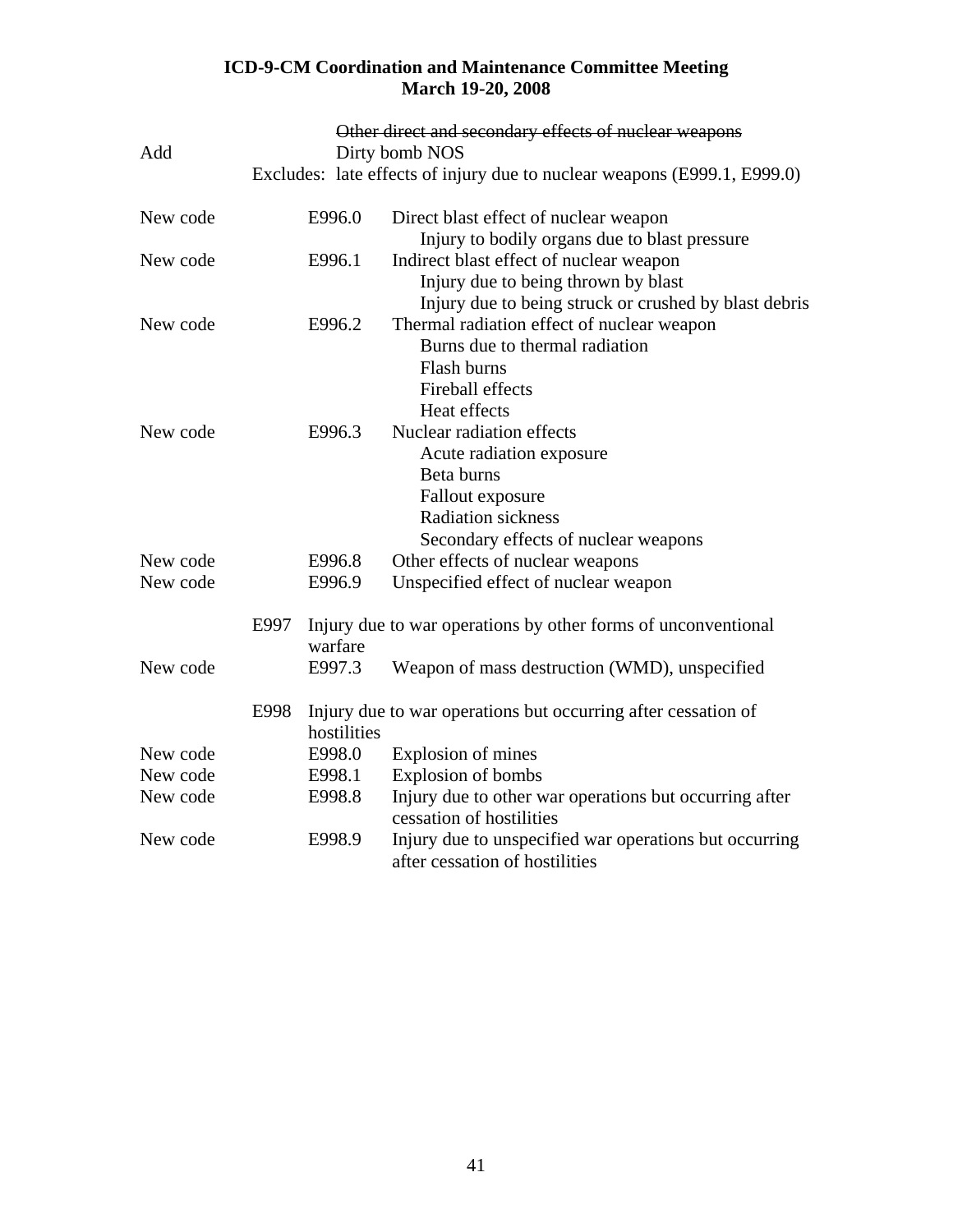**ICD-9-CM Coordination and Maintenance Committee Meeting**
**March 19-20, 2008**

| | | | |
|---|---|---|---|
| | | | ~~Other direct and secondary effects of nuclear weapons~~ |
| Add | | | Dirty bomb NOS |
| | | Excludes: late effects of injury due to nuclear weapons (E999.1, E999.0) | |
| New code | | E996.0 | Direct blast effect of nuclear weapon<br>Injury to bodily organs due to blast pressure |
| New code | | E996.1 | Indirect blast effect of nuclear weapon<br>Injury due to being thrown by blast<br>Injury due to being struck or crushed by blast debris |
| New code | | E996.2 | Thermal radiation effect of nuclear weapon<br>Burns due to thermal radiation<br>Flash burns<br>Fireball effects<br>Heat effects |
| New code | | E996.3 | Nuclear radiation effects<br>Acute radiation exposure<br>Beta burns<br>Fallout exposure<br>Radiation sickness<br>Secondary effects of nuclear weapons |
| New code | | E996.8 | Other effects of nuclear weapons |
| New code | | E996.9 | Unspecified effect of nuclear weapon |
| | E997 | Injury due to war operations by other forms of unconventional warfare | |
| New code | | E997.3 | Weapon of mass destruction (WMD), unspecified |
| | E998 | Injury due to war operations but occurring after cessation of hostilities | |
| New code | | E998.0 | Explosion of mines |
| New code | | E998.1 | Explosion of bombs |
| New code | | E998.8 | Injury due to other war operations but occurring after cessation of hostilities |
| New code | | E998.9 | Injury due to unspecified war operations but occurring after cessation of hostilities |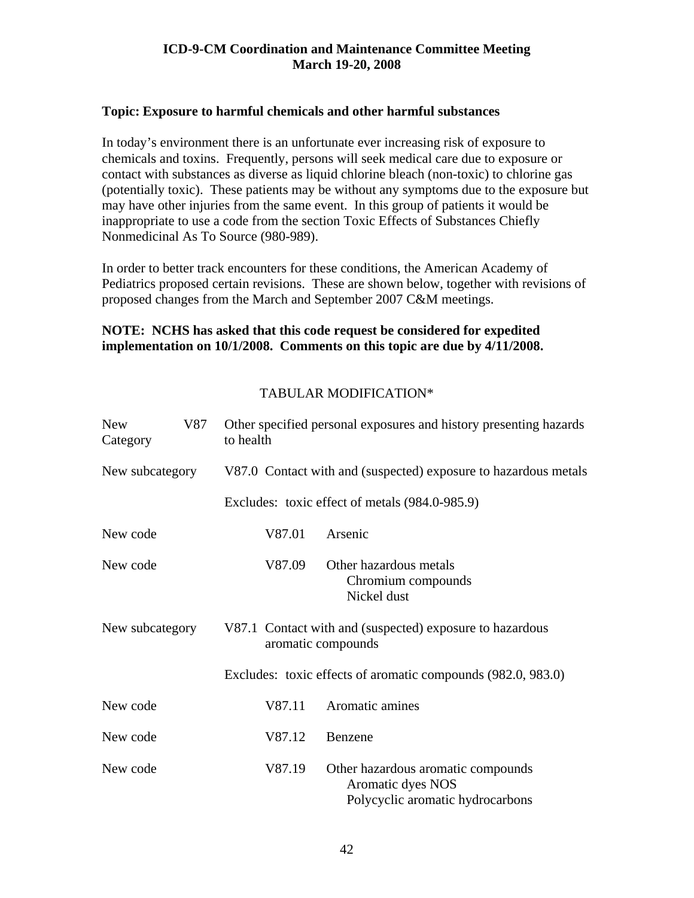**ICD-9-CM Coordination and Maintenance Committee Meeting**
**March 19-20, 2008**

**Topic: Exposure to harmful chemicals and other harmful substances**

In today's environment there is an unfortunate ever increasing risk of exposure to chemicals and toxins. Frequently, persons will seek medical care due to exposure or contact with substances as diverse as liquid chlorine bleach (non-toxic) to chlorine gas (potentially toxic). These patients may be without any symptoms due to the exposure but may have other injuries from the same event. In this group of patients it would be inappropriate to use a code from the section Toxic Effects of Substances Chiefly Nonmedicinal As To Source (980-989).

In order to better track encounters for these conditions, the American Academy of Pediatrics proposed certain revisions. These are shown below, together with revisions of proposed changes from the March and September 2007 C&M meetings.

**NOTE: NCHS has asked that this code request be considered for expedited implementation on 10/1/2008. Comments on this topic are due by 4/11/2008.**

TABULAR MODIFICATION*

| | | |
|---|---|---|
| New Category | V87 | Other specified personal exposures and history presenting hazards to health |
| New subcategory | V87.0 | Contact with and (suspected) exposure to hazardous metals |
| | | Excludes: toxic effect of metals (984.0-985.9) |
| New code | V87.01 | Arsenic |
| New code | V87.09 | Other hazardous metals<br>Chromium compounds<br>Nickel dust |
| New subcategory | V87.1 | Contact with and (suspected) exposure to hazardous aromatic compounds |
| | | Excludes: toxic effects of aromatic compounds (982.0, 983.0) |
| New code | V87.11 | Aromatic amines |
| New code | V87.12 | Benzene |
| New code | V87.19 | Other hazardous aromatic compounds<br>Aromatic dyes NOS<br>Polycyclic aromatic hydrocarbons |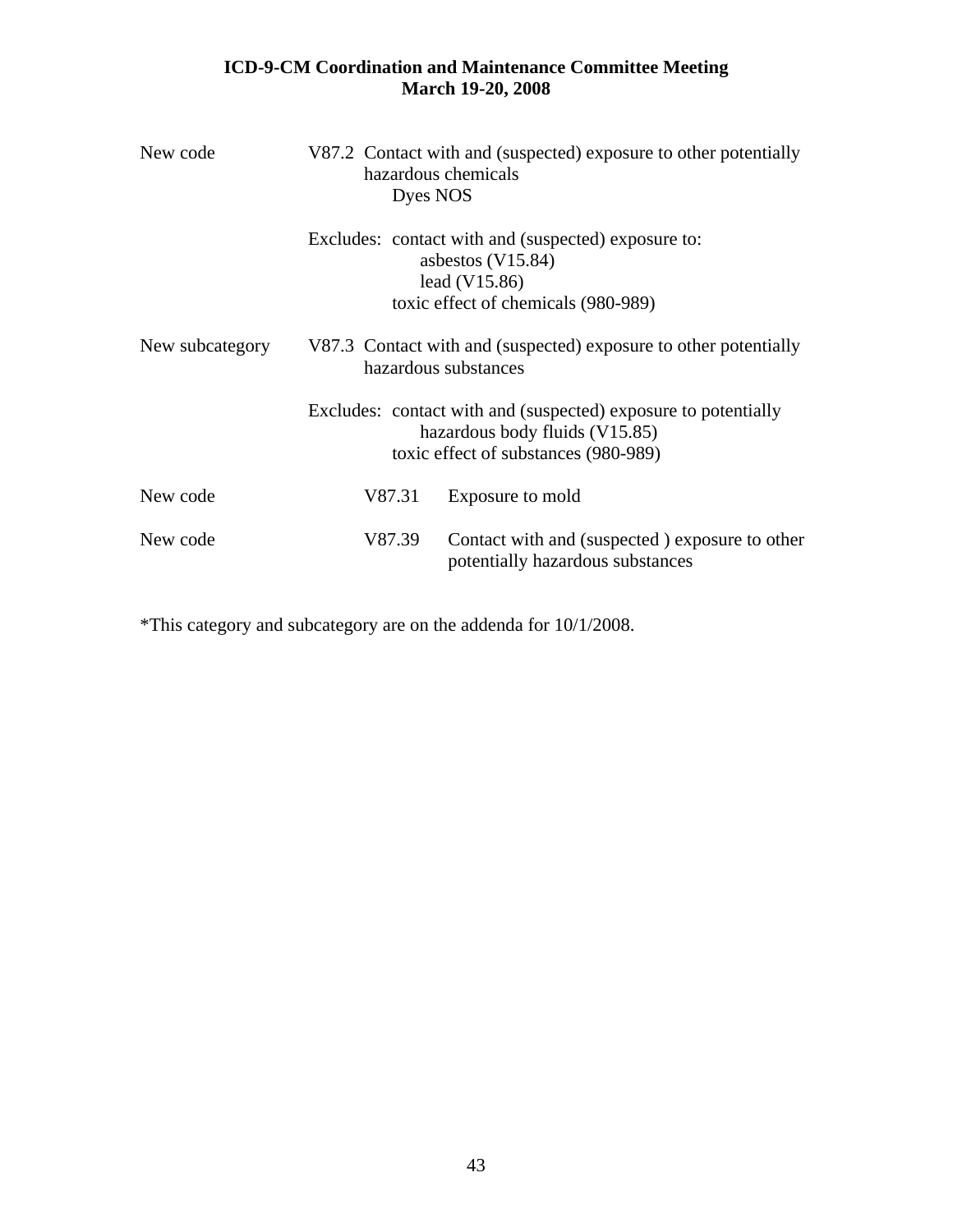| | |
|---|---|
| New code | V87.2 Contact with and (suspected) exposure to other potentially hazardous chemicals<br>Dyes NOS<br><br>Excludes: contact with and (suspected) exposure to:<br>asbestos (V15.84)<br>lead (V15.86)<br>toxic effect of chemicals (980-989) |
| New subcategory | V87.3 Contact with and (suspected) exposure to other potentially hazardous substances<br><br>Excludes: contact with and (suspected) exposure to potentially hazardous body fluids (V15.85)<br>toxic effect of substances (980-989) |
| New code | V87.31 Exposure to mold |
| New code | V87.39 Contact with and (suspected ) exposure to other potentially hazardous substances |

*This category and subcategory are on the addenda for 10/1/2008.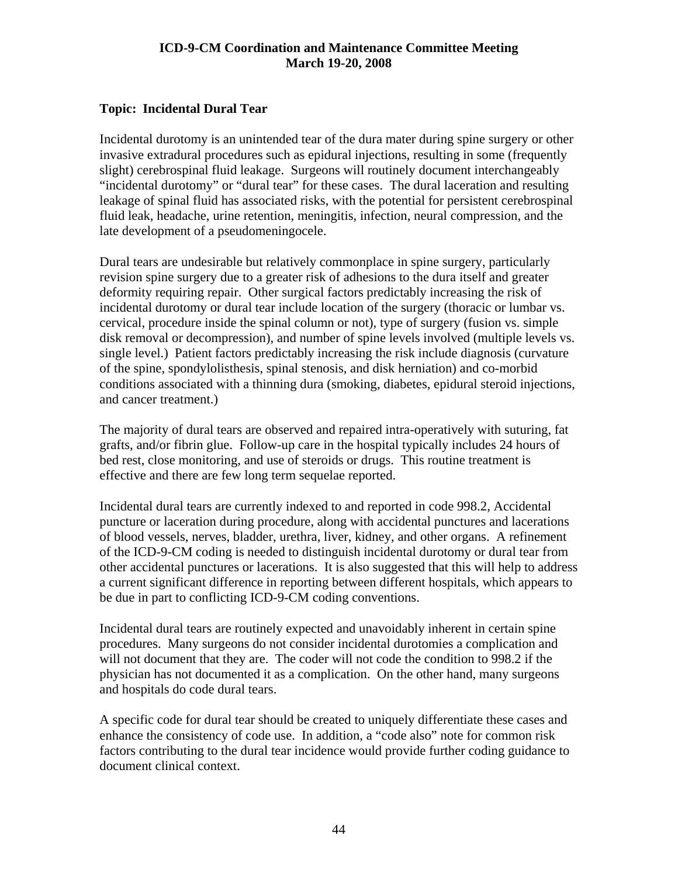**ICD-9-CM Coordination and Maintenance Committee Meeting**
**March 19-20, 2008**

**Topic: Incidental Dural Tear**

Incidental durotomy is an unintended tear of the dura mater during spine surgery or other invasive extradural procedures such as epidural injections, resulting in some (frequently slight) cerebrospinal fluid leakage. Surgeons will routinely document interchangeably "incidental durotomy" or "dural tear" for these cases. The dural laceration and resulting leakage of spinal fluid has associated risks, with the potential for persistent cerebrospinal fluid leak, headache, urine retention, meningitis, infection, neural compression, and the late development of a pseudomeningocele.

Dural tears are undesirable but relatively commonplace in spine surgery, particularly revision spine surgery due to a greater risk of adhesions to the dura itself and greater deformity requiring repair. Other surgical factors predictably increasing the risk of incidental durotomy or dural tear include location of the surgery (thoracic or lumbar vs. cervical, procedure inside the spinal column or not), type of surgery (fusion vs. simple disk removal or decompression), and number of spine levels involved (multiple levels vs. single level.) Patient factors predictably increasing the risk include diagnosis (curvature of the spine, spondylolisthesis, spinal stenosis, and disk herniation) and co-morbid conditions associated with a thinning dura (smoking, diabetes, epidural steroid injections, and cancer treatment.)

The majority of dural tears are observed and repaired intra-operatively with suturing, fat grafts, and/or fibrin glue. Follow-up care in the hospital typically includes 24 hours of bed rest, close monitoring, and use of steroids or drugs. This routine treatment is effective and there are few long term sequelae reported.

Incidental dural tears are currently indexed to and reported in code 998.2, Accidental puncture or laceration during procedure, along with accidental punctures and lacerations of blood vessels, nerves, bladder, urethra, liver, kidney, and other organs. A refinement of the ICD-9-CM coding is needed to distinguish incidental durotomy or dural tear from other accidental punctures or lacerations. It is also suggested that this will help to address a current significant difference in reporting between different hospitals, which appears to be due in part to conflicting ICD-9-CM coding conventions.

Incidental dural tears are routinely expected and unavoidably inherent in certain spine procedures. Many surgeons do not consider incidental durotomies a complication and will not document that they are. The coder will not code the condition to 998.2 if the physician has not documented it as a complication. On the other hand, many surgeons and hospitals do code dural tears.

A specific code for dural tear should be created to uniquely differentiate these cases and enhance the consistency of code use. In addition, a "code also" note for common risk factors contributing to the dural tear incidence would provide further coding guidance to document clinical context.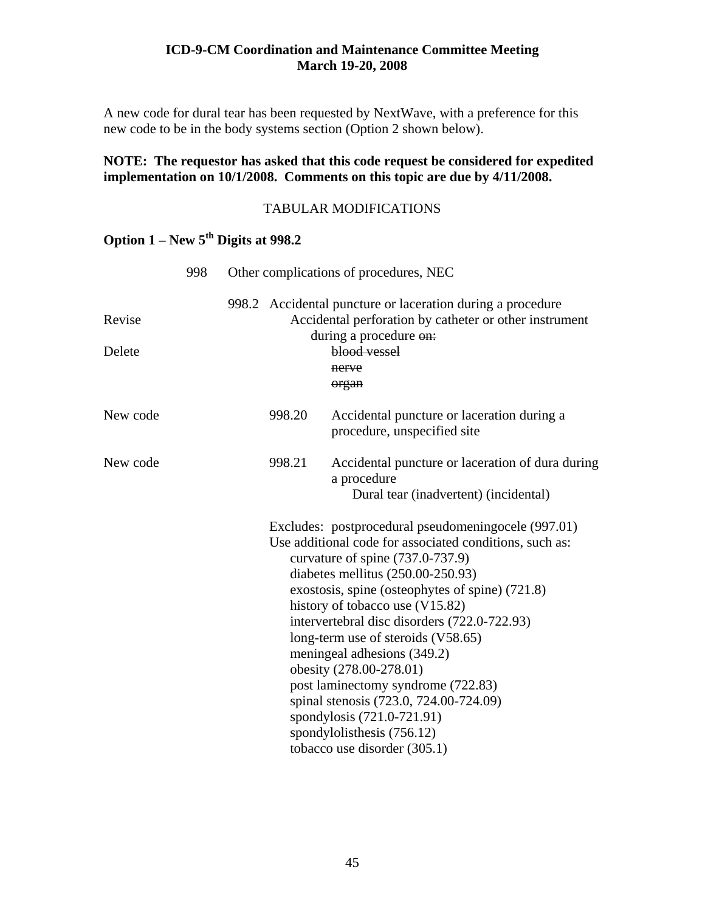**ICD-9-CM Coordination and Maintenance Committee Meeting**
**March 19-20, 2008**

A new code for dural tear has been requested by NextWave, with a preference for this new code to be in the body systems section (Option 2 shown below).

**NOTE: The requestor has asked that this code request be considered for expedited implementation on 10/1/2008. Comments on this topic are due by 4/11/2008.**

TABULAR MODIFICATIONS

**Option 1 – New 5th Digits at 998.2**

998 Other complications of procedures, NEC

998.2 Accidental puncture or laceration during a procedure

Revise: Accidental perforation by catheter or other instrument during a procedure ~~on:~~

Delete:
~~blood vessel~~
~~nerve~~
~~organ~~

New code: 998.20 Accidental puncture or laceration during a procedure, unspecified site

New code: 998.21 Accidental puncture or laceration of dura during a procedure
Dural tear (inadvertent) (incidental)

Excludes: postprocedural pseudomeningocele (997.01)
Use additional code for associated conditions, such as:
curvature of spine (737.0-737.9)
diabetes mellitus (250.00-250.93)
exostosis, spine (osteophytes of spine) (721.8)
history of tobacco use (V15.82)
intervertebral disc disorders (722.0-722.93)
long-term use of steroids (V58.65)
meningeal adhesions (349.2)
obesity (278.00-278.01)
post laminectomy syndrome (722.83)
spinal stenosis (723.0, 724.00-724.09)
spondylosis (721.0-721.91)
spondylolisthesis (756.12)
tobacco use disorder (305.1)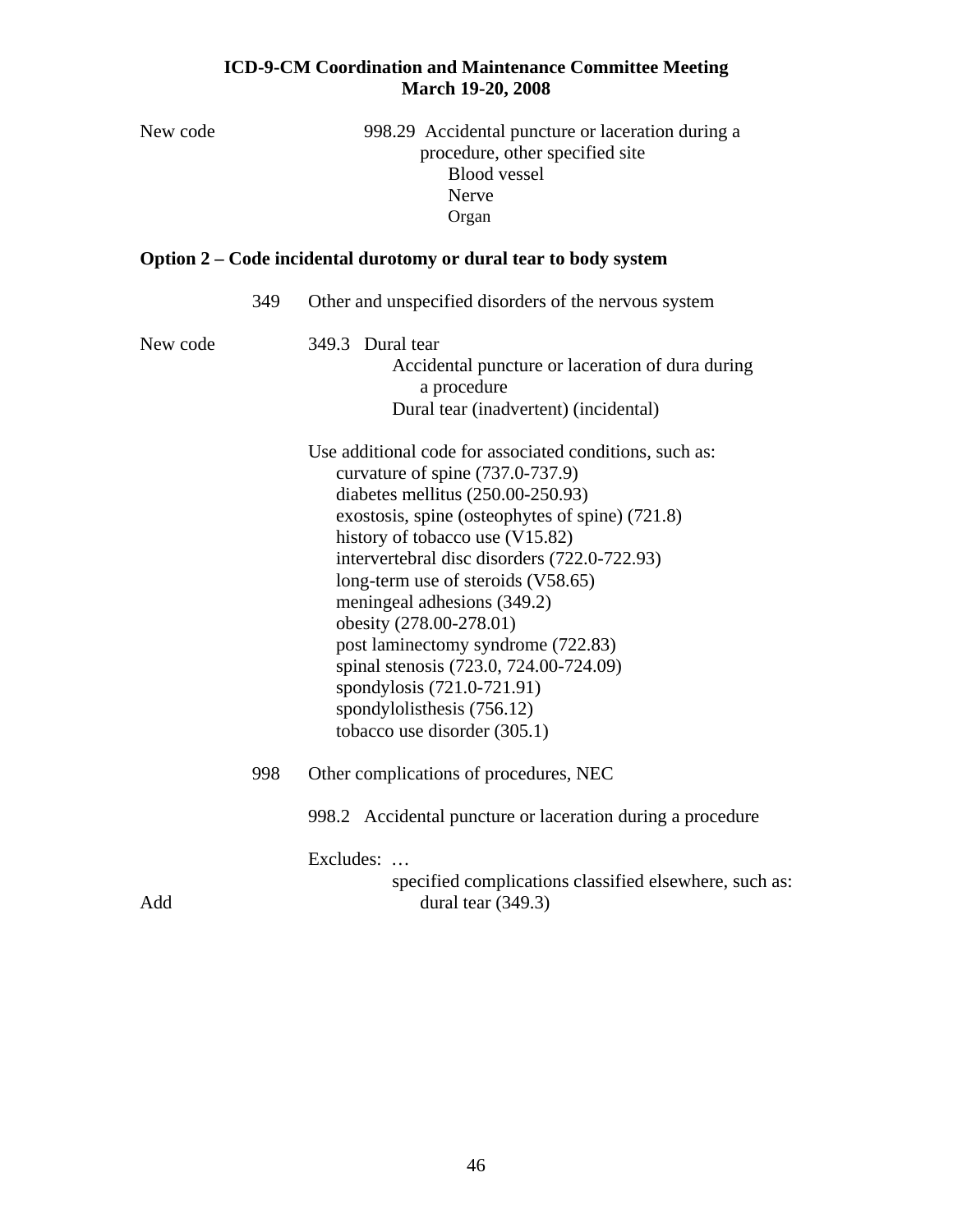New code 998.29 Accidental puncture or laceration during a procedure, other specified site
- Blood vessel
- Nerve
- Organ

**Option 2 – Code incidental durotomy or dural tear to body system**

349 Other and unspecified disorders of the nervous system

New code 349.3 Dural tear
- Accidental puncture or laceration of dura during a procedure
- Dural tear (inadvertent) (incidental)

Use additional code for associated conditions, such as:
- curvature of spine (737.0-737.9)
- diabetes mellitus (250.00-250.93)
- exostosis, spine (osteophytes of spine) (721.8)
- history of tobacco use (V15.82)
- intervertebral disc disorders (722.0-722.93)
- long-term use of steroids (V58.65)
- meningeal adhesions (349.2)
- obesity (278.00-278.01)
- post laminectomy syndrome (722.83)
- spinal stenosis (723.0, 724.00-724.09)
- spondylosis (721.0-721.91)
- spondylolisthesis (756.12)
- tobacco use disorder (305.1)

998 Other complications of procedures, NEC

998.2 Accidental puncture or laceration during a procedure

Excludes: …
- specified complications classified elsewhere, such as:

Add
- dural tear (349.3)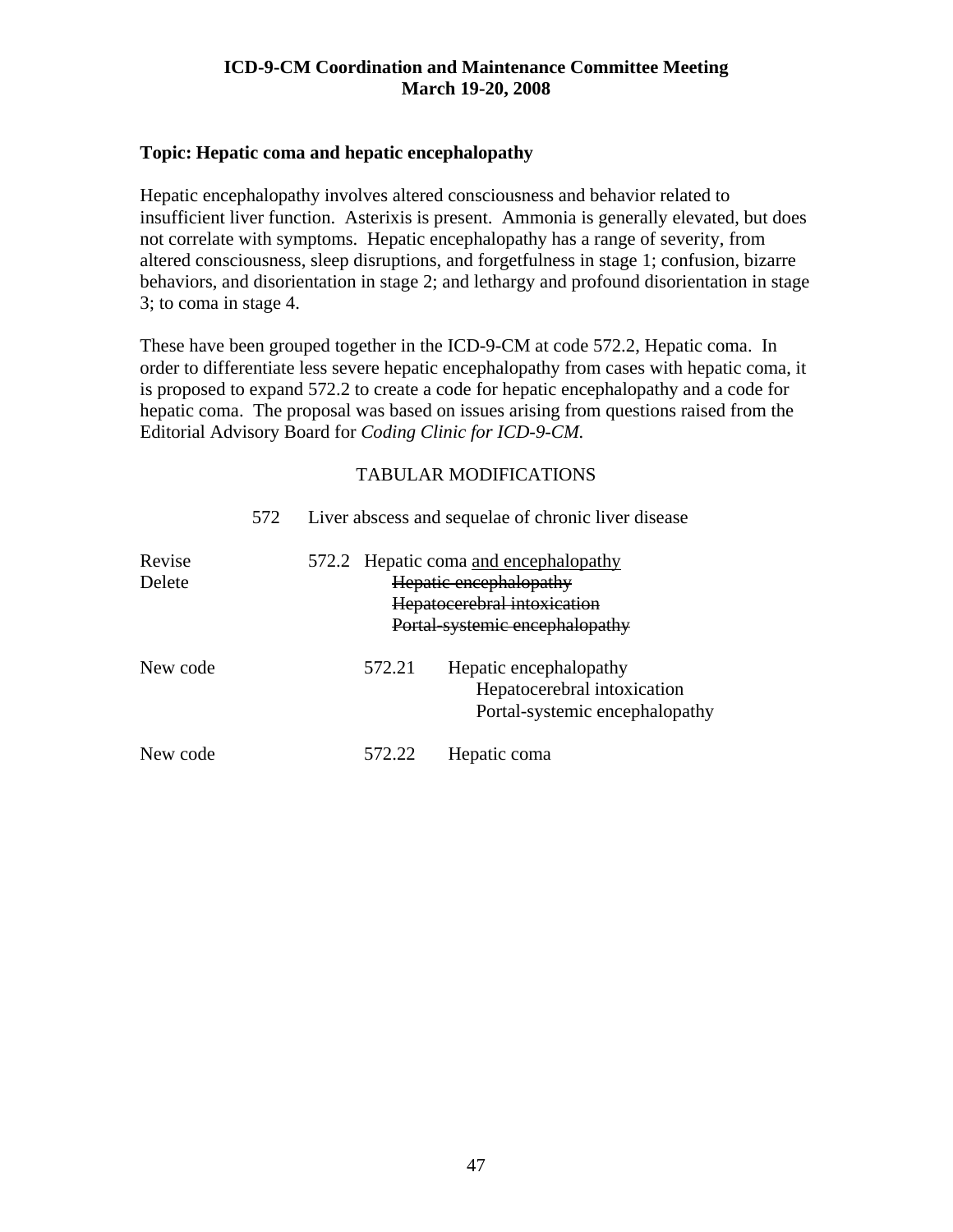**ICD-9-CM Coordination and Maintenance Committee Meeting**
**March 19-20, 2008**

### Topic: Hepatic coma and hepatic encephalopathy

Hepatic encephalopathy involves altered consciousness and behavior related to insufficient liver function. Asterixis is present. Ammonia is generally elevated, but does not correlate with symptoms. Hepatic encephalopathy has a range of severity, from altered consciousness, sleep disruptions, and forgetfulness in stage 1; confusion, bizarre behaviors, and disorientation in stage 2; and lethargy and profound disorientation in stage 3; to coma in stage 4.

These have been grouped together in the ICD-9-CM at code 572.2, Hepatic coma. In order to differentiate less severe hepatic encephalopathy from cases with hepatic coma, it is proposed to expand 572.2 to create a code for hepatic encephalopathy and a code for hepatic coma. The proposal was based on issues arising from questions raised from the Editorial Advisory Board for *Coding Clinic for ICD-9-CM*.

TABULAR MODIFICATIONS

572 Liver abscess and sequelae of chronic liver disease

Revise 572.2 Hepatic coma <u>and encephalopathy</u>

Delete ~~Hepatic encephalopathy~~
~~Hepatocerebral intoxication~~
~~Portal-systemic encephalopathy~~

New code 572.21 Hepatic encephalopathy
Hepatocerebral intoxication
Portal-systemic encephalopathy

New code 572.22 Hepatic coma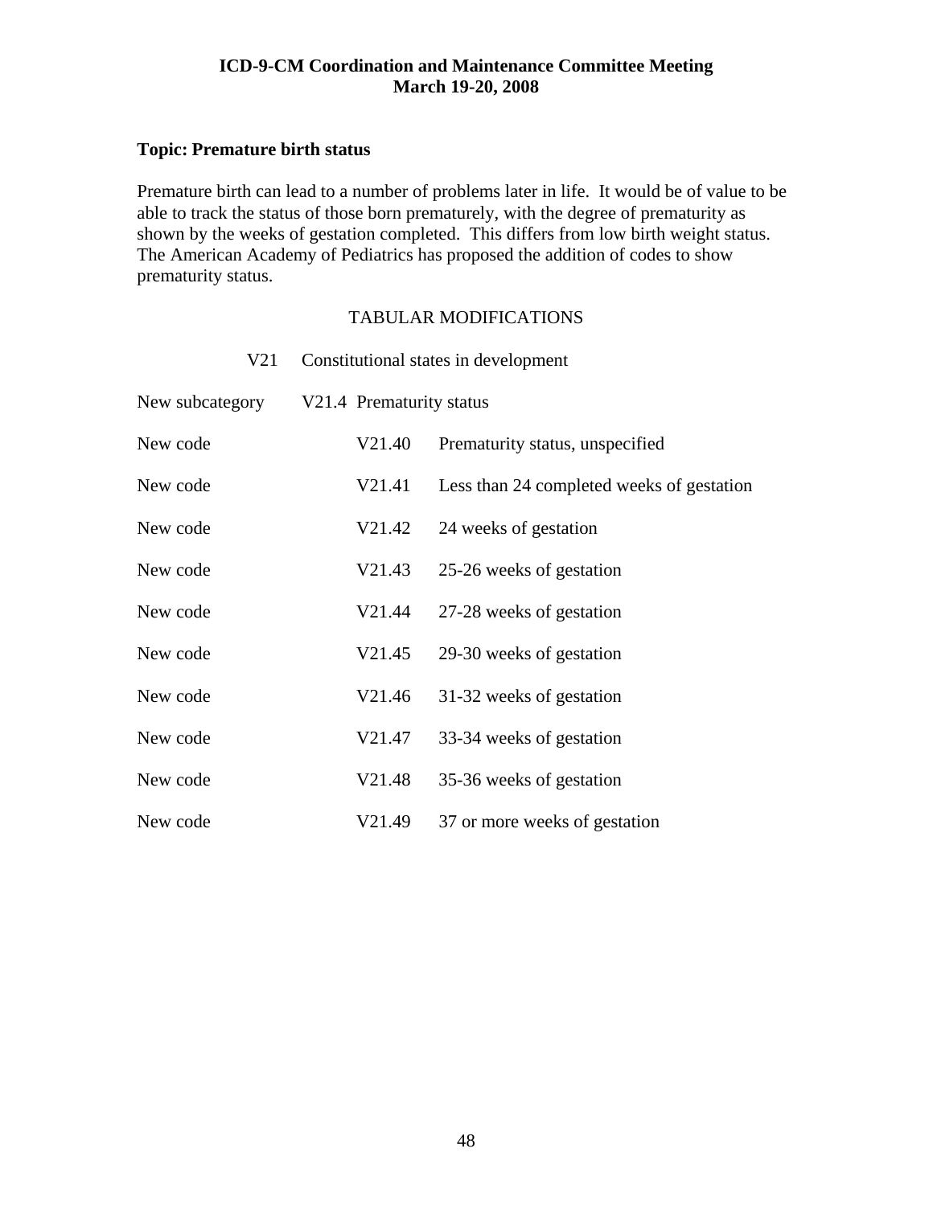**ICD-9-CM Coordination and Maintenance Committee Meeting**
**March 19-20, 2008**

**Topic: Premature birth status**

Premature birth can lead to a number of problems later in life. It would be of value to be able to track the status of those born prematurely, with the degree of prematurity as shown by the weeks of gestation completed. This differs from low birth weight status. The American Academy of Pediatrics has proposed the addition of codes to show prematurity status.

TABULAR MODIFICATIONS

V21 Constitutional states in development

New subcategory V21.4 Prematurity status

New code V21.40 Prematurity status, unspecified

New code V21.41 Less than 24 completed weeks of gestation

New code V21.42 24 weeks of gestation

New code V21.43 25-26 weeks of gestation

New code V21.44 27-28 weeks of gestation

New code V21.45 29-30 weeks of gestation

New code V21.46 31-32 weeks of gestation

New code V21.47 33-34 weeks of gestation

New code V21.48 35-36 weeks of gestation

New code V21.49 37 or more weeks of gestation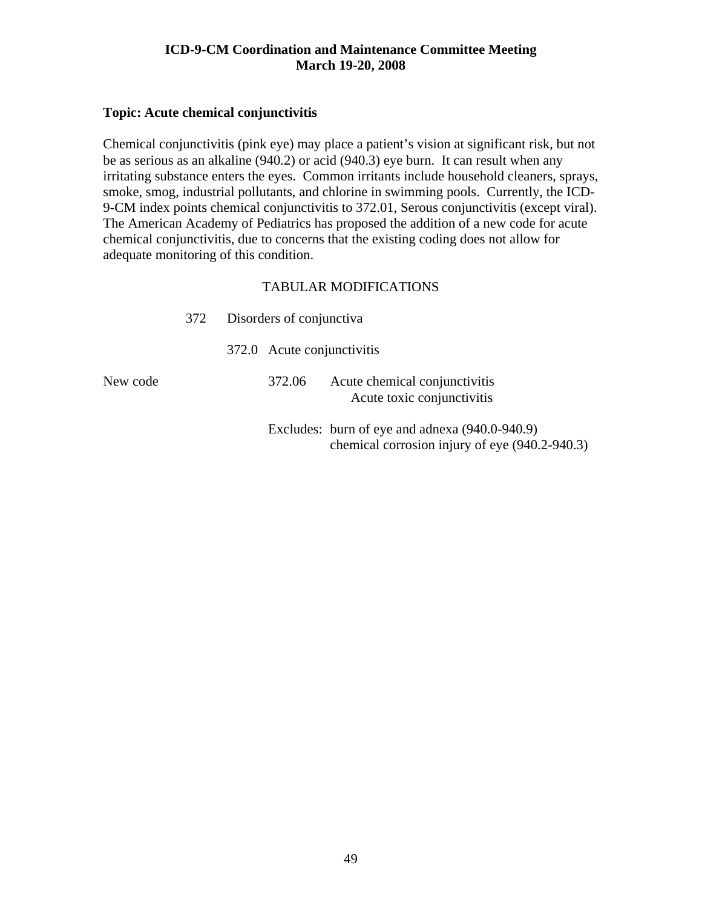**ICD-9-CM Coordination and Maintenance Committee Meeting**
**March 19-20, 2008**

**Topic: Acute chemical conjunctivitis**

Chemical conjunctivitis (pink eye) may place a patient's vision at significant risk, but not be as serious as an alkaline (940.2) or acid (940.3) eye burn. It can result when any irritating substance enters the eyes. Common irritants include household cleaners, sprays, smoke, smog, industrial pollutants, and chlorine in swimming pools. Currently, the ICD-9-CM index points chemical conjunctivitis to 372.01, Serous conjunctivitis (except viral). The American Academy of Pediatrics has proposed the addition of a new code for acute chemical conjunctivitis, due to concerns that the existing coding does not allow for adequate monitoring of this condition.

TABULAR MODIFICATIONS

372 Disorders of conjunctiva

372.0 Acute conjunctivitis

New code 372.06 Acute chemical conjunctivitis
Acute toxic conjunctivitis

Excludes: burn of eye and adnexa (940.0-940.9)
chemical corrosion injury of eye (940.2-940.3)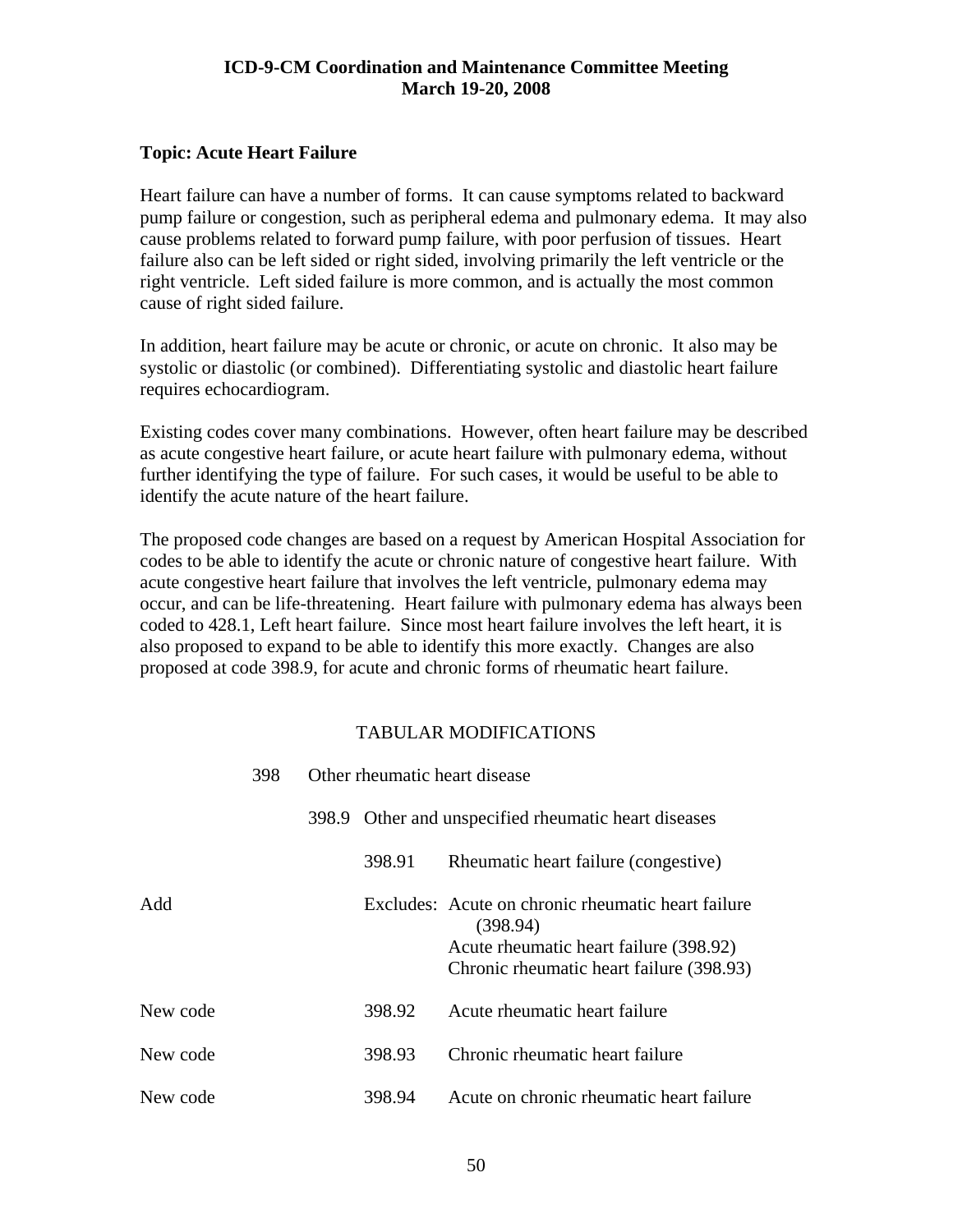**ICD-9-CM Coordination and Maintenance Committee Meeting**
**March 19-20, 2008**

**Topic: Acute Heart Failure**

Heart failure can have a number of forms. It can cause symptoms related to backward pump failure or congestion, such as peripheral edema and pulmonary edema. It may also cause problems related to forward pump failure, with poor perfusion of tissues. Heart failure also can be left sided or right sided, involving primarily the left ventricle or the right ventricle. Left sided failure is more common, and is actually the most common cause of right sided failure.

In addition, heart failure may be acute or chronic, or acute on chronic. It also may be systolic or diastolic (or combined). Differentiating systolic and diastolic heart failure requires echocardiogram.

Existing codes cover many combinations. However, often heart failure may be described as acute congestive heart failure, or acute heart failure with pulmonary edema, without further identifying the type of failure. For such cases, it would be useful to be able to identify the acute nature of the heart failure.

The proposed code changes are based on a request by American Hospital Association for codes to be able to identify the acute or chronic nature of congestive heart failure. With acute congestive heart failure that involves the left ventricle, pulmonary edema may occur, and can be life-threatening. Heart failure with pulmonary edema has always been coded to 428.1, Left heart failure. Since most heart failure involves the left heart, it is also proposed to expand to be able to identify this more exactly. Changes are also proposed at code 398.9, for acute and chronic forms of rheumatic heart failure.

TABULAR MODIFICATIONS

| | | | |
|---|---|---|---|
| | 398 | Other rheumatic heart disease | |
| | | 398.9 Other and unspecified rheumatic heart diseases | |
| | | 398.91 | Rheumatic heart failure (congestive) |
| Add | | Excludes: | Acute on chronic rheumatic heart failure (398.94)<br>Acute rheumatic heart failure (398.92)<br>Chronic rheumatic heart failure (398.93) |
| New code | | 398.92 | Acute rheumatic heart failure |
| New code | | 398.93 | Chronic rheumatic heart failure |
| New code | | 398.94 | Acute on chronic rheumatic heart failure |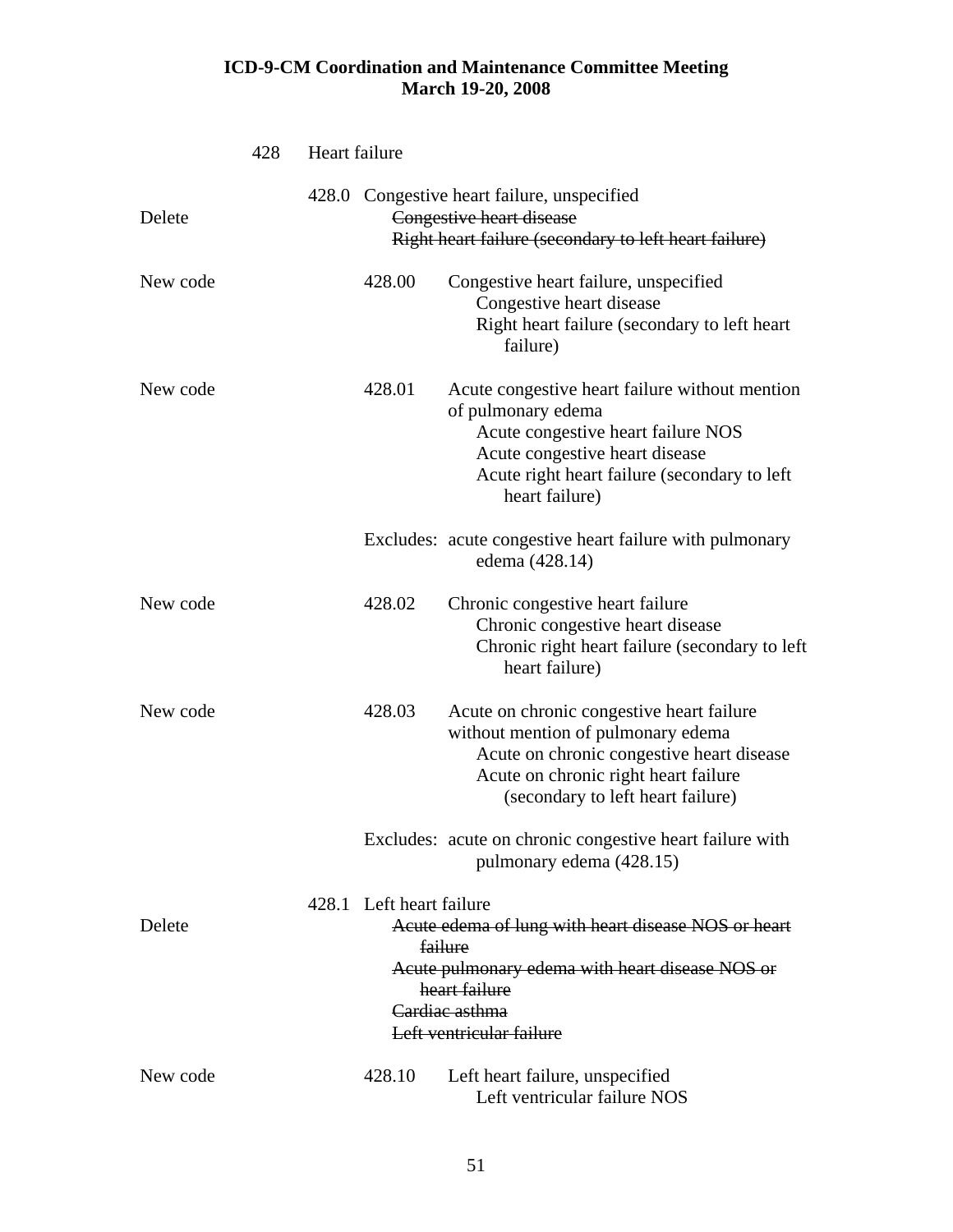428 Heart failure

428.0 Congestive heart failure, unspecified

Delete ~~Congestive heart disease~~
~~Right heart failure (secondary to left heart failure)~~

New code 428.00 Congestive heart failure, unspecified
Congestive heart disease
Right heart failure (secondary to left heart failure)

New code 428.01 Acute congestive heart failure without mention of pulmonary edema
Acute congestive heart failure NOS
Acute congestive heart disease
Acute right heart failure (secondary to left heart failure)

Excludes: acute congestive heart failure with pulmonary edema (428.14)

New code 428.02 Chronic congestive heart failure
Chronic congestive heart disease
Chronic right heart failure (secondary to left heart failure)

New code 428.03 Acute on chronic congestive heart failure without mention of pulmonary edema
Acute on chronic congestive heart disease
Acute on chronic right heart failure (secondary to left heart failure)

Excludes: acute on chronic congestive heart failure with pulmonary edema (428.15)

428.1 Left heart failure

Delete ~~Acute edema of lung with heart disease NOS or heart failure~~
~~Acute pulmonary edema with heart disease NOS or heart failure~~
~~Cardiac asthma~~
~~Left ventricular failure~~

New code 428.10 Left heart failure, unspecified
Left ventricular failure NOS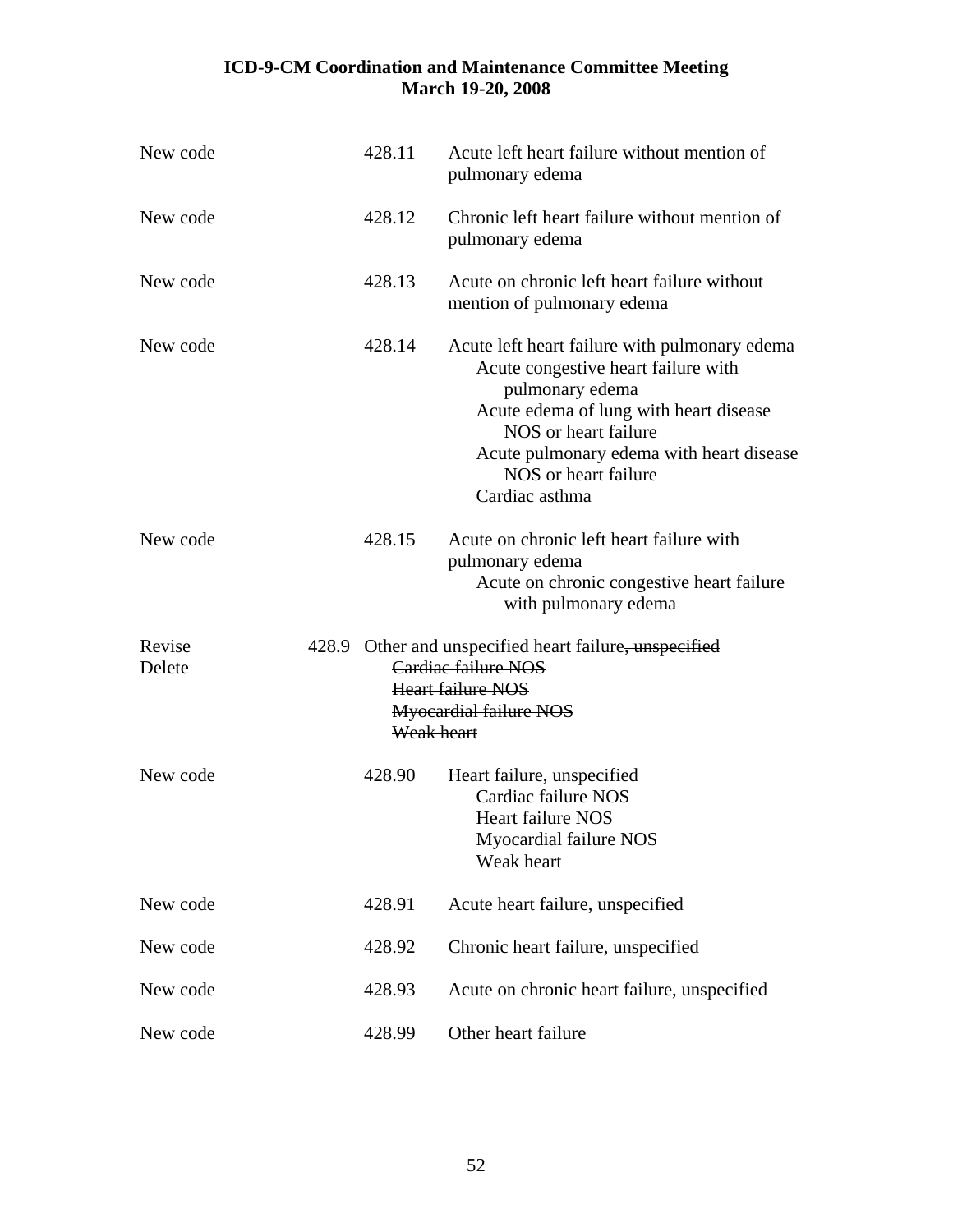| | | |
|---|---|---|
| New code | 428.11 | Acute left heart failure without mention of pulmonary edema |
| New code | 428.12 | Chronic left heart failure without mention of pulmonary edema |
| New code | 428.13 | Acute on chronic left heart failure without mention of pulmonary edema |
| New code | 428.14 | Acute left heart failure with pulmonary edema<br>Acute congestive heart failure with pulmonary edema<br>Acute edema of lung with heart disease NOS or heart failure<br>Acute pulmonary edema with heart disease NOS or heart failure<br>Cardiac asthma |
| New code | 428.15 | Acute on chronic left heart failure with pulmonary edema<br>Acute on chronic congestive heart failure with pulmonary edema |
| Revise<br>Delete | 428.9 | <u>Other and unspecified</u> heart failure~~, unspecified~~<br>~~Cardiac failure NOS~~<br>~~Heart failure NOS~~<br>~~Myocardial failure NOS~~<br>~~Weak heart~~ |
| New code | 428.90 | Heart failure, unspecified<br>Cardiac failure NOS<br>Heart failure NOS<br>Myocardial failure NOS<br>Weak heart |
| New code | 428.91 | Acute heart failure, unspecified |
| New code | 428.92 | Chronic heart failure, unspecified |
| New code | 428.93 | Acute on chronic heart failure, unspecified |
| New code | 428.99 | Other heart failure |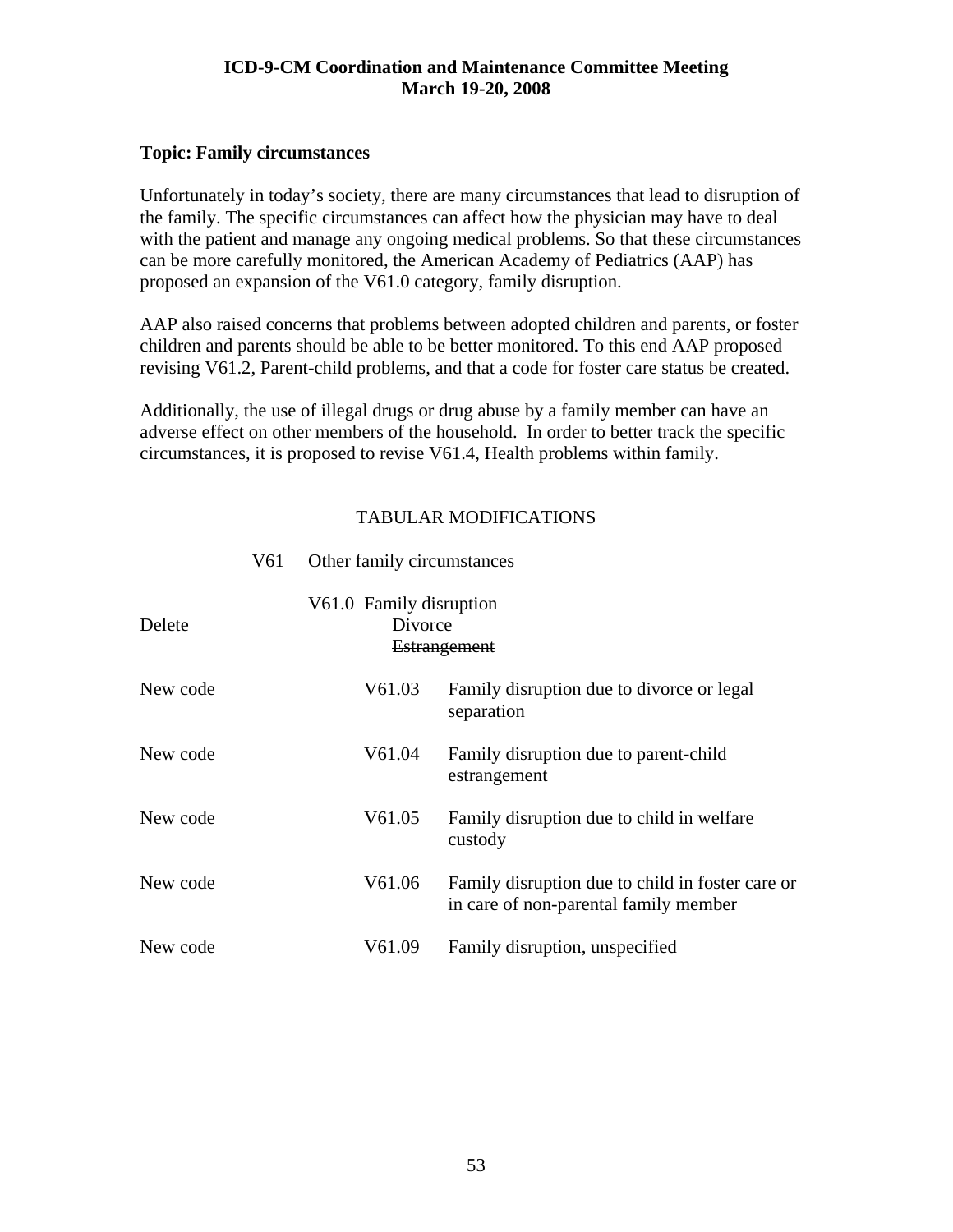**ICD-9-CM Coordination and Maintenance Committee Meeting**
**March 19-20, 2008**

**Topic: Family circumstances**

Unfortunately in today's society, there are many circumstances that lead to disruption of the family. The specific circumstances can affect how the physician may have to deal with the patient and manage any ongoing medical problems. So that these circumstances can be more carefully monitored, the American Academy of Pediatrics (AAP) has proposed an expansion of the V61.0 category, family disruption.

AAP also raised concerns that problems between adopted children and parents, or foster children and parents should be able to be better monitored. To this end AAP proposed revising V61.2, Parent-child problems, and that a code for foster care status be created.

Additionally, the use of illegal drugs or drug abuse by a family member can have an adverse effect on other members of the household. In order to better track the specific circumstances, it is proposed to revise V61.4, Health problems within family.

TABULAR MODIFICATIONS

| | | |
|---|---|---|
| | V61 | Other family circumstances |
| | V61.0 | Family disruption |
| Delete | | ~~Divorce~~ |
| | | ~~Estrangement~~ |
| New code | V61.03 | Family disruption due to divorce or legal separation |
| New code | V61.04 | Family disruption due to parent-child estrangement |
| New code | V61.05 | Family disruption due to child in welfare custody |
| New code | V61.06 | Family disruption due to child in foster care or in care of non-parental family member |
| New code | V61.09 | Family disruption, unspecified |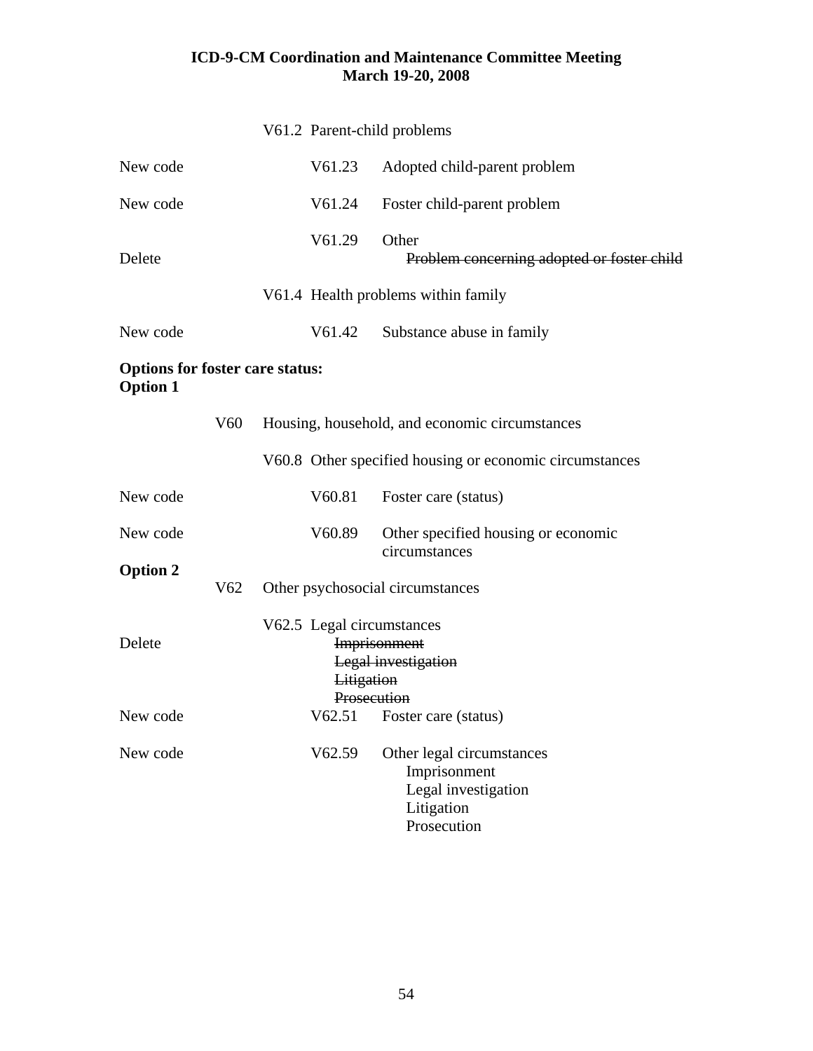| | | |
|---|---|---|
| | V61.2 Parent-child problems | |
| New code | V61.23 | Adopted child-parent problem |
| New code | V61.24 | Foster child-parent problem |
| Delete | V61.29 | Other<br>~~Problem concerning adopted or foster child~~ |
| | V61.4 Health problems within family | |
| New code | V61.42 | Substance abuse in family |

**Options for foster care status:**
**Option 1**

| | | |
|---|---|---|
| | V60 Housing, household, and economic circumstances | |
| | V60.8 Other specified housing or economic circumstances | |
| New code | V60.81 | Foster care (status) |
| New code | V60.89 | Other specified housing or economic circumstances |

**Option 2**

| | | |
|---|---|---|
| | V62 Other psychosocial circumstances | |
| | V62.5 Legal circumstances | |
| Delete | | ~~Imprisonment~~<br>~~Legal investigation~~<br>~~Litigation~~<br>~~Prosecution~~ |
| New code | V62.51 | Foster care (status) |
| New code | V62.59 | Other legal circumstances<br>Imprisonment<br>Legal investigation<br>Litigation<br>Prosecution |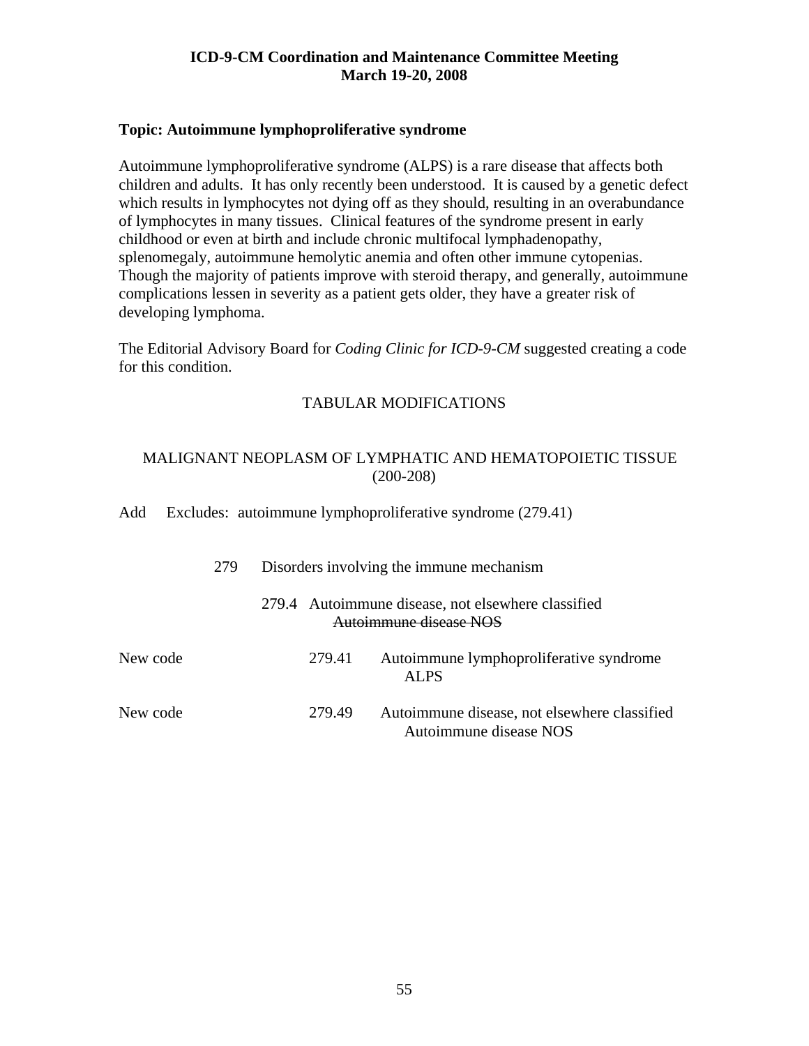**ICD-9-CM Coordination and Maintenance Committee Meeting**
**March 19-20, 2008**

**Topic: Autoimmune lymphoproliferative syndrome**

Autoimmune lymphoproliferative syndrome (ALPS) is a rare disease that affects both children and adults. It has only recently been understood. It is caused by a genetic defect which results in lymphocytes not dying off as they should, resulting in an overabundance of lymphocytes in many tissues. Clinical features of the syndrome present in early childhood or even at birth and include chronic multifocal lymphadenopathy, splenomegaly, autoimmune hemolytic anemia and often other immune cytopenias. Though the majority of patients improve with steroid therapy, and generally, autoimmune complications lessen in severity as a patient gets older, they have a greater risk of developing lymphoma.

The Editorial Advisory Board for *Coding Clinic for ICD-9-CM* suggested creating a code for this condition.

TABULAR MODIFICATIONS

MALIGNANT NEOPLASM OF LYMPHATIC AND HEMATOPOIETIC TISSUE (200-208)

Add Excludes: autoimmune lymphoproliferative syndrome (279.41)

279 Disorders involving the immune mechanism

279.4 Autoimmune disease, not elsewhere classified
~~Autoimmune disease NOS~~

New code 279.41 Autoimmune lymphoproliferative syndrome
ALPS

New code 279.49 Autoimmune disease, not elsewhere classified
Autoimmune disease NOS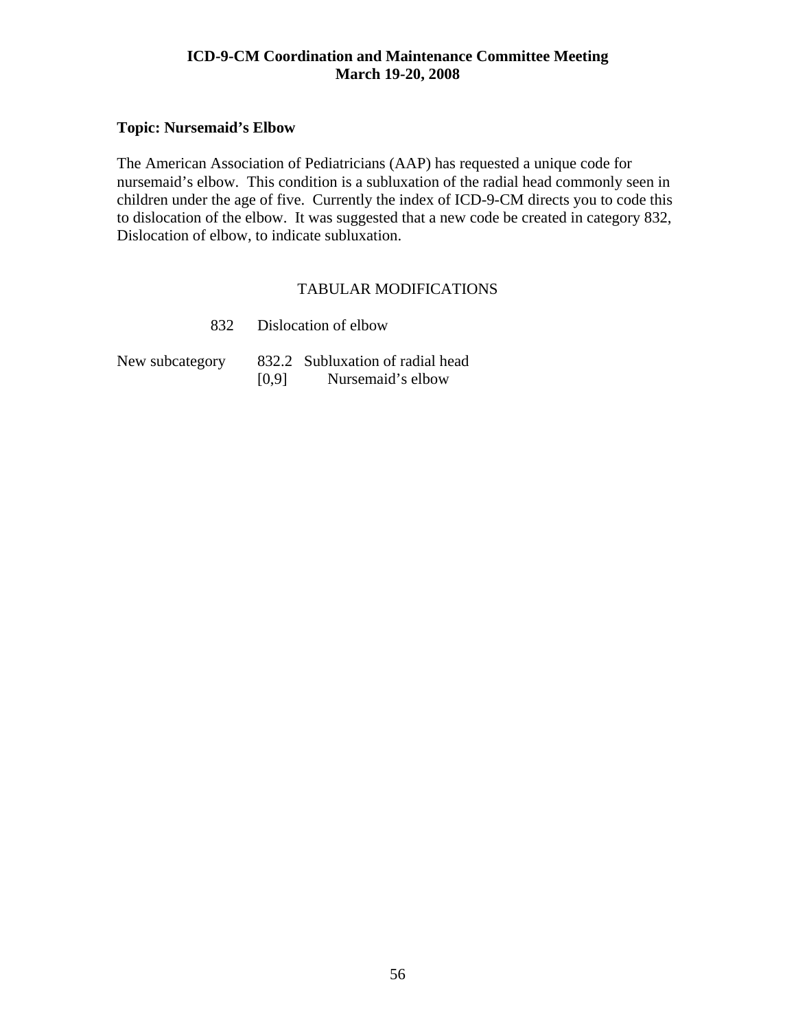**ICD-9-CM Coordination and Maintenance Committee Meeting**
**March 19-20, 2008**

**Topic: Nursemaid's Elbow**

The American Association of Pediatricians (AAP) has requested a unique code for nursemaid's elbow. This condition is a subluxation of the radial head commonly seen in children under the age of five. Currently the index of ICD-9-CM directs you to code this to dislocation of the elbow. It was suggested that a new code be created in category 832, Dislocation of elbow, to indicate subluxation.

TABULAR MODIFICATIONS

| | | |
|---|---|---|
| | 832 | Dislocation of elbow |
| New subcategory | 832.2 [0,9] | Subluxation of radial head<br>Nursemaid's elbow |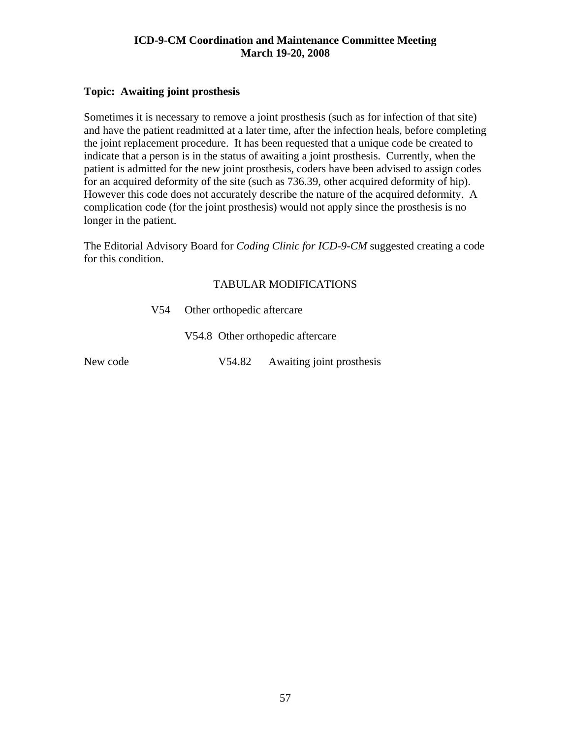**ICD-9-CM Coordination and Maintenance Committee Meeting**
**March 19-20, 2008**

**Topic: Awaiting joint prosthesis**

Sometimes it is necessary to remove a joint prosthesis (such as for infection of that site) and have the patient readmitted at a later time, after the infection heals, before completing the joint replacement procedure. It has been requested that a unique code be created to indicate that a person is in the status of awaiting a joint prosthesis. Currently, when the patient is admitted for the new joint prosthesis, coders have been advised to assign codes for an acquired deformity of the site (such as 736.39, other acquired deformity of hip). However this code does not accurately describe the nature of the acquired deformity. A complication code (for the joint prosthesis) would not apply since the prosthesis is no longer in the patient.

The Editorial Advisory Board for *Coding Clinic for ICD-9-CM* suggested creating a code for this condition.

TABULAR MODIFICATIONS

V54 Other orthopedic aftercare

V54.8 Other orthopedic aftercare

New code V54.82 Awaiting joint prosthesis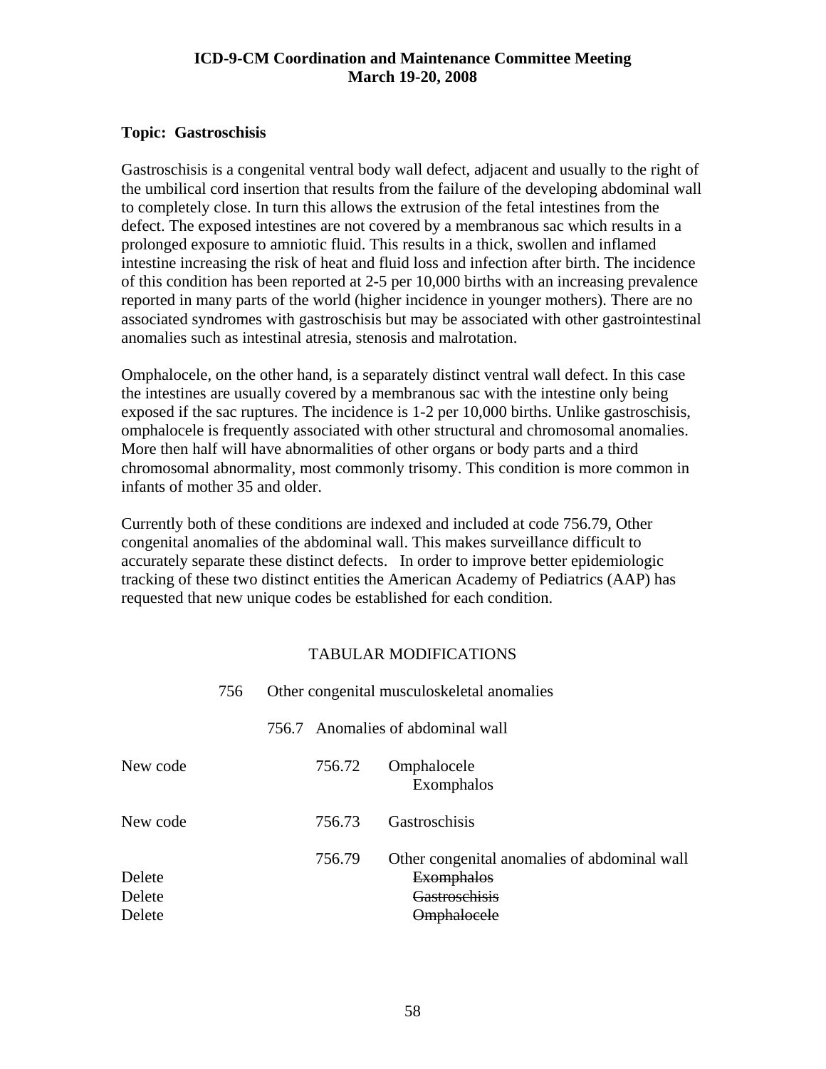**ICD-9-CM Coordination and Maintenance Committee Meeting**
**March 19-20, 2008**

**Topic: Gastroschisis**

Gastroschisis is a congenital ventral body wall defect, adjacent and usually to the right of the umbilical cord insertion that results from the failure of the developing abdominal wall to completely close. In turn this allows the extrusion of the fetal intestines from the defect. The exposed intestines are not covered by a membranous sac which results in a prolonged exposure to amniotic fluid. This results in a thick, swollen and inflamed intestine increasing the risk of heat and fluid loss and infection after birth. The incidence of this condition has been reported at 2-5 per 10,000 births with an increasing prevalence reported in many parts of the world (higher incidence in younger mothers). There are no associated syndromes with gastroschisis but may be associated with other gastrointestinal anomalies such as intestinal atresia, stenosis and malrotation.

Omphalocele, on the other hand, is a separately distinct ventral wall defect. In this case the intestines are usually covered by a membranous sac with the intestine only being exposed if the sac ruptures. The incidence is 1-2 per 10,000 births. Unlike gastroschisis, omphalocele is frequently associated with other structural and chromosomal anomalies. More then half will have abnormalities of other organs or body parts and a third chromosomal abnormality, most commonly trisomy. This condition is more common in infants of mother 35 and older.

Currently both of these conditions are indexed and included at code 756.79, Other congenital anomalies of the abdominal wall. This makes surveillance difficult to accurately separate these distinct defects. In order to improve better epidemiologic tracking of these two distinct entities the American Academy of Pediatrics (AAP) has requested that new unique codes be established for each condition.

TABULAR MODIFICATIONS

756 Other congenital musculoskeletal anomalies

756.7 Anomalies of abdominal wall

New code — 756.72 Omphalocele
    Exomphalos

New code — 756.73 Gastroschisis

756.79 Other congenital anomalies of abdominal wall

Delete — ~~Exomphalos~~

Delete — ~~Gastroschisis~~

Delete — ~~Omphalocele~~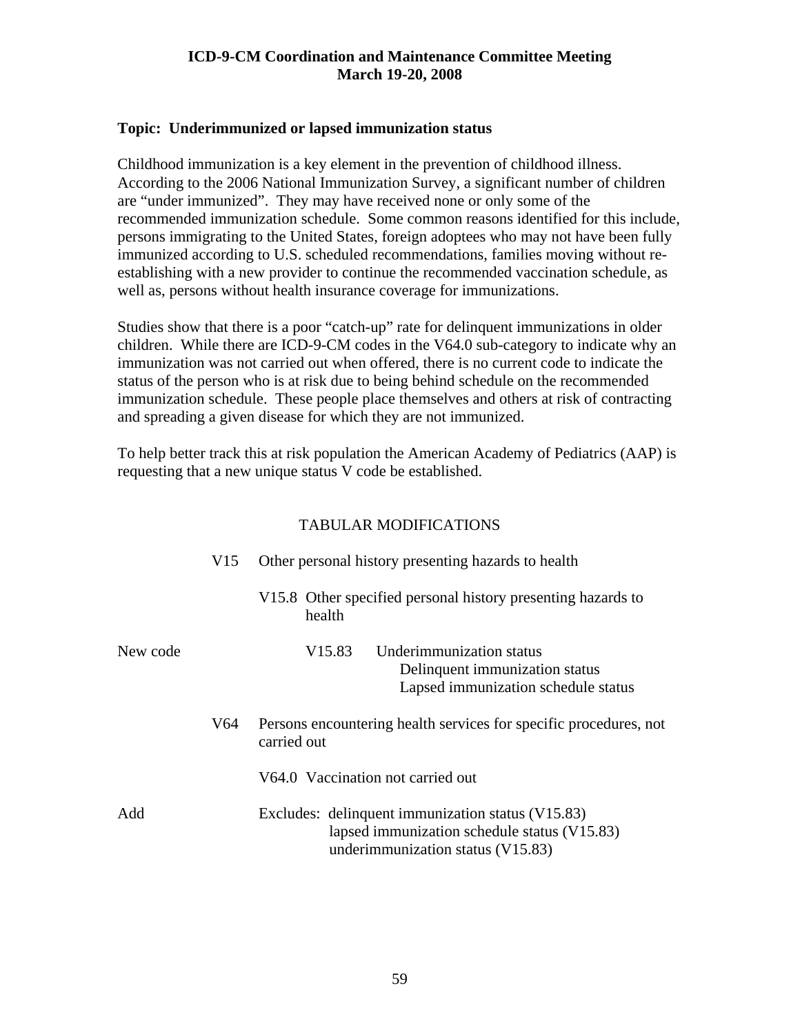**ICD-9-CM Coordination and Maintenance Committee Meeting**
**March 19-20, 2008**

**Topic: Underimmunized or lapsed immunization status**

Childhood immunization is a key element in the prevention of childhood illness. According to the 2006 National Immunization Survey, a significant number of children are "under immunized". They may have received none or only some of the recommended immunization schedule. Some common reasons identified for this include, persons immigrating to the United States, foreign adoptees who may not have been fully immunized according to U.S. scheduled recommendations, families moving without re-establishing with a new provider to continue the recommended vaccination schedule, as well as, persons without health insurance coverage for immunizations.

Studies show that there is a poor "catch-up" rate for delinquent immunizations in older children. While there are ICD-9-CM codes in the V64.0 sub-category to indicate why an immunization was not carried out when offered, there is no current code to indicate the status of the person who is at risk due to being behind schedule on the recommended immunization schedule. These people place themselves and others at risk of contracting and spreading a given disease for which they are not immunized.

To help better track this at risk population the American Academy of Pediatrics (AAP) is requesting that a new unique status V code be established.

TABULAR MODIFICATIONS

V15 Other personal history presenting hazards to health

V15.8 Other specified personal history presenting hazards to health

New code — V15.83 Underimmunization status
- Delinquent immunization status
- Lapsed immunization schedule status

V64 Persons encountering health services for specific procedures, not carried out

V64.0 Vaccination not carried out

Add — Excludes: delinquent immunization status (V15.83)
- lapsed immunization schedule status (V15.83)
- underimmunization status (V15.83)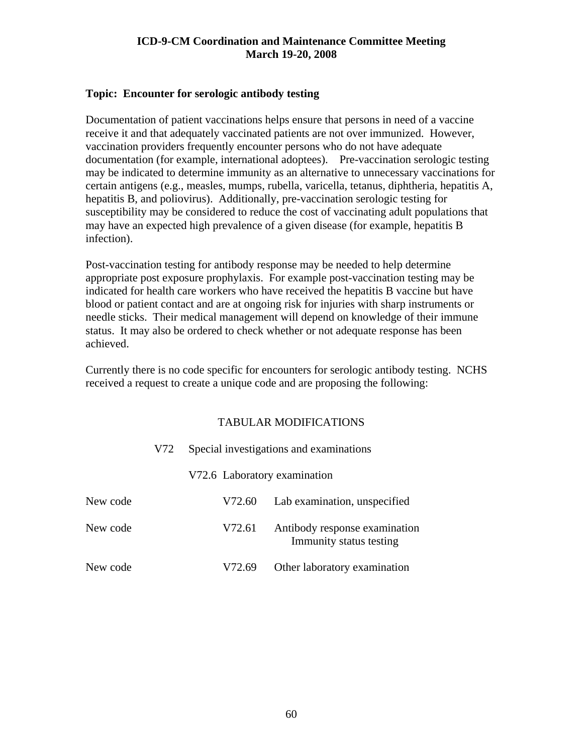**ICD-9-CM Coordination and Maintenance Committee Meeting**
**March 19-20, 2008**

**Topic: Encounter for serologic antibody testing**

Documentation of patient vaccinations helps ensure that persons in need of a vaccine receive it and that adequately vaccinated patients are not over immunized. However, vaccination providers frequently encounter persons who do not have adequate documentation (for example, international adoptees). Pre-vaccination serologic testing may be indicated to determine immunity as an alternative to unnecessary vaccinations for certain antigens (e.g., measles, mumps, rubella, varicella, tetanus, diphtheria, hepatitis A, hepatitis B, and poliovirus). Additionally, pre-vaccination serologic testing for susceptibility may be considered to reduce the cost of vaccinating adult populations that may have an expected high prevalence of a given disease (for example, hepatitis B infection).

Post-vaccination testing for antibody response may be needed to help determine appropriate post exposure prophylaxis. For example post-vaccination testing may be indicated for health care workers who have received the hepatitis B vaccine but have blood or patient contact and are at ongoing risk for injuries with sharp instruments or needle sticks. Their medical management will depend on knowledge of their immune status. It may also be ordered to check whether or not adequate response has been achieved.

Currently there is no code specific for encounters for serologic antibody testing. NCHS received a request to create a unique code and are proposing the following:

TABULAR MODIFICATIONS

V72 Special investigations and examinations

V72.6 Laboratory examination

New code V72.60 Lab examination, unspecified

New code V72.61 Antibody response examination
Immunity status testing

New code V72.69 Other laboratory examination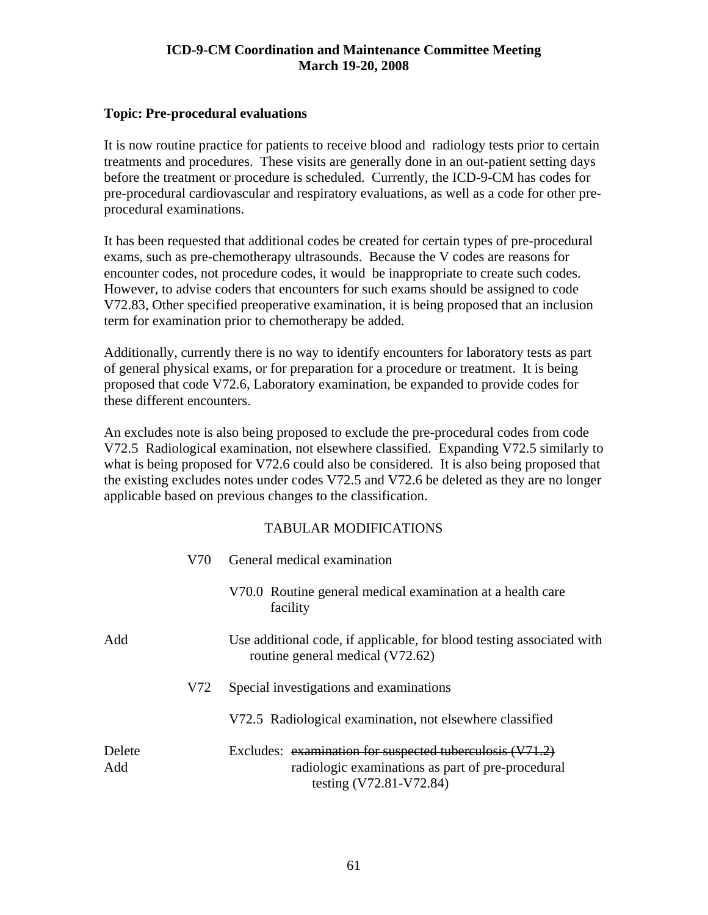**ICD-9-CM Coordination and Maintenance Committee Meeting**
**March 19-20, 2008**

**Topic: Pre-procedural evaluations**

It is now routine practice for patients to receive blood and radiology tests prior to certain treatments and procedures. These visits are generally done in an out-patient setting days before the treatment or procedure is scheduled. Currently, the ICD-9-CM has codes for pre-procedural cardiovascular and respiratory evaluations, as well as a code for other pre-procedural examinations.

It has been requested that additional codes be created for certain types of pre-procedural exams, such as pre-chemotherapy ultrasounds. Because the V codes are reasons for encounter codes, not procedure codes, it would be inappropriate to create such codes. However, to advise coders that encounters for such exams should be assigned to code V72.83, Other specified preoperative examination, it is being proposed that an inclusion term for examination prior to chemotherapy be added.

Additionally, currently there is no way to identify encounters for laboratory tests as part of general physical exams, or for preparation for a procedure or treatment. It is being proposed that code V72.6, Laboratory examination, be expanded to provide codes for these different encounters.

An excludes note is also being proposed to exclude the pre-procedural codes from code V72.5 Radiological examination, not elsewhere classified. Expanding V72.5 similarly to what is being proposed for V72.6 could also be considered. It is also being proposed that the existing excludes notes under codes V72.5 and V72.6 be deleted as they are no longer applicable based on previous changes to the classification.

TABULAR MODIFICATIONS

V70 General medical examination

V70.0 Routine general medical examination at a health care facility

Add — Use additional code, if applicable, for blood testing associated with routine general medical (V72.62)

V72 Special investigations and examinations

V72.5 Radiological examination, not elsewhere classified

Delete — Excludes: ~~examination for suspected tuberculosis (V71.2)~~
Add — radiologic examinations as part of pre-procedural testing (V72.81-V72.84)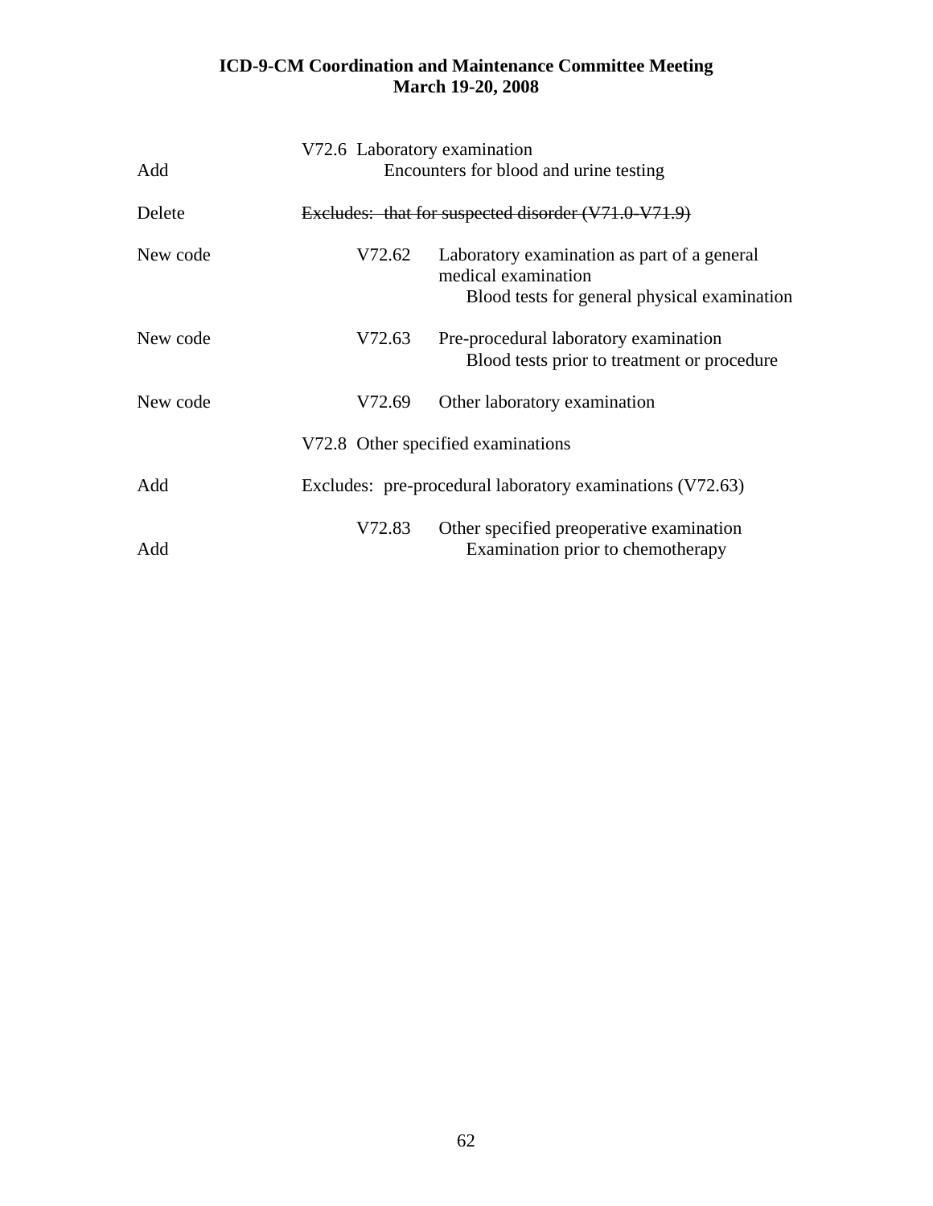| | |
|---|---|
| | V72.6 Laboratory examination |
| Add | Encounters for blood and urine testing |
| Delete | ~~Excludes: that for suspected disorder (V71.0-V71.9)~~ |
| New code | V72.62 Laboratory examination as part of a general medical examination<br>Blood tests for general physical examination |
| New code | V72.63 Pre-procedural laboratory examination<br>Blood tests prior to treatment or procedure |
| New code | V72.69 Other laboratory examination |
| | V72.8 Other specified examinations |
| Add | Excludes: pre-procedural laboratory examinations (V72.63) |
| | V72.83 Other specified preoperative examination |
| Add | Examination prior to chemotherapy |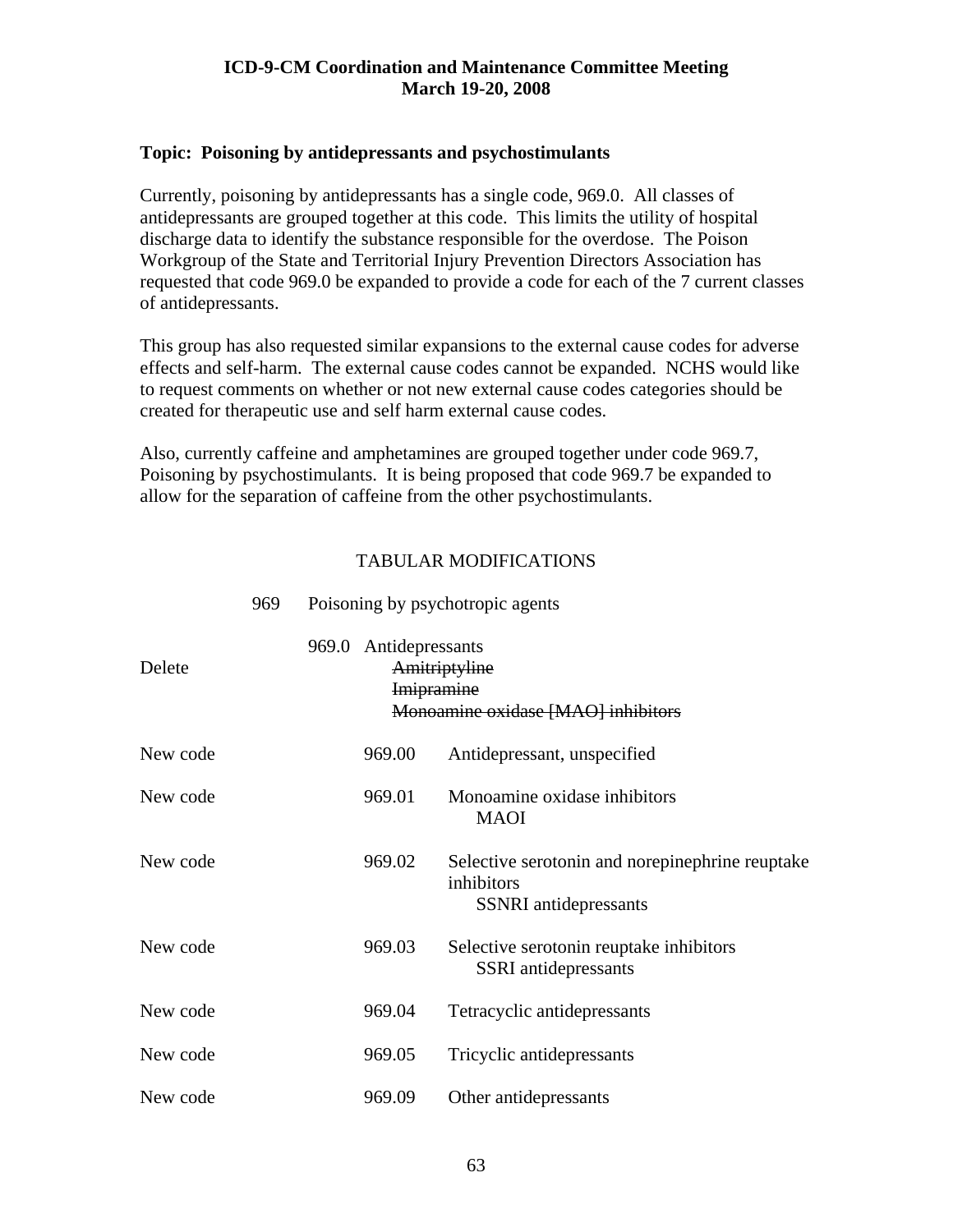**ICD-9-CM Coordination and Maintenance Committee Meeting**
**March 19-20, 2008**

**Topic: Poisoning by antidepressants and psychostimulants**

Currently, poisoning by antidepressants has a single code, 969.0. All classes of antidepressants are grouped together at this code. This limits the utility of hospital discharge data to identify the substance responsible for the overdose. The Poison Workgroup of the State and Territorial Injury Prevention Directors Association has requested that code 969.0 be expanded to provide a code for each of the 7 current classes of antidepressants.

This group has also requested similar expansions to the external cause codes for adverse effects and self-harm. The external cause codes cannot be expanded. NCHS would like to request comments on whether or not new external cause codes categories should be created for therapeutic use and self harm external cause codes.

Also, currently caffeine and amphetamines are grouped together under code 969.7, Poisoning by psychostimulants. It is being proposed that code 969.7 be expanded to allow for the separation of caffeine from the other psychostimulants.

TABULAR MODIFICATIONS

| | | |
|---|---|---|
| | 969 | Poisoning by psychotropic agents |
| | 969.0 | Antidepressants |
| Delete | | ~~Amitriptyline~~<br>~~Imipramine~~<br>~~Monoamine oxidase [MAO] inhibitors~~ |
| New code | 969.00 | Antidepressant, unspecified |
| New code | 969.01 | Monoamine oxidase inhibitors<br>MAOI |
| New code | 969.02 | Selective serotonin and norepinephrine reuptake inhibitors<br>SSNRI antidepressants |
| New code | 969.03 | Selective serotonin reuptake inhibitors<br>SSRI antidepressants |
| New code | 969.04 | Tetracyclic antidepressants |
| New code | 969.05 | Tricyclic antidepressants |
| New code | 969.09 | Other antidepressants |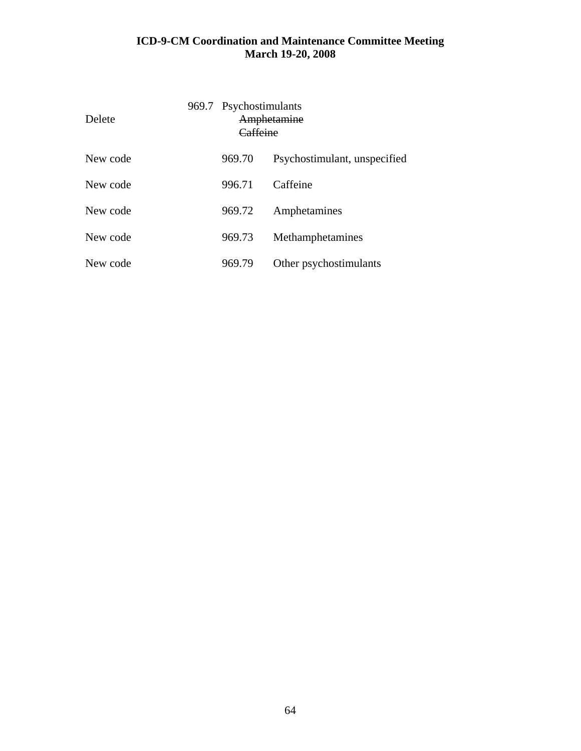| | | |
|---|---|---|
| Delete | 969.7 | Psychostimulants<br>~~Amphetamine~~<br>~~Caffeine~~ |
| New code | 969.70 | Psychostimulant, unspecified |
| New code | 996.71 | Caffeine |
| New code | 969.72 | Amphetamines |
| New code | 969.73 | Methamphetamines |
| New code | 969.79 | Other psychostimulants |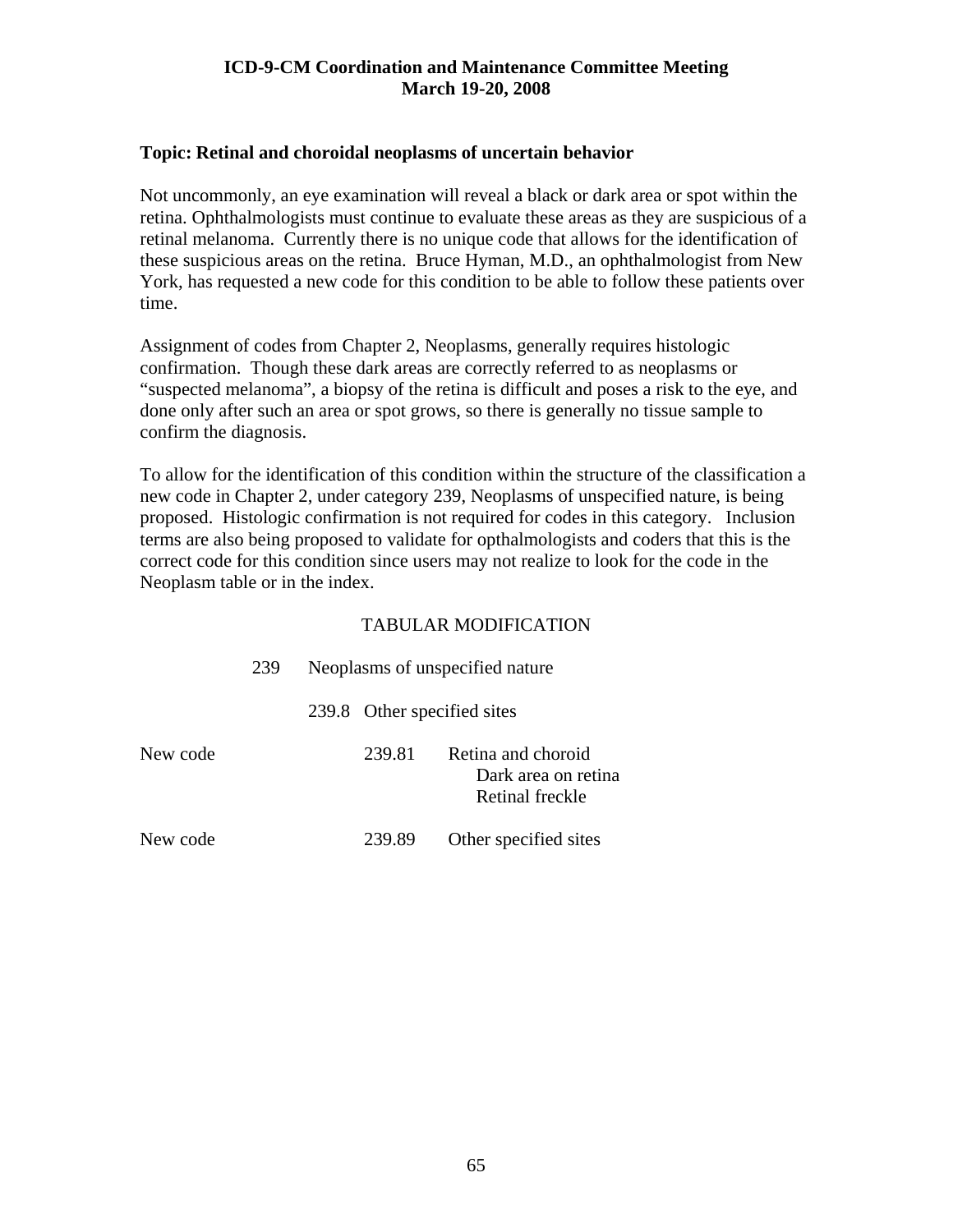**ICD-9-CM Coordination and Maintenance Committee Meeting**
**March 19-20, 2008**

**Topic: Retinal and choroidal neoplasms of uncertain behavior**

Not uncommonly, an eye examination will reveal a black or dark area or spot within the retina. Ophthalmologists must continue to evaluate these areas as they are suspicious of a retinal melanoma. Currently there is no unique code that allows for the identification of these suspicious areas on the retina. Bruce Hyman, M.D., an ophthalmologist from New York, has requested a new code for this condition to be able to follow these patients over time.

Assignment of codes from Chapter 2, Neoplasms, generally requires histologic confirmation. Though these dark areas are correctly referred to as neoplasms or "suspected melanoma", a biopsy of the retina is difficult and poses a risk to the eye, and done only after such an area or spot grows, so there is generally no tissue sample to confirm the diagnosis.

To allow for the identification of this condition within the structure of the classification a new code in Chapter 2, under category 239, Neoplasms of unspecified nature, is being proposed. Histologic confirmation is not required for codes in this category. Inclusion terms are also being proposed to validate for opthalmologists and coders that this is the correct code for this condition since users may not realize to look for the code in the Neoplasm table or in the index.

TABULAR MODIFICATION

239 Neoplasms of unspecified nature

239.8 Other specified sites

New code 239.81 Retina and choroid
Dark area on retina
Retinal freckle

New code 239.89 Other specified sites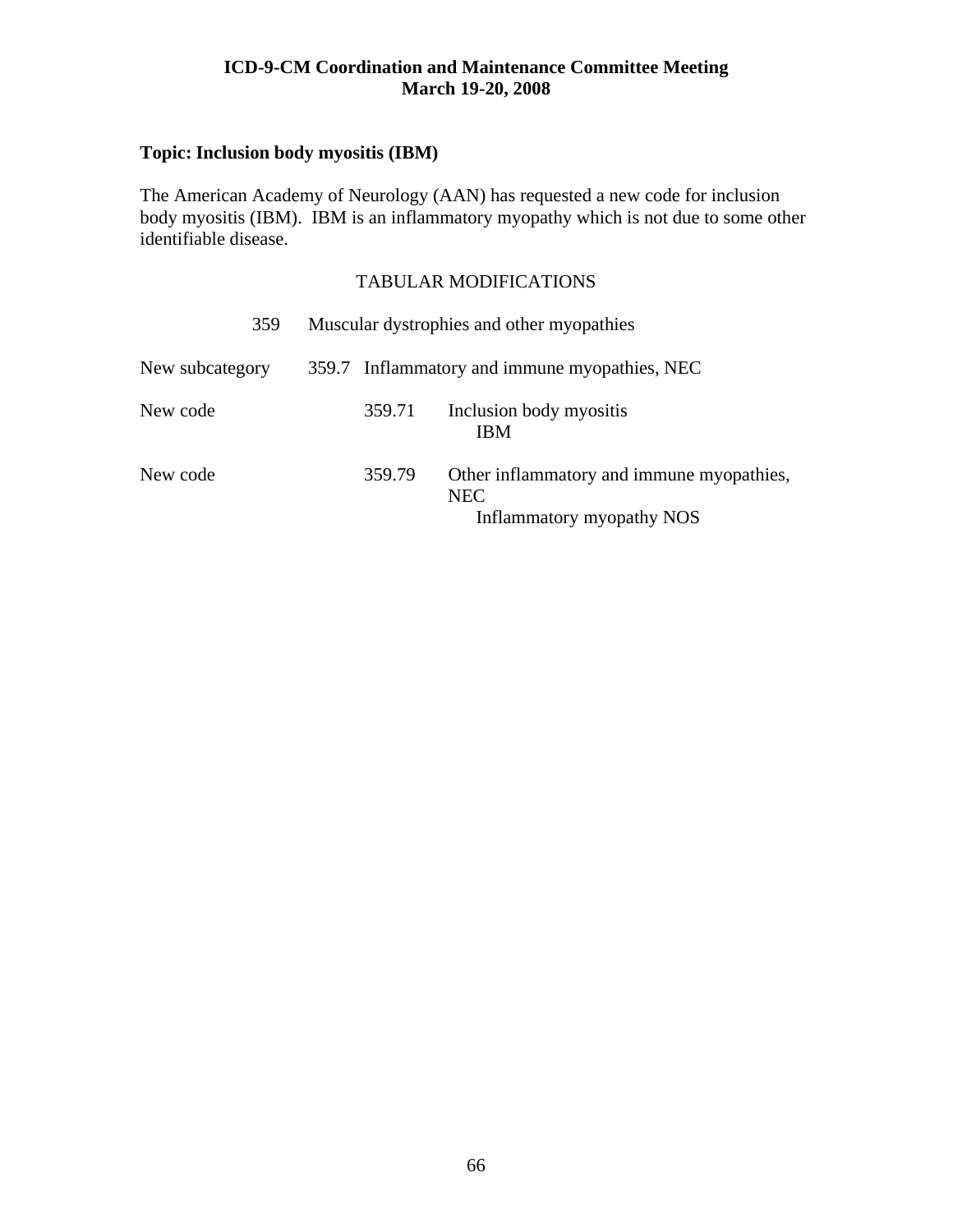**Topic: Inclusion body myositis (IBM)**

The American Academy of Neurology (AAN) has requested a new code for inclusion body myositis (IBM). IBM is an inflammatory myopathy which is not due to some other identifiable disease.

TABULAR MODIFICATIONS

| | | |
|---|---|---|
| | 359 | Muscular dystrophies and other myopathies |
| New subcategory | 359.7 | Inflammatory and immune myopathies, NEC |
| New code | 359.71 | Inclusion body myositis<br>IBM |
| New code | 359.79 | Other inflammatory and immune myopathies, NEC<br>Inflammatory myopathy NOS |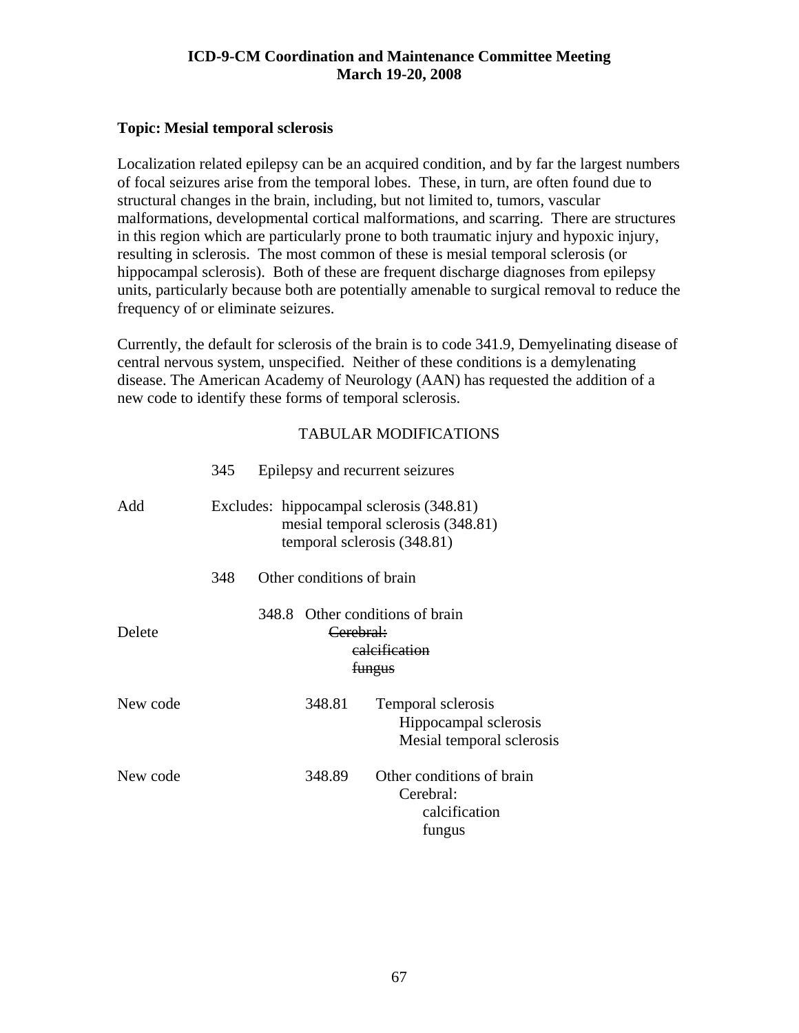**ICD-9-CM Coordination and Maintenance Committee Meeting**
**March 19-20, 2008**

**Topic: Mesial temporal sclerosis**

Localization related epilepsy can be an acquired condition, and by far the largest numbers of focal seizures arise from the temporal lobes. These, in turn, are often found due to structural changes in the brain, including, but not limited to, tumors, vascular malformations, developmental cortical malformations, and scarring. There are structures in this region which are particularly prone to both traumatic injury and hypoxic injury, resulting in sclerosis. The most common of these is mesial temporal sclerosis (or hippocampal sclerosis). Both of these are frequent discharge diagnoses from epilepsy units, particularly because both are potentially amenable to surgical removal to reduce the frequency of or eliminate seizures.

Currently, the default for sclerosis of the brain is to code 341.9, Demyelinating disease of central nervous system, unspecified. Neither of these conditions is a demylenating disease. The American Academy of Neurology (AAN) has requested the addition of a new code to identify these forms of temporal sclerosis.

TABULAR MODIFICATIONS

345 Epilepsy and recurrent seizures

Add — Excludes: hippocampal sclerosis (348.81)
mesial temporal sclerosis (348.81)
temporal sclerosis (348.81)

348 Other conditions of brain

348.8 Other conditions of brain

Delete — ~~Cerebral:~~
~~calcification~~
~~fungus~~

New code — 348.81 Temporal sclerosis
Hippocampal sclerosis
Mesial temporal sclerosis

New code — 348.89 Other conditions of brain
Cerebral:
calcification
fungus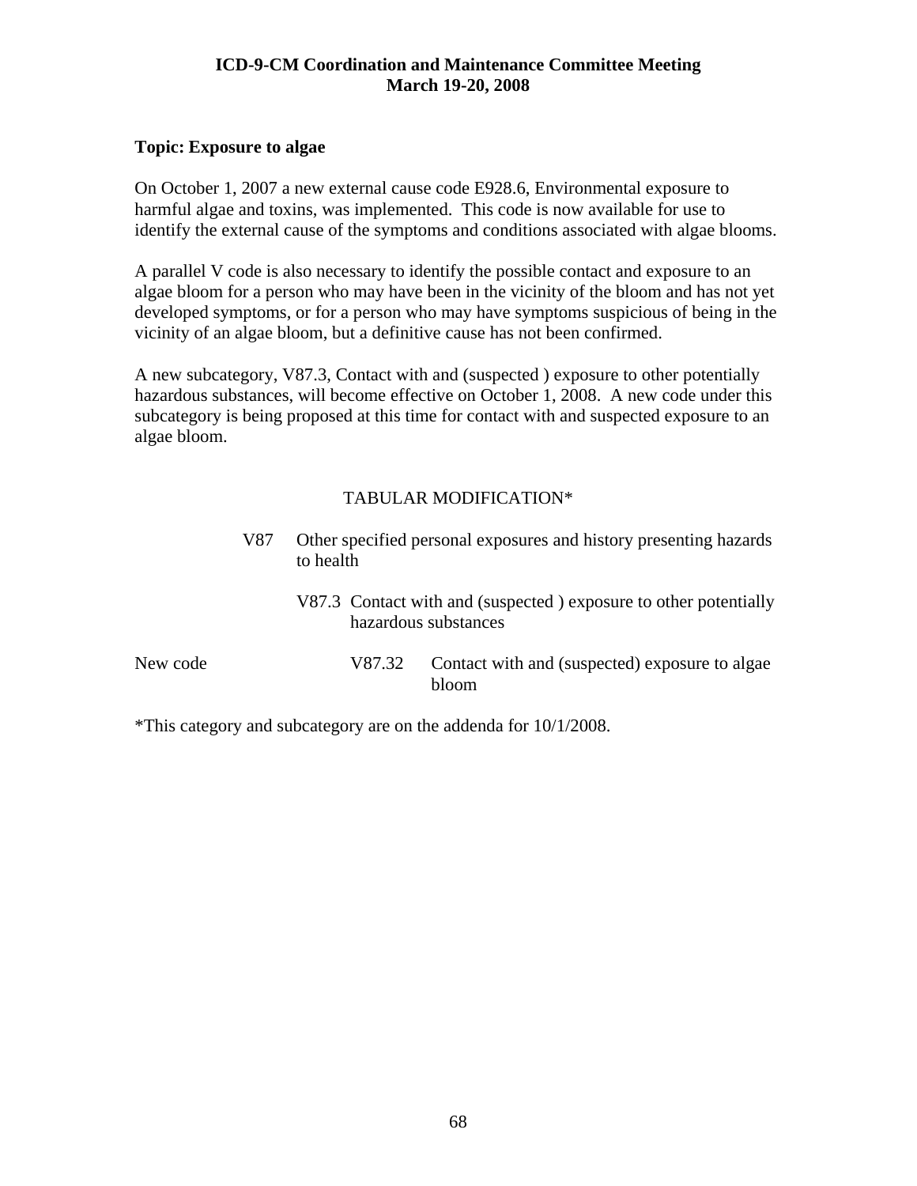**Topic: Exposure to algae**

On October 1, 2007 a new external cause code E928.6, Environmental exposure to harmful algae and toxins, was implemented. This code is now available for use to identify the external cause of the symptoms and conditions associated with algae blooms.

A parallel V code is also necessary to identify the possible contact and exposure to an algae bloom for a person who may have been in the vicinity of the bloom and has not yet developed symptoms, or for a person who may have symptoms suspicious of being in the vicinity of an algae bloom, but a definitive cause has not been confirmed.

A new subcategory, V87.3, Contact with and (suspected ) exposure to other potentially hazardous substances, will become effective on October 1, 2008. A new code under this subcategory is being proposed at this time for contact with and suspected exposure to an algae bloom.

TABULAR MODIFICATION*

V87 Other specified personal exposures and history presenting hazards to health

V87.3 Contact with and (suspected ) exposure to other potentially hazardous substances

New code V87.32 Contact with and (suspected) exposure to algae bloom

*This category and subcategory are on the addenda for 10/1/2008.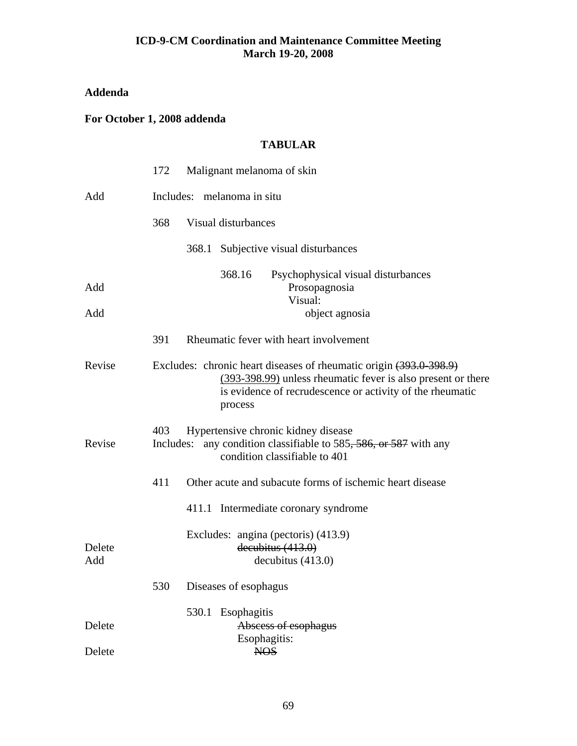**ICD-9-CM Coordination and Maintenance Committee Meeting**
**March 19-20, 2008**

## Addenda

### For October 1, 2008 addenda

### TABULAR

| | |
|---|---|
| | 172 Malignant melanoma of skin |
| Add | Includes: melanoma in situ |
| | 368 Visual disturbances |
| | 368.1 Subjective visual disturbances |
| | 368.16 Psychophysical visual disturbances |
| Add | Prosopagnosia |
| | Visual: |
| Add | object agnosia |
| | 391 Rheumatic fever with heart involvement |
| Revise | Excludes: chronic heart diseases of rheumatic origin ~~(393.0-398.9)~~ <u>(393-398.99)</u> unless rheumatic fever is also present or there is evidence of recrudescence or activity of the rheumatic process |
| | 403 Hypertensive chronic kidney disease |
| Revise | Includes: any condition classifiable to 585~~, 586, or 587~~ with any condition classifiable to 401 |
| | 411 Other acute and subacute forms of ischemic heart disease |
| | 411.1 Intermediate coronary syndrome |
| | Excludes: angina (pectoris) (413.9) |
| Delete | ~~decubitus (413.0)~~ |
| Add | decubitus (413.0) |
| | 530 Diseases of esophagus |
| | 530.1 Esophagitis |
| Delete | ~~Abscess of esophagus~~ |
| | Esophagitis: |
| Delete | ~~NOS~~ |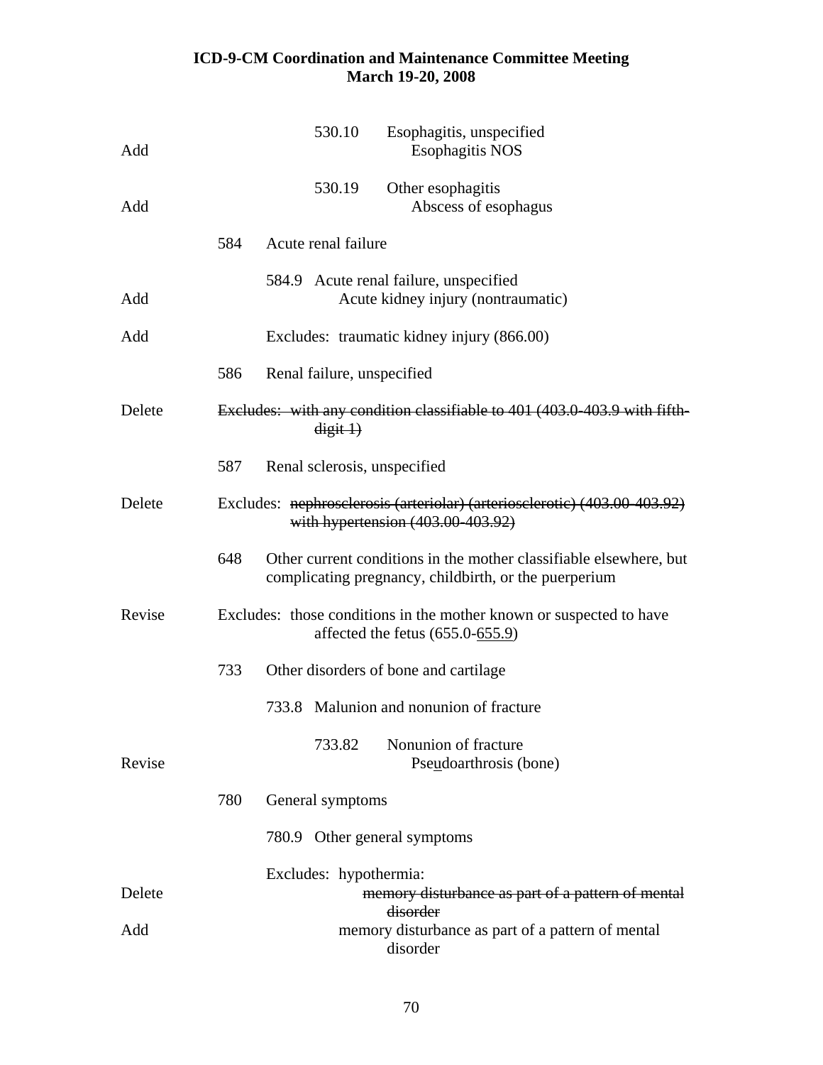| | | |
|---|---|---|
| | 530.10 | Esophagitis, unspecified |
| Add | | Esophagitis NOS |
| | 530.19 | Other esophagitis |
| Add | | Abscess of esophagus |
| | 584 | Acute renal failure |
| | 584.9 | Acute renal failure, unspecified |
| Add | | Acute kidney injury (nontraumatic) |
| Add | | Excludes: traumatic kidney injury (866.00) |
| | 586 | Renal failure, unspecified |
| Delete | | ~~Excludes: with any condition classifiable to 401 (403.0-403.9 with fifth-digit 1)~~ |
| | 587 | Renal sclerosis, unspecified |
| Delete | | Excludes: ~~nephrosclerosis (arteriolar) (arteriosclerotic) (403.00-403.92) with hypertension (403.00-403.92)~~ |
| | 648 | Other current conditions in the mother classifiable elsewhere, but complicating pregnancy, childbirth, or the puerperium |
| Revise | | Excludes: those conditions in the mother known or suspected to have affected the fetus (655.0-<u>655.9</u>) |
| | 733 | Other disorders of bone and cartilage |
| | 733.8 | Malunion and nonunion of fracture |
| | 733.82 | Nonunion of fracture |
| Revise | | Pse<u>u</u>doarthrosis (bone) |
| | 780 | General symptoms |
| | 780.9 | Other general symptoms |
| | | Excludes: hypothermia: |
| Delete | | ~~memory disturbance as part of a pattern of mental disorder~~ |
| Add | | memory disturbance as part of a pattern of mental disorder |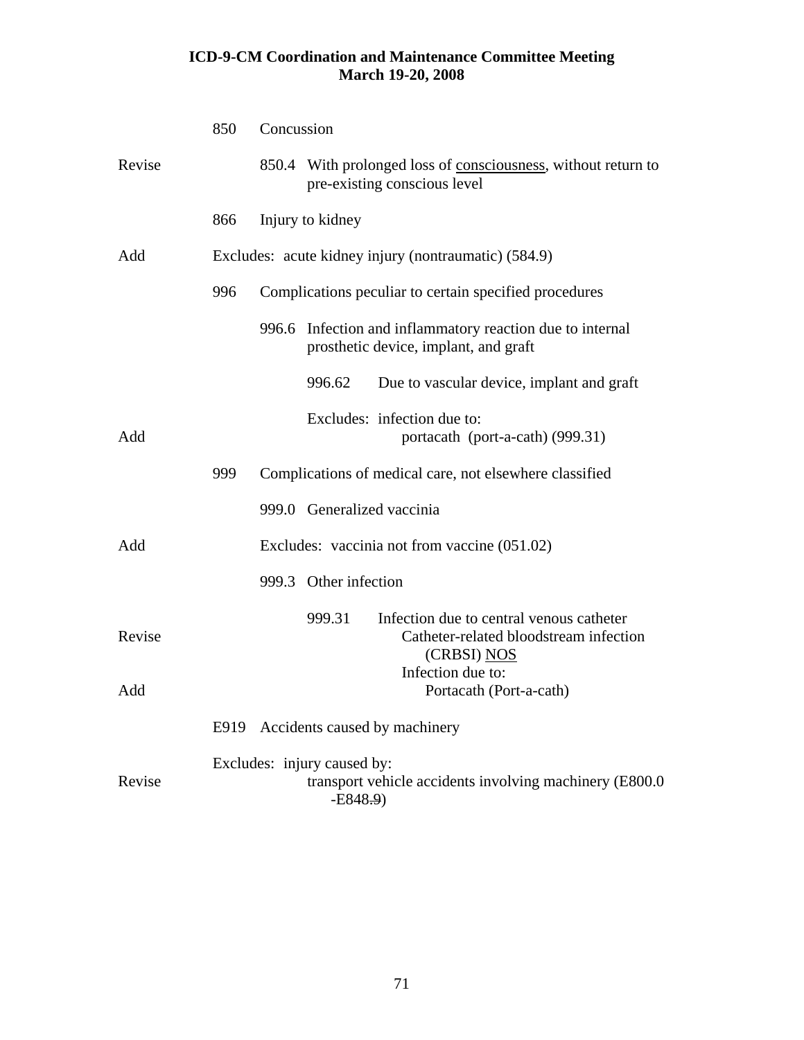**ICD-9-CM Coordination and Maintenance Committee Meeting**
**March 19-20, 2008**

| | | |
|---|---|---|
| | 850 | Concussion |
| Revise | | 850.4 With prolonged loss of consciousness, without return to pre-existing conscious level |
| | 866 | Injury to kidney |
| Add | | Excludes: acute kidney injury (nontraumatic) (584.9) |
| | 996 | Complications peculiar to certain specified procedures |
| | | 996.6 Infection and inflammatory reaction due to internal prosthetic device, implant, and graft |
| | | 996.62 Due to vascular device, implant and graft |
| | | Excludes: infection due to: |
| Add | | portacath (port-a-cath) (999.31) |
| | 999 | Complications of medical care, not elsewhere classified |
| | | 999.0 Generalized vaccinia |
| Add | | Excludes: vaccinia not from vaccine (051.02) |
| | | 999.3 Other infection |
| | | 999.31 Infection due to central venous catheter |
| Revise | | Catheter-related bloodstream infection (CRBSI) NOS |
| | | Infection due to: |
| Add | | Portacath (Port-a-cath) |
| | E919 | Accidents caused by machinery |
| | | Excludes: injury caused by: |
| Revise | | transport vehicle accidents involving machinery (E800.0-E848~~.9~~) |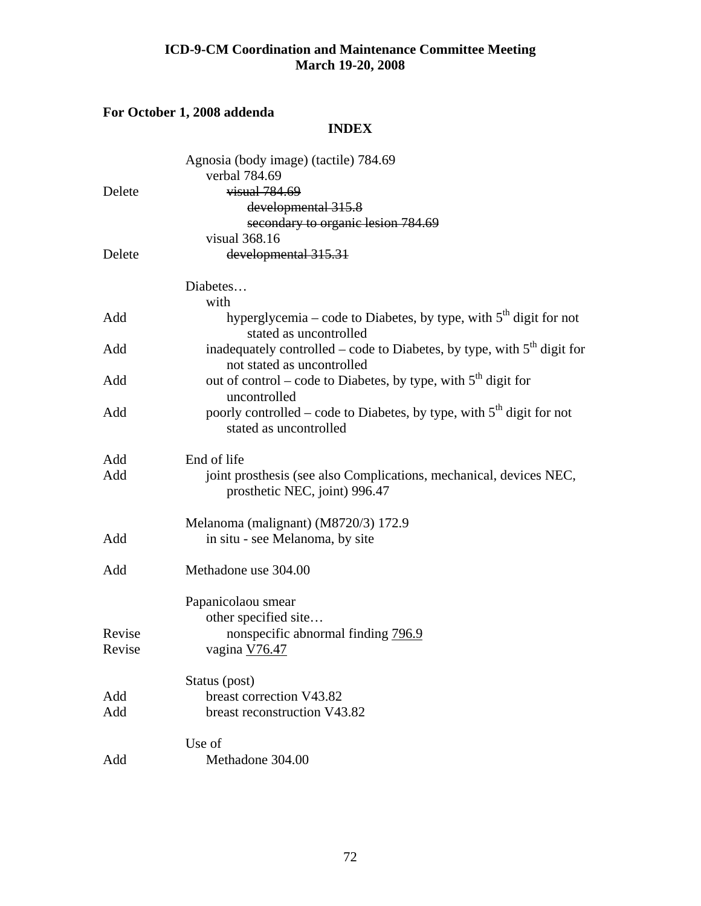**ICD-9-CM Coordination and Maintenance Committee Meeting**
**March 19-20, 2008**

**For October 1, 2008 addenda**

**INDEX**

| | |
|---|---|
| | Agnosia (body image) (tactile) 784.69 |
| | verbal 784.69 |
| Delete | ~~visual 784.69~~ |
| | ~~developmental 315.8~~ |
| | ~~secondary to organic lesion 784.69~~ |
| | visual 368.16 |
| Delete | ~~developmental 315.31~~ |
| | |
| | Diabetes… |
| | with |
| Add | hyperglycemia – code to Diabetes, by type, with 5th digit for not stated as uncontrolled |
| Add | inadequately controlled – code to Diabetes, by type, with 5th digit for not stated as uncontrolled |
| Add | out of control – code to Diabetes, by type, with 5th digit for uncontrolled |
| Add | poorly controlled – code to Diabetes, by type, with 5th digit for not stated as uncontrolled |
| | |
| Add | End of life |
| Add | joint prosthesis (see also Complications, mechanical, devices NEC, prosthetic NEC, joint) 996.47 |
| | |
| | Melanoma (malignant) (M8720/3) 172.9 |
| Add | in situ - see Melanoma, by site |
| | |
| Add | Methadone use 304.00 |
| | |
| | Papanicolaou smear |
| | other specified site… |
| Revise | nonspecific abnormal finding 796.9 |
| Revise | vagina V76.47 |
| | |
| | Status (post) |
| Add | breast correction V43.82 |
| Add | breast reconstruction V43.82 |
| | |
| | Use of |
| Add | Methadone 304.00 |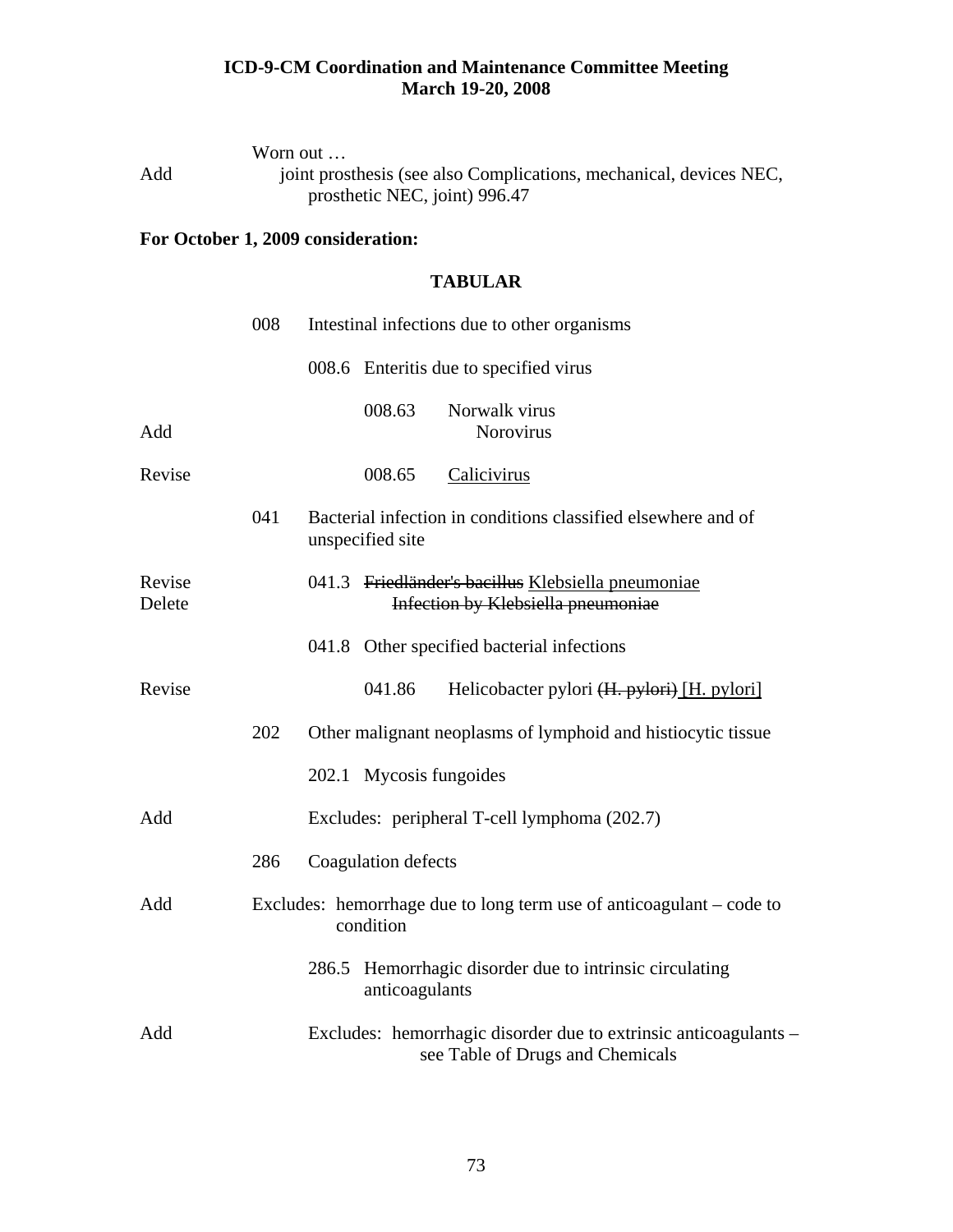Worn out …

Add joint prosthesis (see also Complications, mechanical, devices NEC, prosthetic NEC, joint) 996.47

**For October 1, 2009 consideration:**

## TABULAR

008 Intestinal infections due to other organisms

008.6 Enteritis due to specified virus

008.63 Norwalk virus

Add Norovirus

Revise 008.65 <u>Calicivirus</u>

041 Bacterial infection in conditions classified elsewhere and of unspecified site

Revise 041.3 ~~Friedländer's bacillus~~ <u>Klebsiella pneumoniae</u>

Delete ~~Infection by Klebsiella pneumoniae~~

041.8 Other specified bacterial infections

Revise 041.86 Helicobacter pylori ~~(H. pylori)~~ <u>[H. pylori]</u>

202 Other malignant neoplasms of lymphoid and histiocytic tissue

202.1 Mycosis fungoides

Add Excludes: peripheral T-cell lymphoma (202.7)

286 Coagulation defects

Add Excludes: hemorrhage due to long term use of anticoagulant – code to condition

286.5 Hemorrhagic disorder due to intrinsic circulating anticoagulants

Add Excludes: hemorrhagic disorder due to extrinsic anticoagulants – see Table of Drugs and Chemicals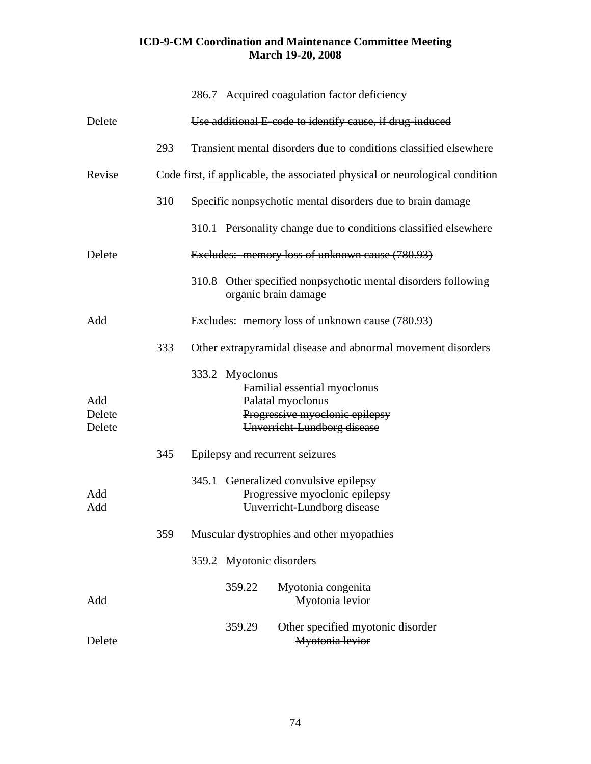|  |  | 286.7 Acquired coagulation factor deficiency |
|---|---|---|
| Delete |  | ~~Use additional E-code to identify cause, if drug-induced~~ |
|  | 293 | Transient mental disorders due to conditions classified elsewhere |
| Revise |  | Code first<u>, if applicable,</u> the associated physical or neurological condition |
|  | 310 | Specific nonpsychotic mental disorders due to brain damage |
|  |  | 310.1 Personality change due to conditions classified elsewhere |
| Delete |  | ~~Excludes: memory loss of unknown cause (780.93)~~ |
|  |  | 310.8 Other specified nonpsychotic mental disorders following organic brain damage |
| Add |  | Excludes: memory loss of unknown cause (780.93) |
|  | 333 | Other extrapyramidal disease and abnormal movement disorders |
|  |  | 333.2 Myoclonus |
|  |  | Familial essential myoclonus |
| Add |  | Palatal myoclonus |
| Delete |  | ~~Progressive myoclonic epilepsy~~ |
| Delete |  | ~~Unverricht-Lundborg disease~~ |
|  | 345 | Epilepsy and recurrent seizures |
|  |  | 345.1 Generalized convulsive epilepsy |
| Add |  | Progressive myoclonic epilepsy |
| Add |  | Unverricht-Lundborg disease |
|  | 359 | Muscular dystrophies and other myopathies |
|  |  | 359.2 Myotonic disorders |
|  |  | 359.22 Myotonia congenita |
| Add |  | <u>Myotonia levior</u> |
|  |  | 359.29 Other specified myotonic disorder |
| Delete |  | ~~Myotonia levior~~ |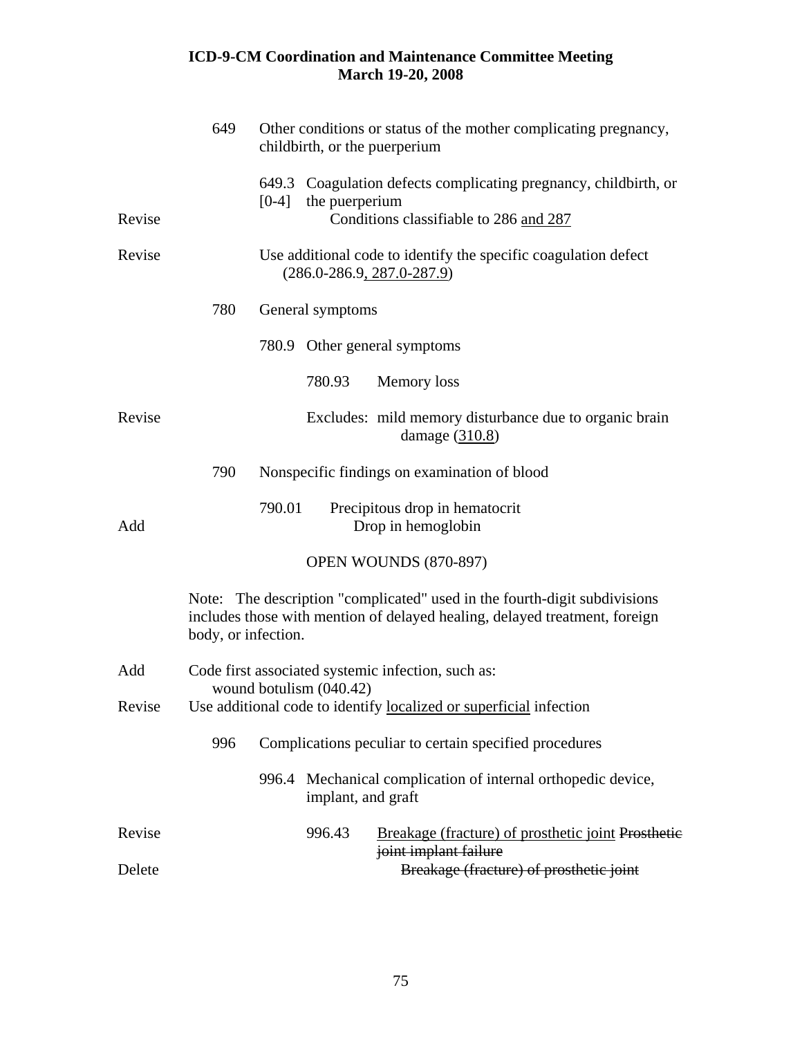**ICD-9-CM Coordination and Maintenance Committee Meeting**
**March 19-20, 2008**

649 Other conditions or status of the mother complicating pregnancy, childbirth, or the puerperium

649.3 [0-4] Coagulation defects complicating pregnancy, childbirth, or the puerperium

Revise — Conditions classifiable to 286 <u>and 287</u>

Revise — Use additional code to identify the specific coagulation defect (286.0-286.9<u>, 287.0-287.9</u>)

780 General symptoms

780.9 Other general symptoms

780.93 Memory loss

Revise — Excludes: mild memory disturbance due to organic brain damage (<u>310.8</u>)

790 Nonspecific findings on examination of blood

790.01 Precipitous drop in hematocrit

Add — Drop in hemoglobin

OPEN WOUNDS (870-897)

Note: The description "complicated" used in the fourth-digit subdivisions includes those with mention of delayed healing, delayed treatment, foreign body, or infection.

Add — Code first associated systemic infection, such as:
wound botulism (040.42)

Revise — Use additional code to identify <u>localized or superficial</u> infection

996 Complications peculiar to certain specified procedures

996.4 Mechanical complication of internal orthopedic device, implant, and graft

Revise — 996.43 <u>Breakage (fracture) of prosthetic joint</u> ~~Prosthetic joint implant failure~~

Delete — ~~Breakage (fracture) of prosthetic joint~~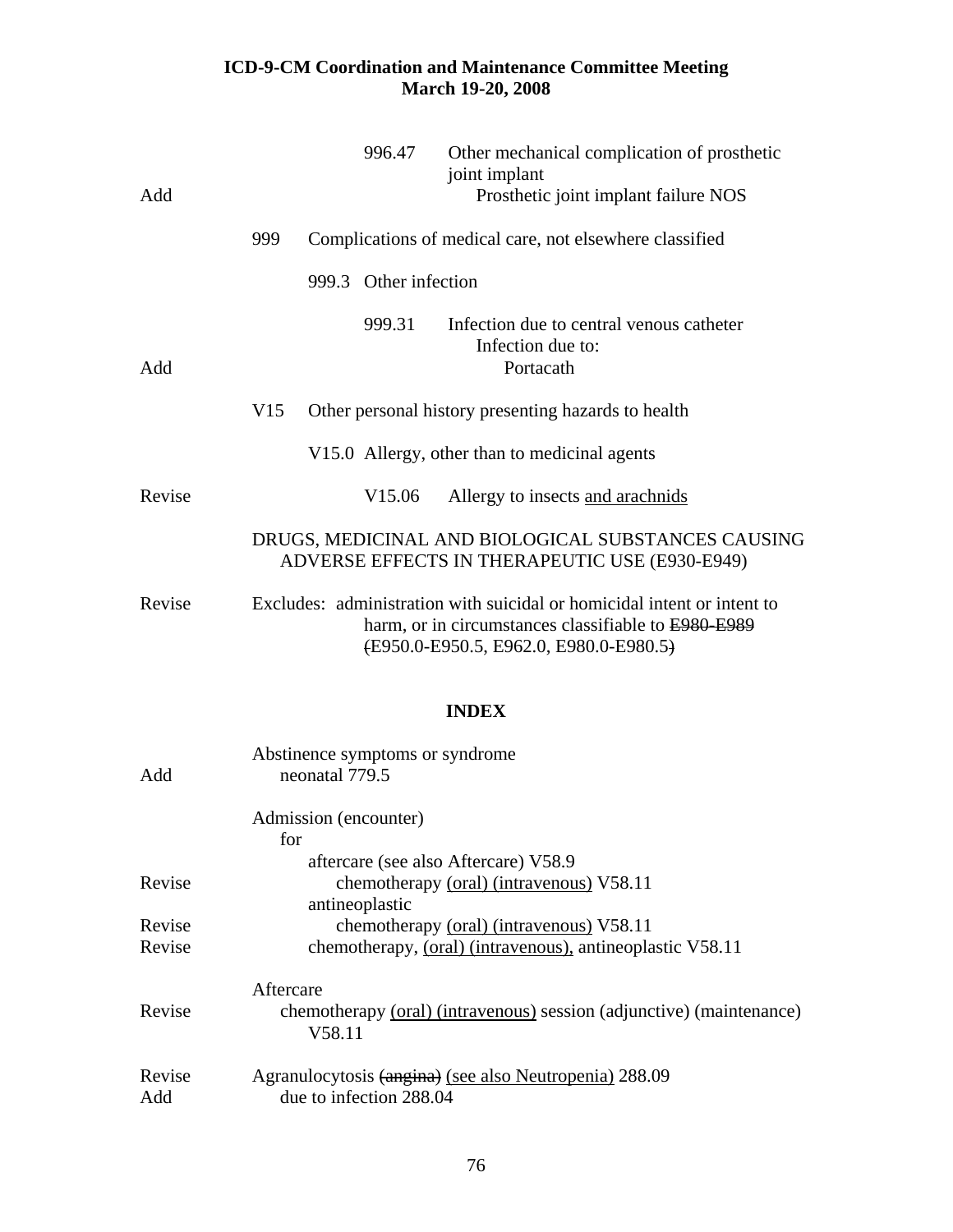| | | |
|---|---|---|
| | 996.47 Other mechanical complication of prosthetic joint implant | |
| Add | Prosthetic joint implant failure NOS | |

999 Complications of medical care, not elsewhere classified

999.3 Other infection

999.31 Infection due to central venous catheter
Infection due to:
Add — Portacath

V15 Other personal history presenting hazards to health

V15.0 Allergy, other than to medicinal agents

Revise — V15.06 Allergy to insects <u>and arachnids</u>

DRUGS, MEDICINAL AND BIOLOGICAL SUBSTANCES CAUSING ADVERSE EFFECTS IN THERAPEUTIC USE (E930-E949)

Revise — Excludes: administration with suicidal or homicidal intent or intent to harm, or in circumstances classifiable to ~~E980-E989~~ ~~(~~E950.0-E950.5, E962.0, E980.0-E980.5~~)~~

## INDEX

Abstinence symptoms or syndrome
Add — neonatal 779.5

Admission (encounter)
for
aftercare (see also Aftercare) V58.9
Revise — chemotherapy <u>(oral) (intravenous)</u> V58.11
antineoplastic
Revise — chemotherapy <u>(oral) (intravenous)</u> V58.11
Revise — chemotherapy, <u>(oral) (intravenous),</u> antineoplastic V58.11

Aftercare
Revise — chemotherapy <u>(oral) (intravenous)</u> session (adjunctive) (maintenance) V58.11

Revise — Agranulocytosis ~~(angina)~~ <u>(see also Neutropenia)</u> 288.09
Add — due to infection 288.04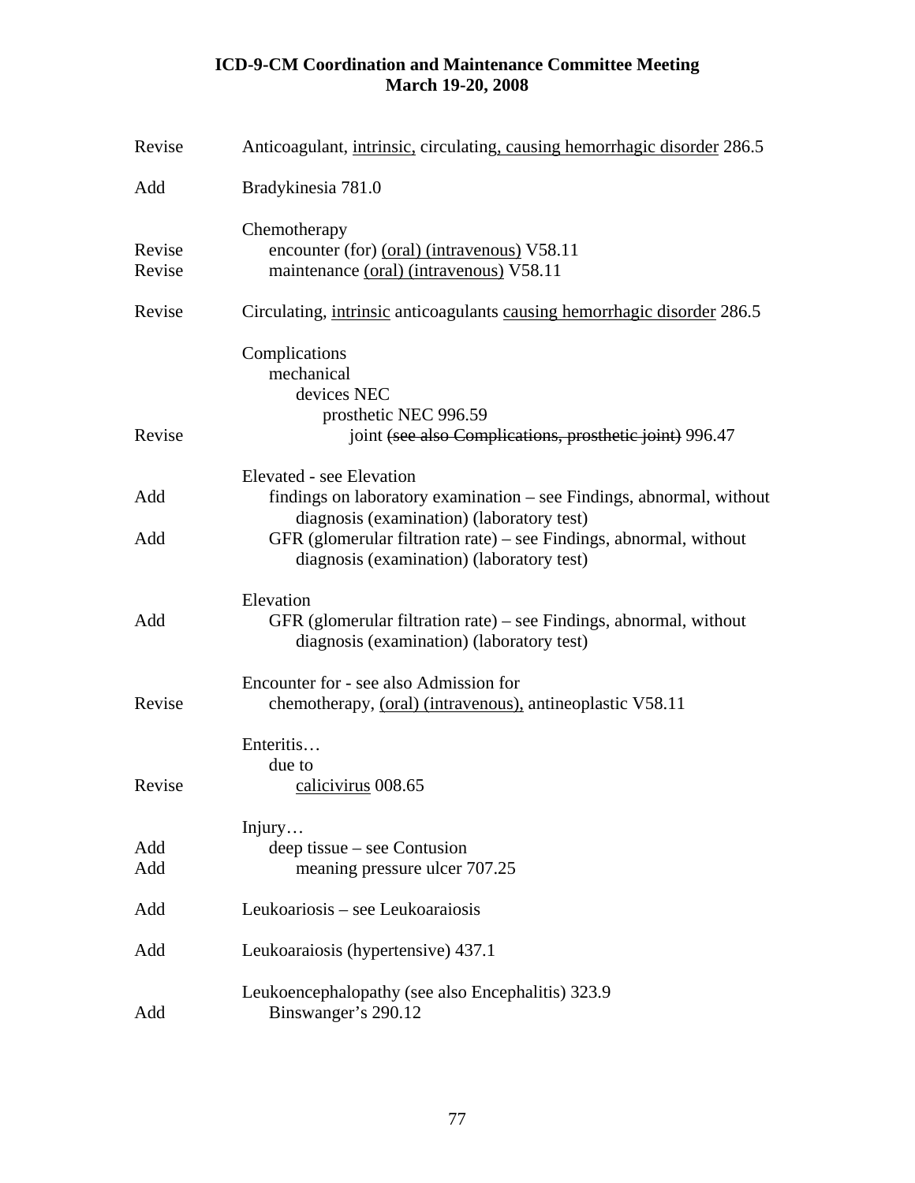# ICD-9-CM Coordination and Maintenance Committee Meeting
## March 19-20, 2008

| Action | Index Entry |
|---|---|
| Revise | Anticoagulant, <u>intrinsic,</u> circulating<u>, causing hemorrhagic disorder</u> 286.5 |
| Add | Bradykinesia 781.0 |
| | Chemotherapy |
| Revise | &nbsp;&nbsp;&nbsp;encounter (for) <u>(oral) (intravenous)</u> V58.11 |
| Revise | &nbsp;&nbsp;&nbsp;maintenance <u>(oral) (intravenous)</u> V58.11 |
| Revise | Circulating, <u>intrinsic</u> anticoagulants <u>causing hemorrhagic disorder</u> 286.5 |
| | Complications |
| | &nbsp;&nbsp;&nbsp;mechanical |
| | &nbsp;&nbsp;&nbsp;&nbsp;&nbsp;&nbsp;devices NEC |
| | &nbsp;&nbsp;&nbsp;&nbsp;&nbsp;&nbsp;&nbsp;&nbsp;&nbsp;prosthetic NEC 996.59 |
| Revise | &nbsp;&nbsp;&nbsp;&nbsp;&nbsp;&nbsp;&nbsp;&nbsp;&nbsp;&nbsp;&nbsp;&nbsp;joint ~~(see also Complications, prosthetic joint)~~ 996.47 |
| | Elevated - see Elevation |
| Add | &nbsp;&nbsp;&nbsp;findings on laboratory examination – see Findings, abnormal, without diagnosis (examination) (laboratory test) |
| Add | &nbsp;&nbsp;&nbsp;GFR (glomerular filtration rate) – see Findings, abnormal, without diagnosis (examination) (laboratory test) |
| | Elevation |
| Add | &nbsp;&nbsp;&nbsp;GFR (glomerular filtration rate) – see Findings, abnormal, without diagnosis (examination) (laboratory test) |
| | Encounter for - see also Admission for |
| Revise | &nbsp;&nbsp;&nbsp;chemotherapy, <u>(oral) (intravenous),</u> antineoplastic V58.11 |
| | Enteritis… |
| | &nbsp;&nbsp;&nbsp;due to |
| Revise | &nbsp;&nbsp;&nbsp;&nbsp;&nbsp;&nbsp;<u>calicivirus</u> 008.65 |
| | Injury… |
| Add | &nbsp;&nbsp;&nbsp;deep tissue – see Contusion |
| Add | &nbsp;&nbsp;&nbsp;&nbsp;&nbsp;&nbsp;meaning pressure ulcer 707.25 |
| Add | Leukoariosis – see Leukoaraiosis |
| Add | Leukoaraiosis (hypertensive) 437.1 |
| | Leukoencephalopathy (see also Encephalitis) 323.9 |
| Add | &nbsp;&nbsp;&nbsp;Binswanger's 290.12 |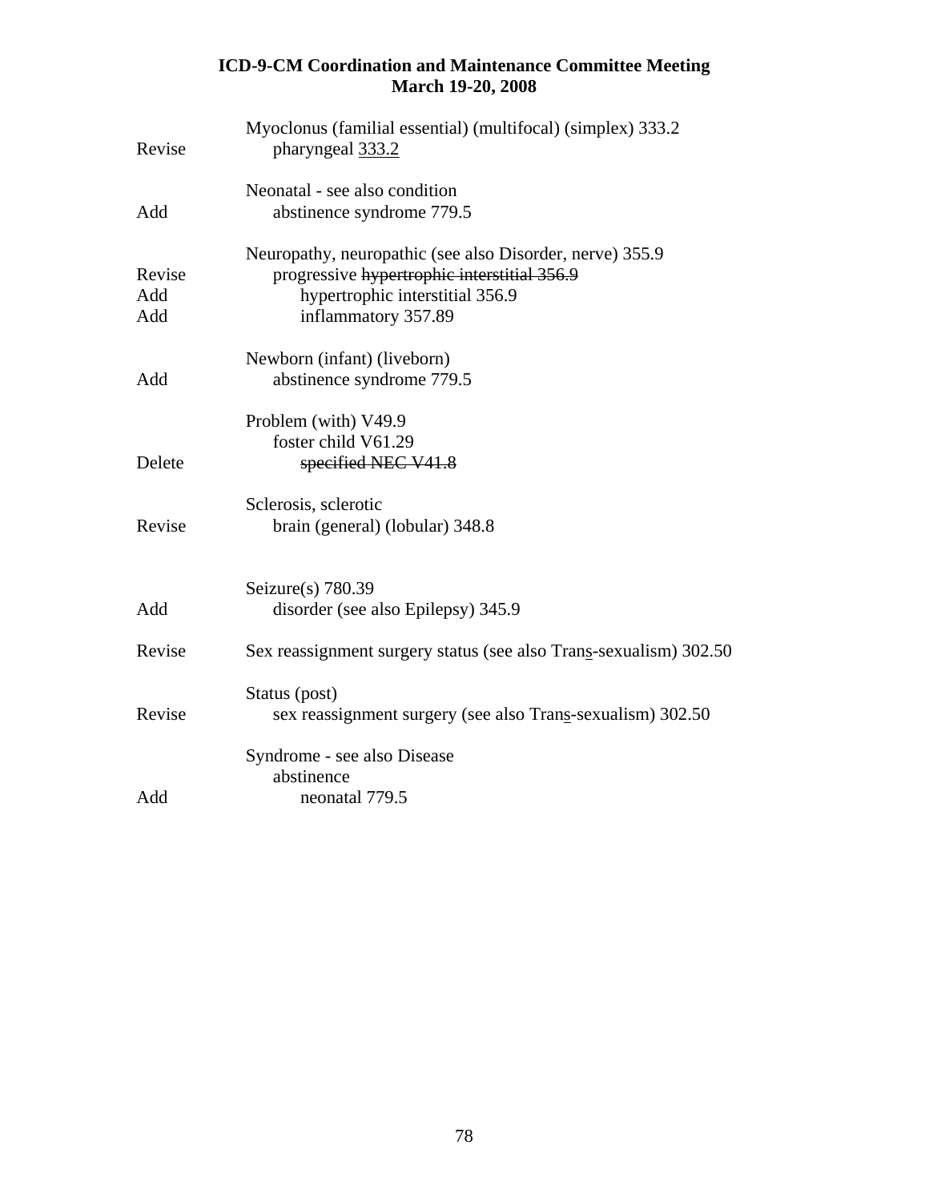**ICD-9-CM Coordination and Maintenance Committee Meeting**
**March 19-20, 2008**

| | |
|---|---|
| | Myoclonus (familial essential) (multifocal) (simplex) 333.2 |
| Revise | &nbsp;&nbsp;&nbsp;&nbsp;pharyngeal <u>333.2</u> |
| | |
| | Neonatal - see also condition |
| Add | &nbsp;&nbsp;&nbsp;&nbsp;abstinence syndrome 779.5 |
| | |
| | Neuropathy, neuropathic (see also Disorder, nerve) 355.9 |
| Revise | &nbsp;&nbsp;&nbsp;&nbsp;progressive ~~hypertrophic interstitial 356.9~~ |
| Add | &nbsp;&nbsp;&nbsp;&nbsp;&nbsp;&nbsp;&nbsp;&nbsp;hypertrophic interstitial 356.9 |
| Add | &nbsp;&nbsp;&nbsp;&nbsp;&nbsp;&nbsp;&nbsp;&nbsp;inflammatory 357.89 |
| | |
| | Newborn (infant) (liveborn) |
| Add | &nbsp;&nbsp;&nbsp;&nbsp;abstinence syndrome 779.5 |
| | |
| | Problem (with) V49.9 |
| | &nbsp;&nbsp;&nbsp;&nbsp;foster child V61.29 |
| Delete | &nbsp;&nbsp;&nbsp;&nbsp;&nbsp;&nbsp;&nbsp;&nbsp;~~specified NEC V41.8~~ |
| | |
| | Sclerosis, sclerotic |
| Revise | &nbsp;&nbsp;&nbsp;&nbsp;brain (general) (lobular) 348.8 |
| | |
| | Seizure(s) 780.39 |
| Add | &nbsp;&nbsp;&nbsp;&nbsp;disorder (see also Epilepsy) 345.9 |
| | |
| Revise | Sex reassignment surgery status (see also Tran<u>s</u>-sexualism) 302.50 |
| | |
| | Status (post) |
| Revise | &nbsp;&nbsp;&nbsp;&nbsp;sex reassignment surgery (see also Tran<u>s</u>-sexualism) 302.50 |
| | |
| | Syndrome - see also Disease |
| | &nbsp;&nbsp;&nbsp;&nbsp;abstinence |
| Add | &nbsp;&nbsp;&nbsp;&nbsp;&nbsp;&nbsp;&nbsp;&nbsp;neonatal 779.5 |